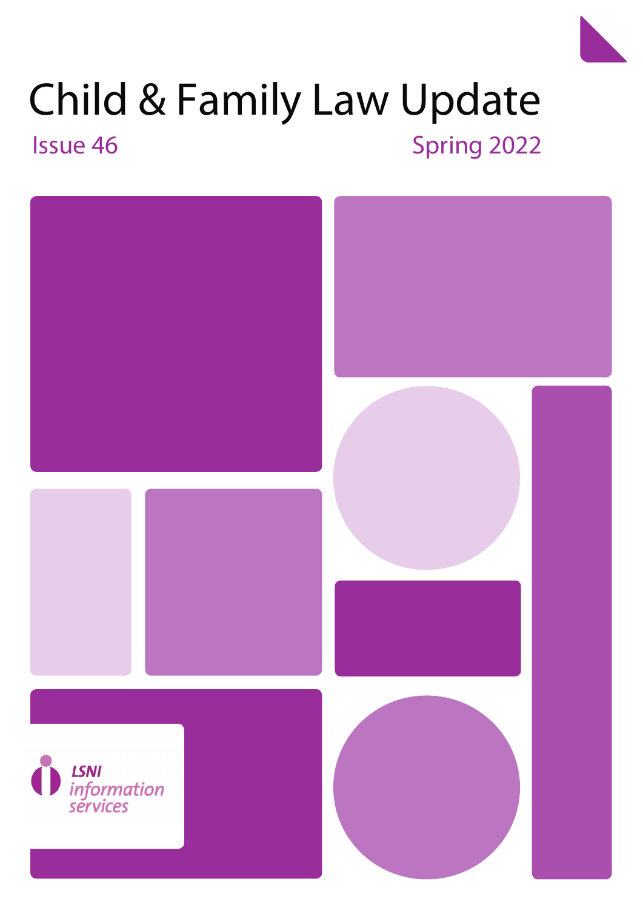# Child & Family Law Update

Issue 46

Spring 2022

LSNI information services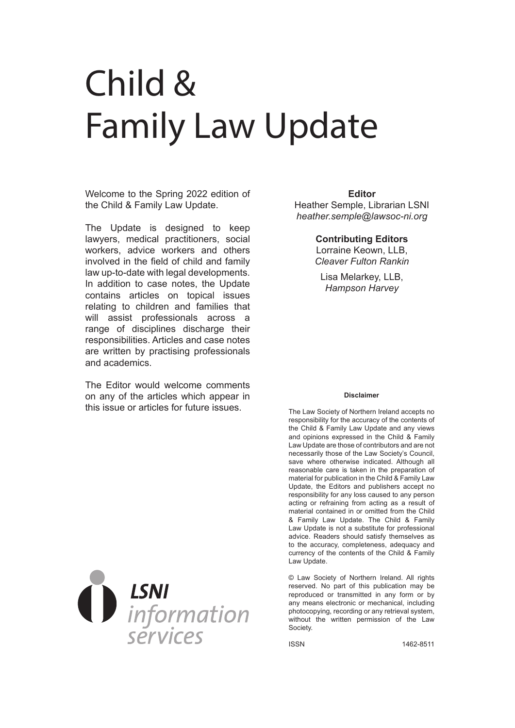# Child & Family Law Update

Welcome to the Spring 2022 edition of the Child & Family Law Update.

The Update is designed to keep lawyers, medical practitioners, social workers, advice workers and others involved in the field of child and family law up-to-date with legal developments. In addition to case notes, the Update contains articles on topical issues relating to children and families that will assist professionals across a range of disciplines discharge their responsibilities. Articles and case notes are written by practising professionals and academics.

The Editor would welcome comments on any of the articles which appear in this issue or articles for future issues.

**Editor**
Heather Semple, Librarian LSNI
*heather.semple@lawsoc-ni.org*

**Contributing Editors**
Lorraine Keown, LLB,
*Cleaver Fulton Rankin*

Lisa Melarkey, LLB,
*Hampson Harvey*

**Disclaimer**

The Law Society of Northern Ireland accepts no responsibility for the accuracy of the contents of the Child & Family Law Update and any views and opinions expressed in the Child & Family Law Update are those of contributors and are not necessarily those of the Law Society's Council, save where otherwise indicated. Although all reasonable care is taken in the preparation of material for publication in the Child & Family Law Update, the Editors and publishers accept no responsibility for any loss caused to any person acting or refraining from acting as a result of material contained in or omitted from the Child & Family Law Update. The Child & Family Law Update is not a substitute for professional advice. Readers should satisfy themselves as to the accuracy, completeness, adequacy and currency of the contents of the Child & Family Law Update.

© Law Society of Northern Ireland. All rights reserved. No part of this publication may be reproduced or transmitted in any form or by any means electronic or mechanical, including photocopying, recording or any retrieval system, without the written permission of the Law Society.

ISSN 1462-8511

LSNI information services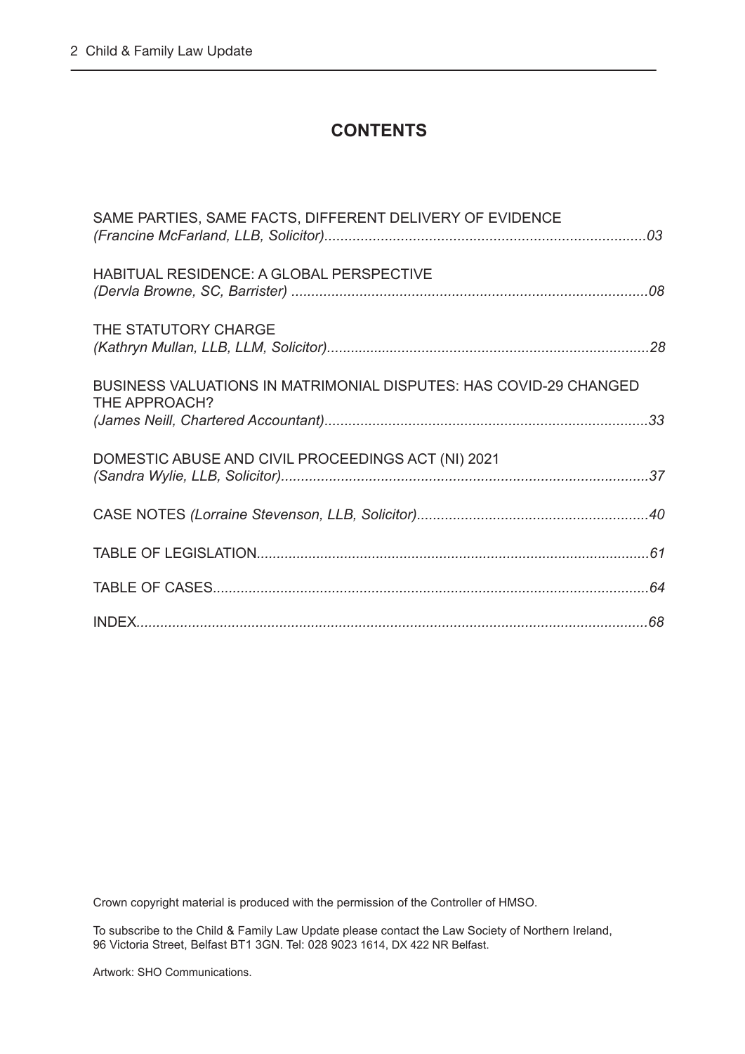# CONTENTS

SAME PARTIES, SAME FACTS, DIFFERENT DELIVERY OF EVIDENCE
*(Francine McFarland, LLB, Solicitor)*................................................................................03

HABITUAL RESIDENCE: A GLOBAL PERSPECTIVE
*(Dervla Browne, SC, Barrister)* ........................................................................................08

THE STATUTORY CHARGE
*(Kathryn Mullan, LLB, LLM, Solicitor)*................................................................................28

BUSINESS VALUATIONS IN MATRIMONIAL DISPUTES: HAS COVID-29 CHANGED THE APPROACH?
*(James Neill, Chartered Accountant)*................................................................................33

DOMESTIC ABUSE AND CIVIL PROCEEDINGS ACT (NI) 2021
*(Sandra Wylie, LLB, Solicitor)*...........................................................................................37

CASE NOTES *(Lorraine Stevenson, LLB, Solicitor)*.........................................................40

TABLE OF LEGISLATION..................................................................................................61

TABLE OF CASES............................................................................................................64

INDEX................................................................................................................................68

Crown copyright material is produced with the permission of the Controller of HMSO.

To subscribe to the Child & Family Law Update please contact the Law Society of Northern Ireland, 96 Victoria Street, Belfast BT1 3GN. Tel: 028 9023 1614, DX 422 NR Belfast.

Artwork: SHO Communications.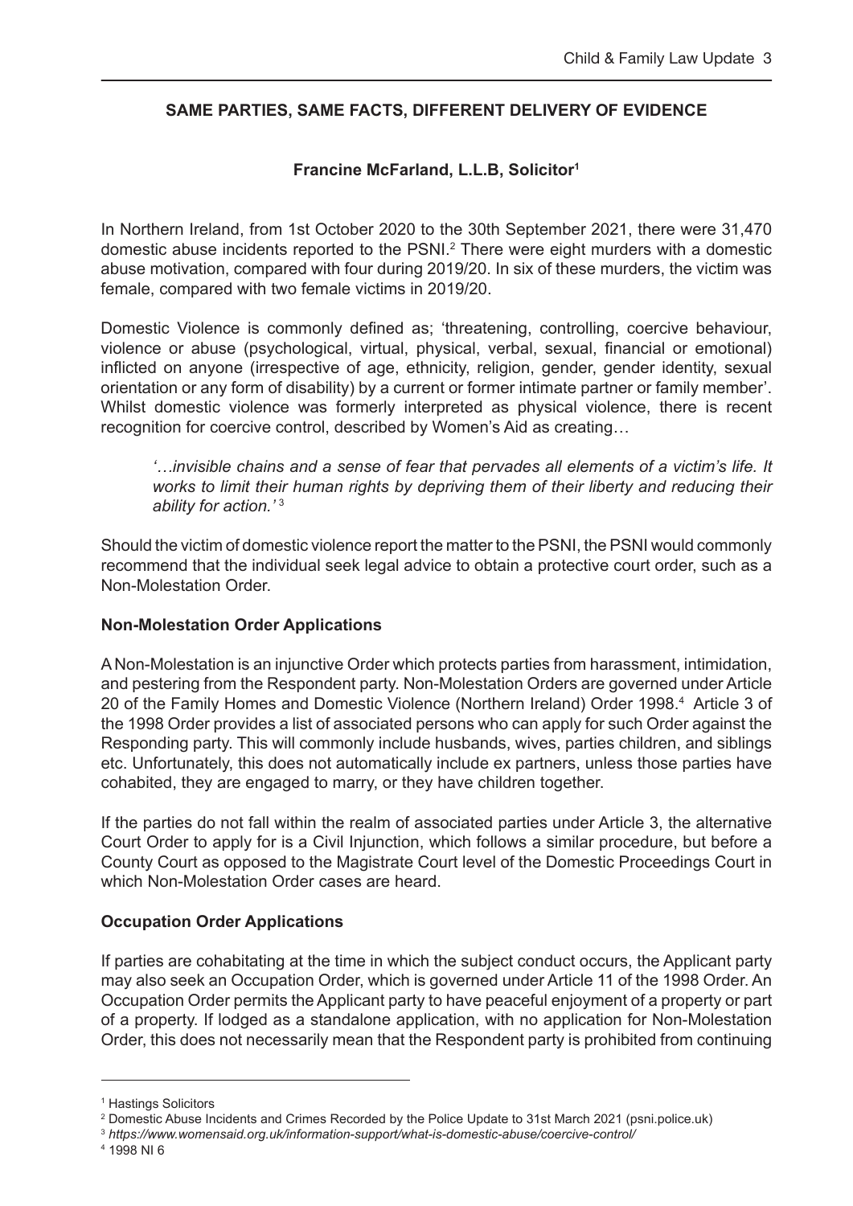## SAME PARTIES, SAME FACTS, DIFFERENT DELIVERY OF EVIDENCE

**Francine McFarland, L.L.B, Solicitor[1]**

In Northern Ireland, from 1st October 2020 to the 30th September 2021, there were 31,470 domestic abuse incidents reported to the PSNI.[2] There were eight murders with a domestic abuse motivation, compared with four during 2019/20. In six of these murders, the victim was female, compared with two female victims in 2019/20.

Domestic Violence is commonly defined as; 'threatening, controlling, coercive behaviour, violence or abuse (psychological, virtual, physical, verbal, sexual, financial or emotional) inflicted on anyone (irrespective of age, ethnicity, religion, gender, gender identity, sexual orientation or any form of disability) by a current or former intimate partner or family member'. Whilst domestic violence was formerly interpreted as physical violence, there is recent recognition for coercive control, described by Women's Aid as creating…

> *'…invisible chains and a sense of fear that pervades all elements of a victim's life. It works to limit their human rights by depriving them of their liberty and reducing their ability for action.'* [3]

Should the victim of domestic violence report the matter to the PSNI, the PSNI would commonly recommend that the individual seek legal advice to obtain a protective court order, such as a Non-Molestation Order.

### Non-Molestation Order Applications

A Non-Molestation is an injunctive Order which protects parties from harassment, intimidation, and pestering from the Respondent party. Non-Molestation Orders are governed under Article 20 of the Family Homes and Domestic Violence (Northern Ireland) Order 1998.[4] Article 3 of the 1998 Order provides a list of associated persons who can apply for such Order against the Responding party. This will commonly include husbands, wives, parties children, and siblings etc. Unfortunately, this does not automatically include ex partners, unless those parties have cohabited, they are engaged to marry, or they have children together.

If the parties do not fall within the realm of associated parties under Article 3, the alternative Court Order to apply for is a Civil Injunction, which follows a similar procedure, but before a County Court as opposed to the Magistrate Court level of the Domestic Proceedings Court in which Non-Molestation Order cases are heard.

### Occupation Order Applications

If parties are cohabitating at the time in which the subject conduct occurs, the Applicant party may also seek an Occupation Order, which is governed under Article 11 of the 1998 Order. An Occupation Order permits the Applicant party to have peaceful enjoyment of a property or part of a property. If lodged as a standalone application, with no application for Non-Molestation Order, this does not necessarily mean that the Respondent party is prohibited from continuing

---

[1] Hastings Solicitors

[2] Domestic Abuse Incidents and Crimes Recorded by the Police Update to 31st March 2021 (psni.police.uk)

[3] *https://www.womensaid.org.uk/information-support/what-is-domestic-abuse/coercive-control/*

[4] 1998 NI 6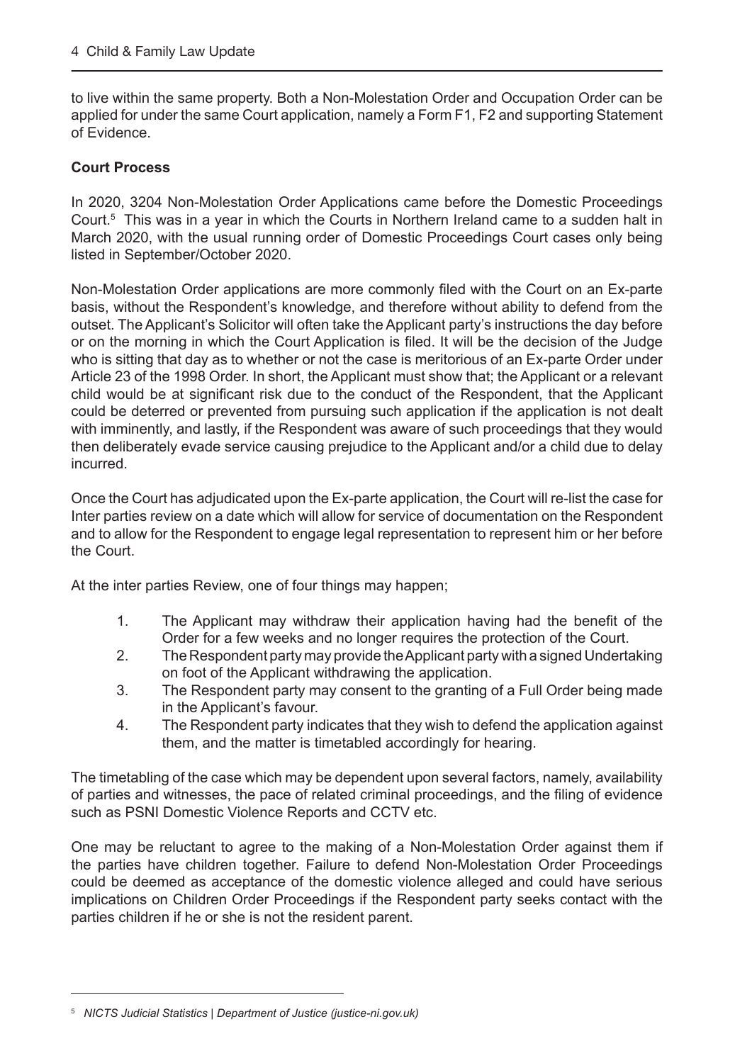to live within the same property. Both a Non-Molestation Order and Occupation Order can be applied for under the same Court application, namely a Form F1, F2 and supporting Statement of Evidence.

**Court Process**

In 2020, 3204 Non-Molestation Order Applications came before the Domestic Proceedings Court.[5] This was in a year in which the Courts in Northern Ireland came to a sudden halt in March 2020, with the usual running order of Domestic Proceedings Court cases only being listed in September/October 2020.

Non-Molestation Order applications are more commonly filed with the Court on an Ex-parte basis, without the Respondent's knowledge, and therefore without ability to defend from the outset. The Applicant's Solicitor will often take the Applicant party's instructions the day before or on the morning in which the Court Application is filed. It will be the decision of the Judge who is sitting that day as to whether or not the case is meritorious of an Ex-parte Order under Article 23 of the 1998 Order. In short, the Applicant must show that; the Applicant or a relevant child would be at significant risk due to the conduct of the Respondent, that the Applicant could be deterred or prevented from pursuing such application if the application is not dealt with imminently, and lastly, if the Respondent was aware of such proceedings that they would then deliberately evade service causing prejudice to the Applicant and/or a child due to delay incurred.

Once the Court has adjudicated upon the Ex-parte application, the Court will re-list the case for Inter parties review on a date which will allow for service of documentation on the Respondent and to allow for the Respondent to engage legal representation to represent him or her before the Court.

At the inter parties Review, one of four things may happen;

1. The Applicant may withdraw their application having had the benefit of the Order for a few weeks and no longer requires the protection of the Court.
2. The Respondent party may provide the Applicant party with a signed Undertaking on foot of the Applicant withdrawing the application.
3. The Respondent party may consent to the granting of a Full Order being made in the Applicant's favour.
4. The Respondent party indicates that they wish to defend the application against them, and the matter is timetabled accordingly for hearing.

The timetabling of the case which may be dependent upon several factors, namely, availability of parties and witnesses, the pace of related criminal proceedings, and the filing of evidence such as PSNI Domestic Violence Reports and CCTV etc.

One may be reluctant to agree to the making of a Non-Molestation Order against them if the parties have children together. Failure to defend Non-Molestation Order Proceedings could be deemed as acceptance of the domestic violence alleged and could have serious implications on Children Order Proceedings if the Respondent party seeks contact with the parties children if he or she is not the resident parent.

---

[5] *NICTS Judicial Statistics | Department of Justice (justice-ni.gov.uk)*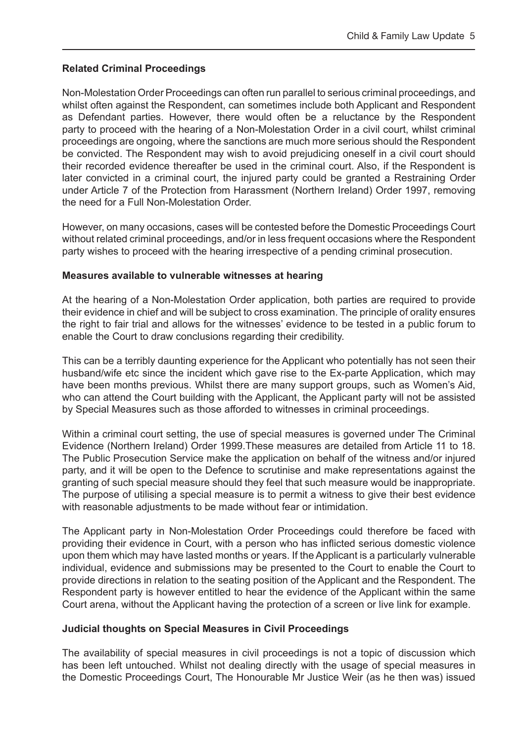**Related Criminal Proceedings**

Non-Molestation Order Proceedings can often run parallel to serious criminal proceedings, and whilst often against the Respondent, can sometimes include both Applicant and Respondent as Defendant parties. However, there would often be a reluctance by the Respondent party to proceed with the hearing of a Non-Molestation Order in a civil court, whilst criminal proceedings are ongoing, where the sanctions are much more serious should the Respondent be convicted. The Respondent may wish to avoid prejudicing oneself in a civil court should their recorded evidence thereafter be used in the criminal court. Also, if the Respondent is later convicted in a criminal court, the injured party could be granted a Restraining Order under Article 7 of the Protection from Harassment (Northern Ireland) Order 1997, removing the need for a Full Non-Molestation Order.

However, on many occasions, cases will be contested before the Domestic Proceedings Court without related criminal proceedings, and/or in less frequent occasions where the Respondent party wishes to proceed with the hearing irrespective of a pending criminal prosecution.

**Measures available to vulnerable witnesses at hearing**

At the hearing of a Non-Molestation Order application, both parties are required to provide their evidence in chief and will be subject to cross examination. The principle of orality ensures the right to fair trial and allows for the witnesses' evidence to be tested in a public forum to enable the Court to draw conclusions regarding their credibility.

This can be a terribly daunting experience for the Applicant who potentially has not seen their husband/wife etc since the incident which gave rise to the Ex-parte Application, which may have been months previous. Whilst there are many support groups, such as Women's Aid, who can attend the Court building with the Applicant, the Applicant party will not be assisted by Special Measures such as those afforded to witnesses in criminal proceedings.

Within a criminal court setting, the use of special measures is governed under The Criminal Evidence (Northern Ireland) Order 1999.These measures are detailed from Article 11 to 18. The Public Prosecution Service make the application on behalf of the witness and/or injured party, and it will be open to the Defence to scrutinise and make representations against the granting of such special measure should they feel that such measure would be inappropriate. The purpose of utilising a special measure is to permit a witness to give their best evidence with reasonable adjustments to be made without fear or intimidation.

The Applicant party in Non-Molestation Order Proceedings could therefore be faced with providing their evidence in Court, with a person who has inflicted serious domestic violence upon them which may have lasted months or years. If the Applicant is a particularly vulnerable individual, evidence and submissions may be presented to the Court to enable the Court to provide directions in relation to the seating position of the Applicant and the Respondent. The Respondent party is however entitled to hear the evidence of the Applicant within the same Court arena, without the Applicant having the protection of a screen or live link for example.

**Judicial thoughts on Special Measures in Civil Proceedings**

The availability of special measures in civil proceedings is not a topic of discussion which has been left untouched. Whilst not dealing directly with the usage of special measures in the Domestic Proceedings Court, The Honourable Mr Justice Weir (as he then was) issued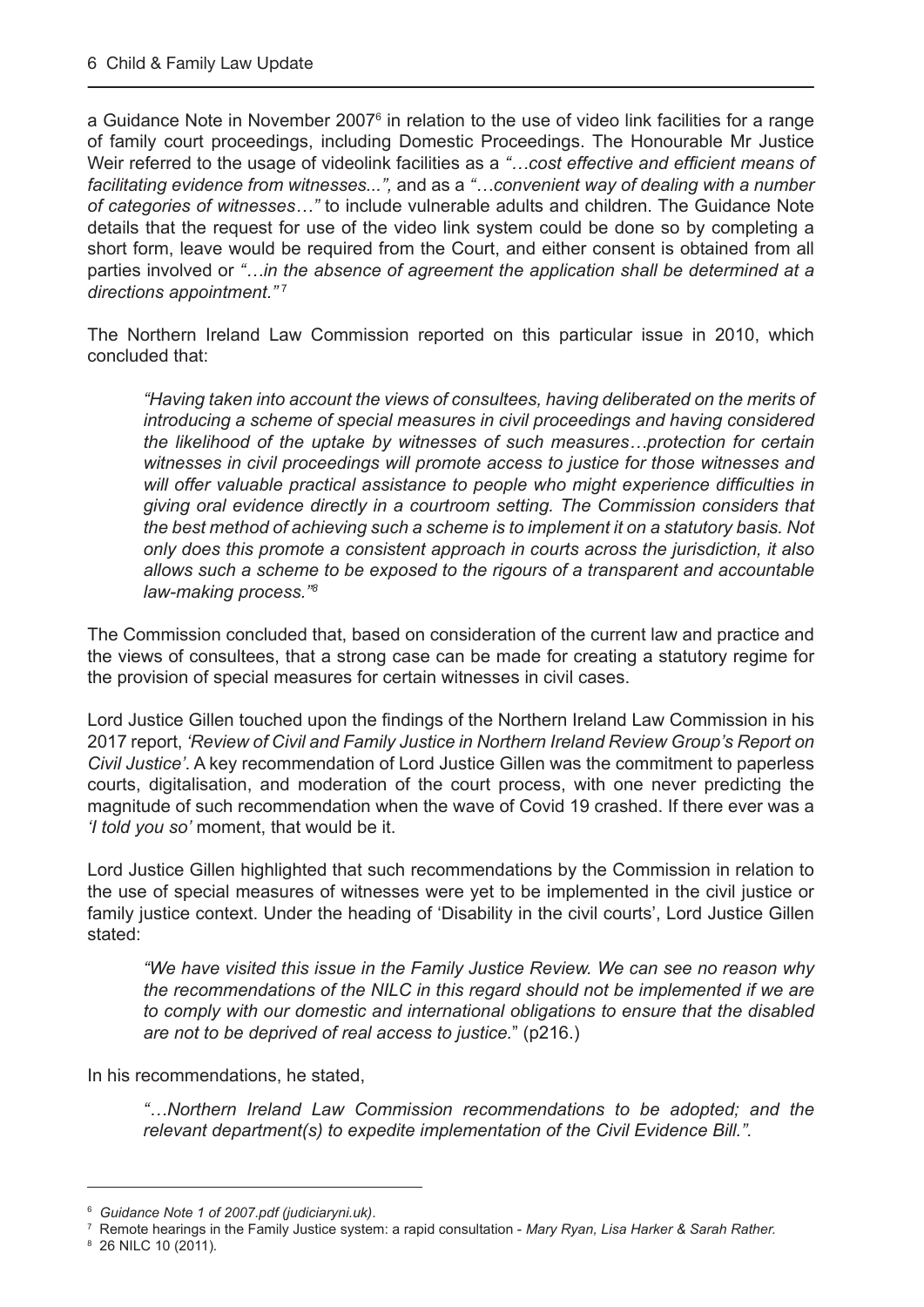a Guidance Note in November 2007[6] in relation to the use of video link facilities for a range of family court proceedings, including Domestic Proceedings. The Honourable Mr Justice Weir referred to the usage of videolink facilities as a *"…cost effective and efficient means of facilitating evidence from witnesses...",* and as a *"…convenient way of dealing with a number of categories of witnesses…"* to include vulnerable adults and children. The Guidance Note details that the request for use of the video link system could be done so by completing a short form, leave would be required from the Court, and either consent is obtained from all parties involved or *"…in the absence of agreement the application shall be determined at a directions appointment."*[7]

The Northern Ireland Law Commission reported on this particular issue in 2010, which concluded that:

> *"Having taken into account the views of consultees, having deliberated on the merits of introducing a scheme of special measures in civil proceedings and having considered the likelihood of the uptake by witnesses of such measures…protection for certain witnesses in civil proceedings will promote access to justice for those witnesses and will offer valuable practical assistance to people who might experience difficulties in giving oral evidence directly in a courtroom setting. The Commission considers that the best method of achieving such a scheme is to implement it on a statutory basis. Not only does this promote a consistent approach in courts across the jurisdiction, it also allows such a scheme to be exposed to the rigours of a transparent and accountable law-making process."*[8]

The Commission concluded that, based on consideration of the current law and practice and the views of consultees, that a strong case can be made for creating a statutory regime for the provision of special measures for certain witnesses in civil cases.

Lord Justice Gillen touched upon the findings of the Northern Ireland Law Commission in his 2017 report, *'Review of Civil and Family Justice in Northern Ireland Review Group's Report on Civil Justice'*. A key recommendation of Lord Justice Gillen was the commitment to paperless courts, digitalisation, and moderation of the court process, with one never predicting the magnitude of such recommendation when the wave of Covid 19 crashed. If there ever was a *'I told you so'* moment, that would be it.

Lord Justice Gillen highlighted that such recommendations by the Commission in relation to the use of special measures of witnesses were yet to be implemented in the civil justice or family justice context. Under the heading of 'Disability in the civil courts', Lord Justice Gillen stated:

> *"We have visited this issue in the Family Justice Review. We can see no reason why the recommendations of the NILC in this regard should not be implemented if we are to comply with our domestic and international obligations to ensure that the disabled are not to be deprived of real access to justice.*" (p216.)

In his recommendations, he stated,

> *"…Northern Ireland Law Commission recommendations to be adopted; and the relevant department(s) to expedite implementation of the Civil Evidence Bill.".*

---

[6] *Guidance Note 1 of 2007.pdf (judiciaryni.uk)*.

[7] Remote hearings in the Family Justice system: a rapid consultation - *Mary Ryan, Lisa Harker & Sarah Rather.*

[8] 26 NILC 10 (2011)*.*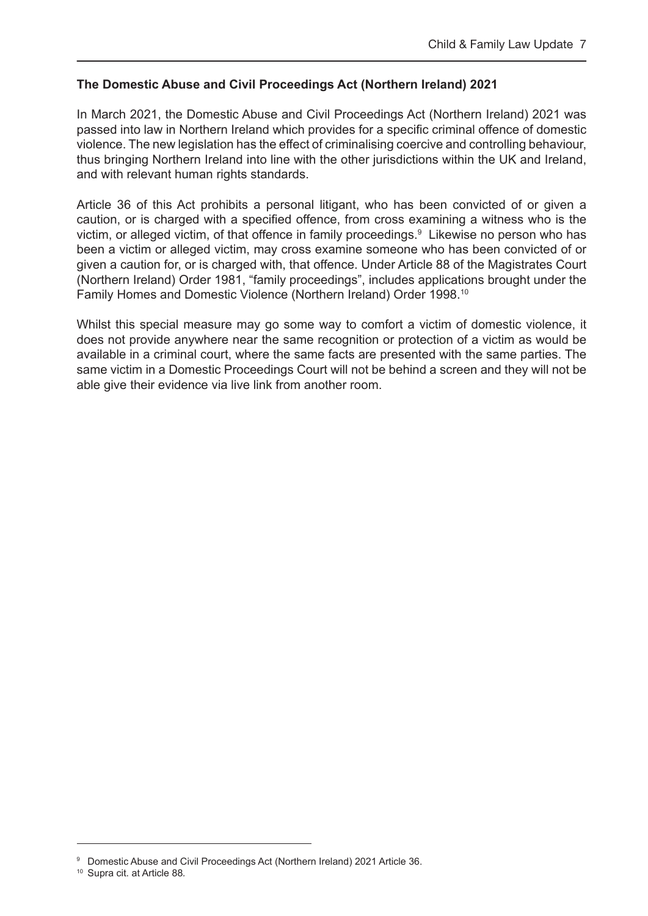**The Domestic Abuse and Civil Proceedings Act (Northern Ireland) 2021**

In March 2021, the Domestic Abuse and Civil Proceedings Act (Northern Ireland) 2021 was passed into law in Northern Ireland which provides for a specific criminal offence of domestic violence. The new legislation has the effect of criminalising coercive and controlling behaviour, thus bringing Northern Ireland into line with the other jurisdictions within the UK and Ireland, and with relevant human rights standards.

Article 36 of this Act prohibits a personal litigant, who has been convicted of or given a caution, or is charged with a specified offence, from cross examining a witness who is the victim, or alleged victim, of that offence in family proceedings.[9] Likewise no person who has been a victim or alleged victim, may cross examine someone who has been convicted of or given a caution for, or is charged with, that offence. Under Article 88 of the Magistrates Court (Northern Ireland) Order 1981, "family proceedings", includes applications brought under the Family Homes and Domestic Violence (Northern Ireland) Order 1998.[10]

Whilst this special measure may go some way to comfort a victim of domestic violence, it does not provide anywhere near the same recognition or protection of a victim as would be available in a criminal court, where the same facts are presented with the same parties. The same victim in a Domestic Proceedings Court will not be behind a screen and they will not be able give their evidence via live link from another room.

---

[9] Domestic Abuse and Civil Proceedings Act (Northern Ireland) 2021 Article 36.

[10] Supra cit. at Article 88.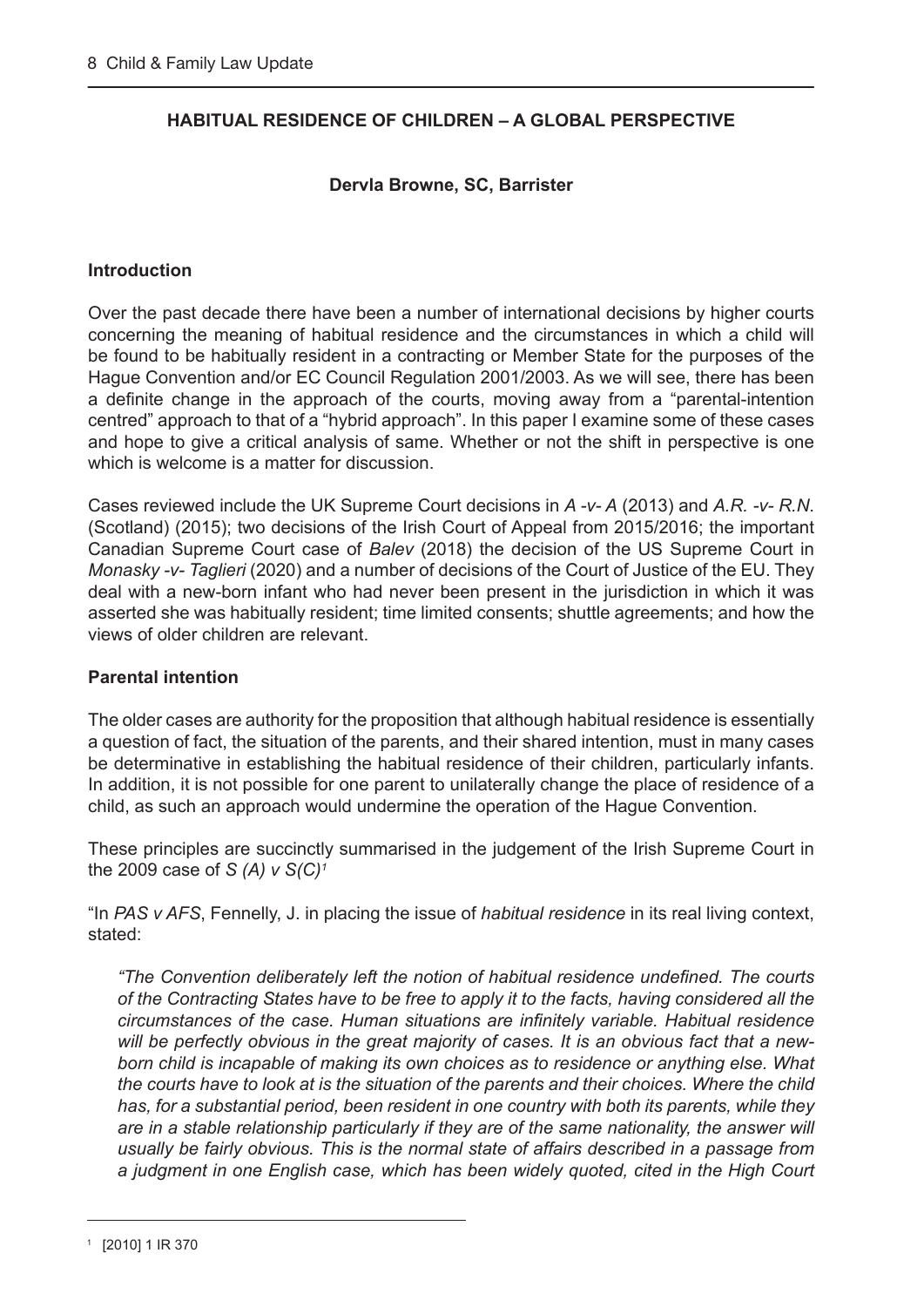## HABITUAL RESIDENCE OF CHILDREN – A GLOBAL PERSPECTIVE

**Dervla Browne, SC, Barrister**

### Introduction

Over the past decade there have been a number of international decisions by higher courts concerning the meaning of habitual residence and the circumstances in which a child will be found to be habitually resident in a contracting or Member State for the purposes of the Hague Convention and/or EC Council Regulation 2001/2003. As we will see, there has been a definite change in the approach of the courts, moving away from a "parental-intention centred" approach to that of a "hybrid approach". In this paper I examine some of these cases and hope to give a critical analysis of same. Whether or not the shift in perspective is one which is welcome is a matter for discussion.

Cases reviewed include the UK Supreme Court decisions in *A -v- A* (2013) and *A.R. -v- R.N.* (Scotland) (2015); two decisions of the Irish Court of Appeal from 2015/2016; the important Canadian Supreme Court case of *Balev* (2018) the decision of the US Supreme Court in *Monasky -v- Taglieri* (2020) and a number of decisions of the Court of Justice of the EU. They deal with a new-born infant who had never been present in the jurisdiction in which it was asserted she was habitually resident; time limited consents; shuttle agreements; and how the views of older children are relevant.

### Parental intention

The older cases are authority for the proposition that although habitual residence is essentially a question of fact, the situation of the parents, and their shared intention, must in many cases be determinative in establishing the habitual residence of their children, particularly infants. In addition, it is not possible for one parent to unilaterally change the place of residence of a child, as such an approach would undermine the operation of the Hague Convention.

These principles are succinctly summarised in the judgement of the Irish Supreme Court in the 2009 case of *S (A) v S(C)*[1]

"In *PAS v AFS*, Fennelly, J. in placing the issue of *habitual residence* in its real living context, stated:

> *"The Convention deliberately left the notion of habitual residence undefined. The courts of the Contracting States have to be free to apply it to the facts, having considered all the circumstances of the case. Human situations are infinitely variable. Habitual residence will be perfectly obvious in the great majority of cases. It is an obvious fact that a new-born child is incapable of making its own choices as to residence or anything else. What the courts have to look at is the situation of the parents and their choices. Where the child has, for a substantial period, been resident in one country with both its parents, while they are in a stable relationship particularly if they are of the same nationality, the answer will usually be fairly obvious. This is the normal state of affairs described in a passage from a judgment in one English case, which has been widely quoted, cited in the High Court*

---

[1] [2010] 1 IR 370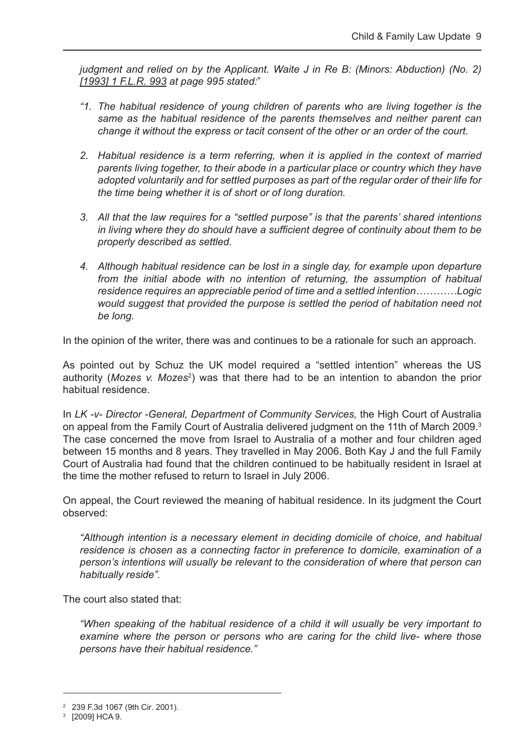*judgment and relied on by the Applicant. Waite J in Re B: (Minors: Abduction) (No. 2) [1993] 1 F.L.R. 993 at page 995 stated:*"

> *"1. The habitual residence of young children of parents who are living together is the same as the habitual residence of the parents themselves and neither parent can change it without the express or tacit consent of the other or an order of the court.*
>
> *2. Habitual residence is a term referring, when it is applied in the context of married parents living together, to their abode in a particular place or country which they have adopted voluntarily and for settled purposes as part of the regular order of their life for the time being whether it is of short or of long duration.*
>
> *3. All that the law requires for a "settled purpose" is that the parents' shared intentions in living where they do should have a sufficient degree of continuity about them to be properly described as settled.*
>
> *4. Although habitual residence can be lost in a single day, for example upon departure from the initial abode with no intention of returning, the assumption of habitual residence requires an appreciable period of time and a settled intention…………Logic would suggest that provided the purpose is settled the period of habitation need not be long.*

In the opinion of the writer, there was and continues to be a rationale for such an approach.

As pointed out by Schuz the UK model required a "settled intention" whereas the US authority (*Mozes v. Mozes*[2]) was that there had to be an intention to abandon the prior habitual residence.

In *LK -v- Director -General, Department of Community Services,* the High Court of Australia on appeal from the Family Court of Australia delivered judgment on the 11th of March 2009.[3] The case concerned the move from Israel to Australia of a mother and four children aged between 15 months and 8 years. They travelled in May 2006. Both Kay J and the full Family Court of Australia had found that the children continued to be habitually resident in Israel at the time the mother refused to return to Israel in July 2006.

On appeal, the Court reviewed the meaning of habitual residence. In its judgment the Court observed:

> *"Although intention is a necessary element in deciding domicile of choice, and habitual residence is chosen as a connecting factor in preference to domicile, examination of a person's intentions will usually be relevant to the consideration of where that person can habitually reside".*

The court also stated that:

> *"When speaking of the habitual residence of a child it will usually be very important to examine where the person or persons who are caring for the child live- where those persons have their habitual residence."*

---

[2] 239 F.3d 1067 (9th Cir. 2001).

[3] [2009] HCA 9.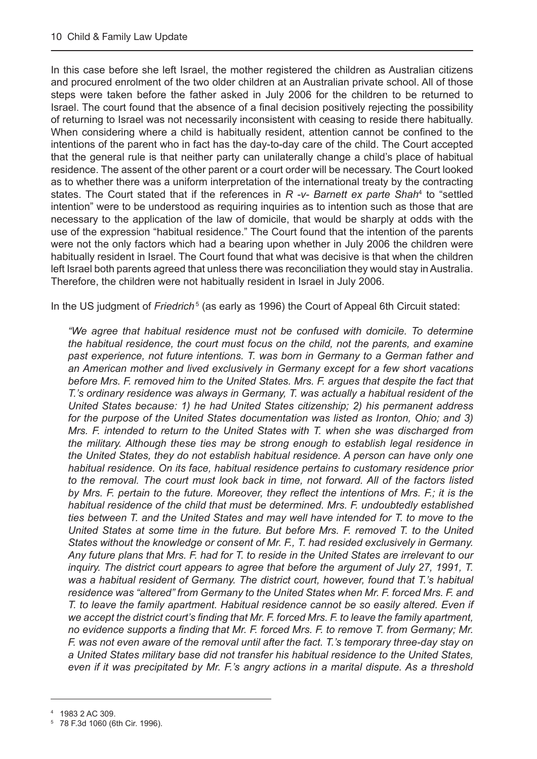In this case before she left Israel, the mother registered the children as Australian citizens and procured enrolment of the two older children at an Australian private school. All of those steps were taken before the father asked in July 2006 for the children to be returned to Israel. The court found that the absence of a final decision positively rejecting the possibility of returning to Israel was not necessarily inconsistent with ceasing to reside there habitually. When considering where a child is habitually resident, attention cannot be confined to the intentions of the parent who in fact has the day-to-day care of the child. The Court accepted that the general rule is that neither party can unilaterally change a child's place of habitual residence. The assent of the other parent or a court order will be necessary. The Court looked as to whether there was a uniform interpretation of the international treaty by the contracting states. The Court stated that if the references in *R -v- Barnett ex parte Shah*[4] to "settled intention" were to be understood as requiring inquiries as to intention such as those that are necessary to the application of the law of domicile, that would be sharply at odds with the use of the expression "habitual residence." The Court found that the intention of the parents were not the only factors which had a bearing upon whether in July 2006 the children were habitually resident in Israel. The Court found that what was decisive is that when the children left Israel both parents agreed that unless there was reconciliation they would stay in Australia. Therefore, the children were not habitually resident in Israel in July 2006.

In the US judgment of *Friedrich*[5] (as early as 1996) the Court of Appeal 6th Circuit stated:

> *"We agree that habitual residence must not be confused with domicile. To determine the habitual residence, the court must focus on the child, not the parents, and examine past experience, not future intentions. T. was born in Germany to a German father and an American mother and lived exclusively in Germany except for a few short vacations before Mrs. F. removed him to the United States. Mrs. F. argues that despite the fact that T.'s ordinary residence was always in Germany, T. was actually a habitual resident of the United States because: 1) he had United States citizenship; 2) his permanent address for the purpose of the United States documentation was listed as Ironton, Ohio; and 3) Mrs. F. intended to return to the United States with T. when she was discharged from the military. Although these ties may be strong enough to establish legal residence in the United States, they do not establish habitual residence. A person can have only one habitual residence. On its face, habitual residence pertains to customary residence prior to the removal. The court must look back in time, not forward. All of the factors listed by Mrs. F. pertain to the future. Moreover, they reflect the intentions of Mrs. F.; it is the habitual residence of the child that must be determined. Mrs. F. undoubtedly established ties between T. and the United States and may well have intended for T. to move to the United States at some time in the future. But before Mrs. F. removed T. to the United States without the knowledge or consent of Mr. F., T. had resided exclusively in Germany. Any future plans that Mrs. F. had for T. to reside in the United States are irrelevant to our inquiry. The district court appears to agree that before the argument of July 27, 1991, T. was a habitual resident of Germany. The district court, however, found that T.'s habitual residence was "altered" from Germany to the United States when Mr. F. forced Mrs. F. and T. to leave the family apartment. Habitual residence cannot be so easily altered. Even if we accept the district court's finding that Mr. F. forced Mrs. F. to leave the family apartment, no evidence supports a finding that Mr. F. forced Mrs. F. to remove T. from Germany; Mr. F. was not even aware of the removal until after the fact. T.'s temporary three-day stay on a United States military base did not transfer his habitual residence to the United States, even if it was precipitated by Mr. F.'s angry actions in a marital dispute. As a threshold*

---

[4] 1983 2 AC 309.

[5] 78 F.3d 1060 (6th Cir. 1996).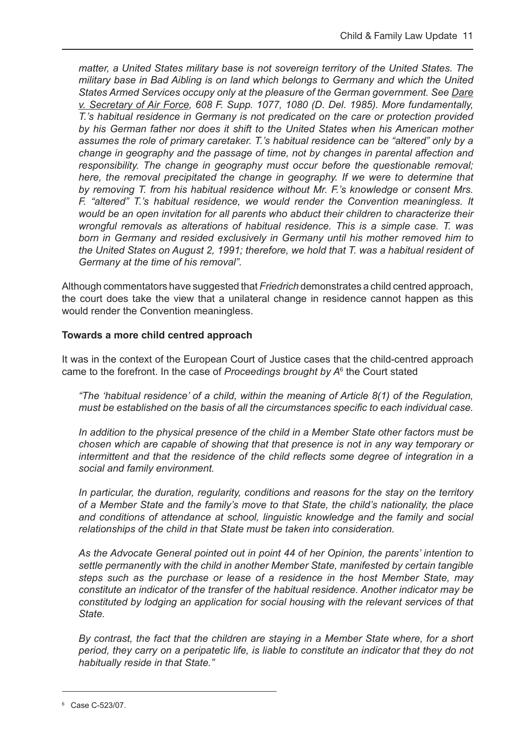*matter, a United States military base is not sovereign territory of the United States. The military base in Bad Aibling is on land which belongs to Germany and which the United States Armed Services occupy only at the pleasure of the German government. See Dare v. Secretary of Air Force, 608 F. Supp. 1077, 1080 (D. Del. 1985). More fundamentally, T.'s habitual residence in Germany is not predicated on the care or protection provided by his German father nor does it shift to the United States when his American mother assumes the role of primary caretaker. T.'s habitual residence can be "altered" only by a change in geography and the passage of time, not by changes in parental affection and responsibility. The change in geography must occur before the questionable removal; here, the removal precipitated the change in geography. If we were to determine that by removing T. from his habitual residence without Mr. F.'s knowledge or consent Mrs. F. "altered" T.'s habitual residence, we would render the Convention meaningless. It would be an open invitation for all parents who abduct their children to characterize their wrongful removals as alterations of habitual residence. This is a simple case. T. was born in Germany and resided exclusively in Germany until his mother removed him to the United States on August 2, 1991; therefore, we hold that T. was a habitual resident of Germany at the time of his removal".*

Although commentators have suggested that *Friedrich* demonstrates a child centred approach, the court does take the view that a unilateral change in residence cannot happen as this would render the Convention meaningless.

**Towards a more child centred approach**

It was in the context of the European Court of Justice cases that the child-centred approach came to the forefront. In the case of *Proceedings brought by A*[6] the Court stated

*"The 'habitual residence' of a child, within the meaning of Article 8(1) of the Regulation, must be established on the basis of all the circumstances specific to each individual case.*

*In addition to the physical presence of the child in a Member State other factors must be chosen which are capable of showing that that presence is not in any way temporary or intermittent and that the residence of the child reflects some degree of integration in a social and family environment.*

*In particular, the duration, regularity, conditions and reasons for the stay on the territory of a Member State and the family's move to that State, the child's nationality, the place and conditions of attendance at school, linguistic knowledge and the family and social relationships of the child in that State must be taken into consideration.*

*As the Advocate General pointed out in point 44 of her Opinion, the parents' intention to settle permanently with the child in another Member State, manifested by certain tangible steps such as the purchase or lease of a residence in the host Member State, may constitute an indicator of the transfer of the habitual residence. Another indicator may be constituted by lodging an application for social housing with the relevant services of that State.*

*By contrast, the fact that the children are staying in a Member State where, for a short period, they carry on a peripatetic life, is liable to constitute an indicator that they do not habitually reside in that State."*

---

[6] Case C-523/07.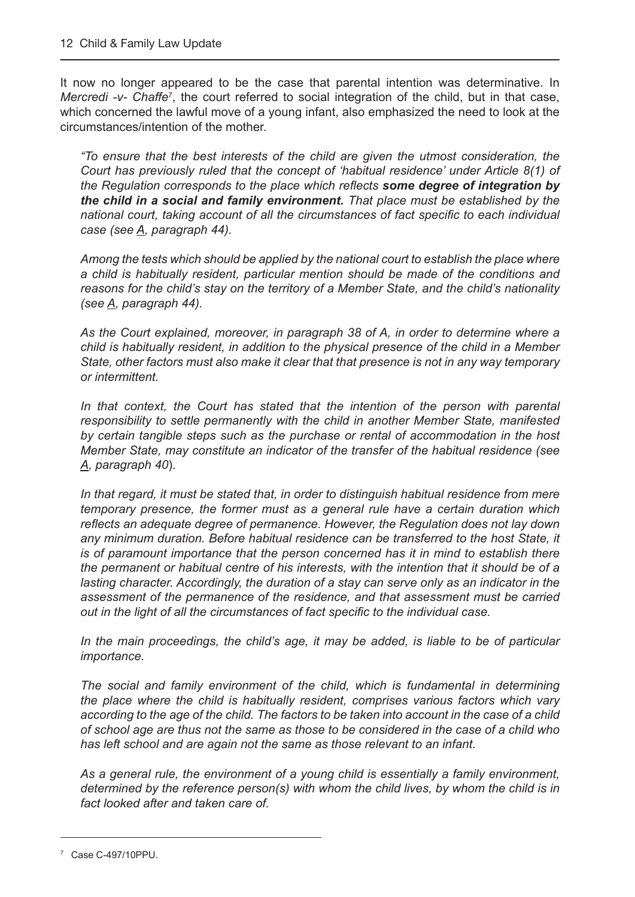It now no longer appeared to be the case that parental intention was determinative. In *Mercredi -v- Chaffe*[7], the court referred to social integration of the child, but in that case, which concerned the lawful move of a young infant, also emphasized the need to look at the circumstances/intention of the mother.

> *"To ensure that the best interests of the child are given the utmost consideration, the Court has previously ruled that the concept of 'habitual residence' under Article 8(1) of the Regulation corresponds to the place which reflects* ***some degree of integration by the child in a social and family environment.*** *That place must be established by the national court, taking account of all the circumstances of fact specific to each individual case (see A, paragraph 44).*
>
> *Among the tests which should be applied by the national court to establish the place where a child is habitually resident, particular mention should be made of the conditions and reasons for the child's stay on the territory of a Member State, and the child's nationality (see A, paragraph 44).*
>
> *As the Court explained, moreover, in paragraph 38 of A, in order to determine where a child is habitually resident, in addition to the physical presence of the child in a Member State, other factors must also make it clear that that presence is not in any way temporary or intermittent.*
>
> *In that context, the Court has stated that the intention of the person with parental responsibility to settle permanently with the child in another Member State, manifested by certain tangible steps such as the purchase or rental of accommodation in the host Member State, may constitute an indicator of the transfer of the habitual residence (see A, paragraph 40).*
>
> *In that regard, it must be stated that, in order to distinguish habitual residence from mere temporary presence, the former must as a general rule have a certain duration which reflects an adequate degree of permanence. However, the Regulation does not lay down any minimum duration. Before habitual residence can be transferred to the host State, it is of paramount importance that the person concerned has it in mind to establish there the permanent or habitual centre of his interests, with the intention that it should be of a lasting character. Accordingly, the duration of a stay can serve only as an indicator in the assessment of the permanence of the residence, and that assessment must be carried out in the light of all the circumstances of fact specific to the individual case.*
>
> *In the main proceedings, the child's age, it may be added, is liable to be of particular importance.*
>
> *The social and family environment of the child, which is fundamental in determining the place where the child is habitually resident, comprises various factors which vary according to the age of the child. The factors to be taken into account in the case of a child of school age are thus not the same as those to be considered in the case of a child who has left school and are again not the same as those relevant to an infant.*
>
> *As a general rule, the environment of a young child is essentially a family environment, determined by the reference person(s) with whom the child lives, by whom the child is in fact looked after and taken care of.*

[7] Case C-497/10PPU.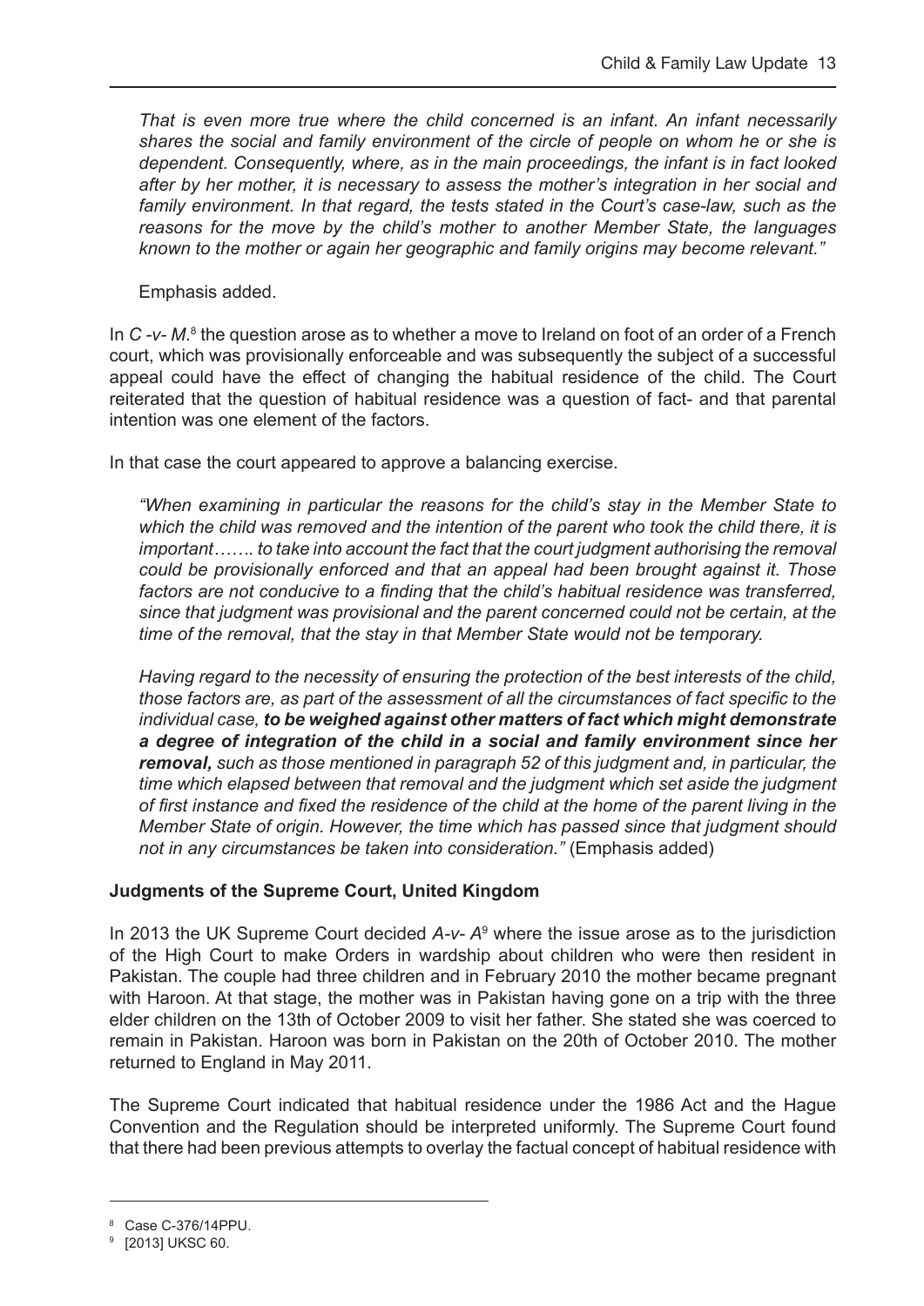*That is even more true where the child concerned is an infant. An infant necessarily shares the social and family environment of the circle of people on whom he or she is dependent. Consequently, where, as in the main proceedings, the infant is in fact looked after by her mother, it is necessary to assess the mother's integration in her social and family environment. In that regard, the tests stated in the Court's case-law, such as the reasons for the move by the child's mother to another Member State, the languages known to the mother or again her geographic and family origins may become relevant."*

Emphasis added.

In *C -v- M.*[8] the question arose as to whether a move to Ireland on foot of an order of a French court, which was provisionally enforceable and was subsequently the subject of a successful appeal could have the effect of changing the habitual residence of the child. The Court reiterated that the question of habitual residence was a question of fact- and that parental intention was one element of the factors.

In that case the court appeared to approve a balancing exercise.

*"When examining in particular the reasons for the child's stay in the Member State to which the child was removed and the intention of the parent who took the child there, it is important……. to take into account the fact that the court judgment authorising the removal could be provisionally enforced and that an appeal had been brought against it. Those factors are not conducive to a finding that the child's habitual residence was transferred, since that judgment was provisional and the parent concerned could not be certain, at the time of the removal, that the stay in that Member State would not be temporary.*

*Having regard to the necessity of ensuring the protection of the best interests of the child, those factors are, as part of the assessment of all the circumstances of fact specific to the individual case, **to be weighed against other matters of fact which might demonstrate a degree of integration of the child in a social and family environment since her removal,** such as those mentioned in paragraph 52 of this judgment and, in particular, the time which elapsed between that removal and the judgment which set aside the judgment of first instance and fixed the residence of the child at the home of the parent living in the Member State of origin. However, the time which has passed since that judgment should not in any circumstances be taken into consideration."* (Emphasis added)

**Judgments of the Supreme Court, United Kingdom**

In 2013 the UK Supreme Court decided *A-v- A*[9] where the issue arose as to the jurisdiction of the High Court to make Orders in wardship about children who were then resident in Pakistan. The couple had three children and in February 2010 the mother became pregnant with Haroon. At that stage, the mother was in Pakistan having gone on a trip with the three elder children on the 13th of October 2009 to visit her father. She stated she was coerced to remain in Pakistan. Haroon was born in Pakistan on the 20th of October 2010. The mother returned to England in May 2011.

The Supreme Court indicated that habitual residence under the 1986 Act and the Hague Convention and the Regulation should be interpreted uniformly. The Supreme Court found that there had been previous attempts to overlay the factual concept of habitual residence with

[8] Case C-376/14PPU.

[9] [2013] UKSC 60.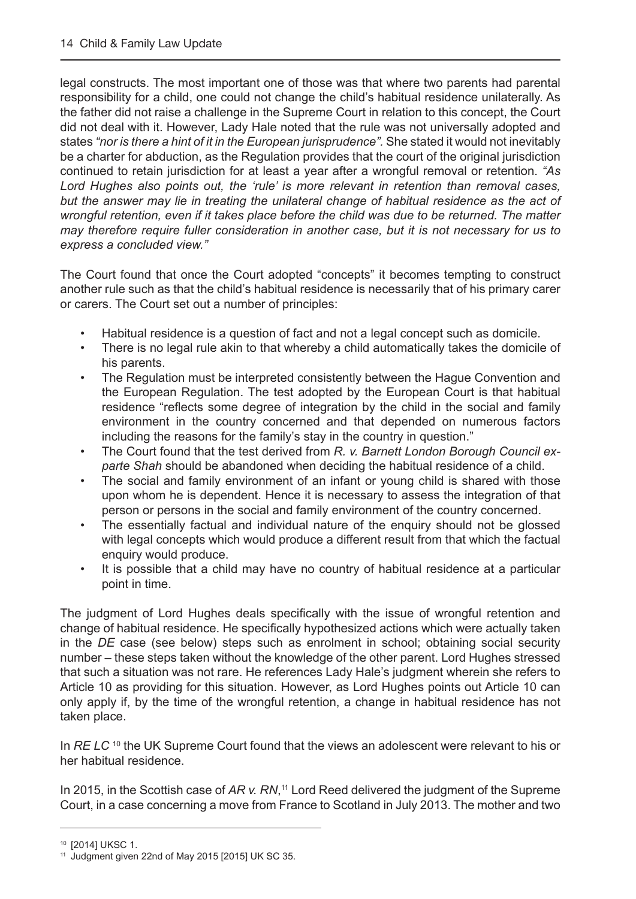legal constructs. The most important one of those was that where two parents had parental responsibility for a child, one could not change the child's habitual residence unilaterally. As the father did not raise a challenge in the Supreme Court in relation to this concept, the Court did not deal with it. However, Lady Hale noted that the rule was not universally adopted and states *"nor is there a hint of it in the European jurisprudence".* She stated it would not inevitably be a charter for abduction, as the Regulation provides that the court of the original jurisdiction continued to retain jurisdiction for at least a year after a wrongful removal or retention. *"As Lord Hughes also points out, the 'rule' is more relevant in retention than removal cases, but the answer may lie in treating the unilateral change of habitual residence as the act of wrongful retention, even if it takes place before the child was due to be returned. The matter may therefore require fuller consideration in another case, but it is not necessary for us to express a concluded view."*

The Court found that once the Court adopted "concepts" it becomes tempting to construct another rule such as that the child's habitual residence is necessarily that of his primary carer or carers. The Court set out a number of principles:

- Habitual residence is a question of fact and not a legal concept such as domicile.
- There is no legal rule akin to that whereby a child automatically takes the domicile of his parents.
- The Regulation must be interpreted consistently between the Hague Convention and the European Regulation. The test adopted by the European Court is that habitual residence "reflects some degree of integration by the child in the social and family environment in the country concerned and that depended on numerous factors including the reasons for the family's stay in the country in question."
- The Court found that the test derived from *R. v. Barnett London Borough Council ex-parte Shah* should be abandoned when deciding the habitual residence of a child.
- The social and family environment of an infant or young child is shared with those upon whom he is dependent. Hence it is necessary to assess the integration of that person or persons in the social and family environment of the country concerned.
- The essentially factual and individual nature of the enquiry should not be glossed with legal concepts which would produce a different result from that which the factual enquiry would produce.
- It is possible that a child may have no country of habitual residence at a particular point in time.

The judgment of Lord Hughes deals specifically with the issue of wrongful retention and change of habitual residence. He specifically hypothesized actions which were actually taken in the *DE* case (see below) steps such as enrolment in school; obtaining social security number – these steps taken without the knowledge of the other parent. Lord Hughes stressed that such a situation was not rare. He references Lady Hale's judgment wherein she refers to Article 10 as providing for this situation. However, as Lord Hughes points out Article 10 can only apply if, by the time of the wrongful retention, a change in habitual residence has not taken place.

In *RE LC* [10] the UK Supreme Court found that the views an adolescent were relevant to his or her habitual residence.

In 2015, in the Scottish case of *AR v. RN*,[11] Lord Reed delivered the judgment of the Supreme Court, in a case concerning a move from France to Scotland in July 2013. The mother and two

---

[10] [2014] UKSC 1.

[11] Judgment given 22nd of May 2015 [2015] UK SC 35.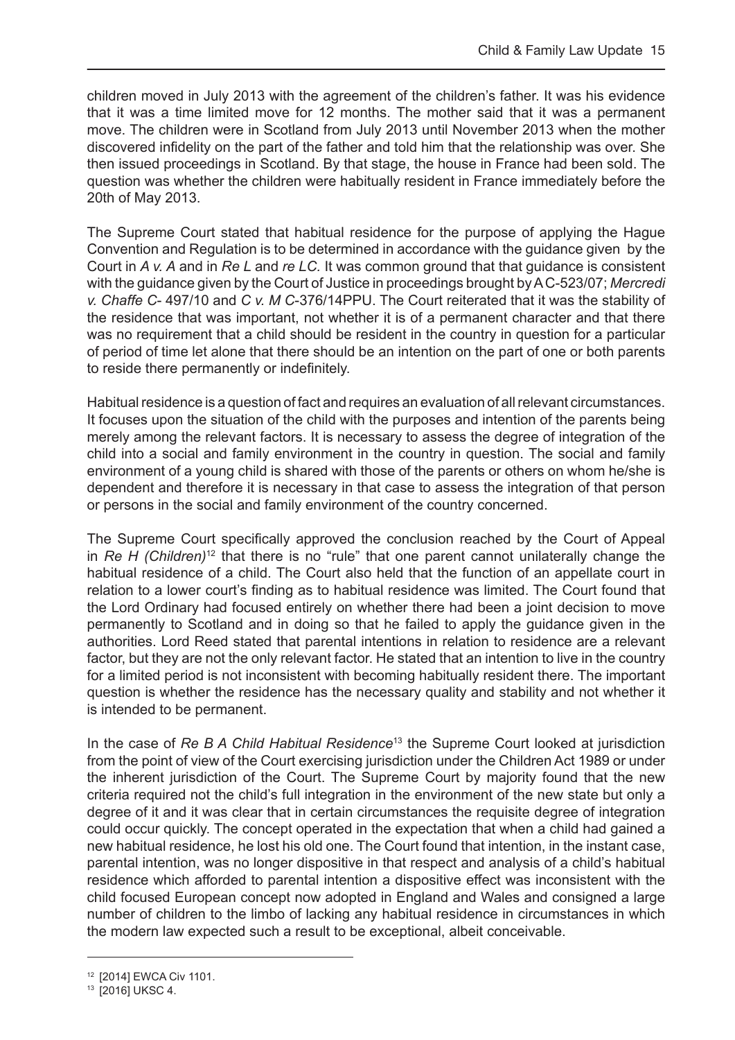children moved in July 2013 with the agreement of the children's father. It was his evidence that it was a time limited move for 12 months. The mother said that it was a permanent move. The children were in Scotland from July 2013 until November 2013 when the mother discovered infidelity on the part of the father and told him that the relationship was over. She then issued proceedings in Scotland. By that stage, the house in France had been sold. The question was whether the children were habitually resident in France immediately before the 20th of May 2013.

The Supreme Court stated that habitual residence for the purpose of applying the Hague Convention and Regulation is to be determined in accordance with the guidance given by the Court in *A v. A* and in *Re L* and *re LC.* It was common ground that that guidance is consistent with the guidance given by the Court of Justice in proceedings brought by A C-523/07; *Mercredi v. Chaffe C*- 497/10 and *C v. M C*-376/14PPU. The Court reiterated that it was the stability of the residence that was important, not whether it is of a permanent character and that there was no requirement that a child should be resident in the country in question for a particular of period of time let alone that there should be an intention on the part of one or both parents to reside there permanently or indefinitely.

Habitual residence is a question of fact and requires an evaluation of all relevant circumstances. It focuses upon the situation of the child with the purposes and intention of the parents being merely among the relevant factors. It is necessary to assess the degree of integration of the child into a social and family environment in the country in question. The social and family environment of a young child is shared with those of the parents or others on whom he/she is dependent and therefore it is necessary in that case to assess the integration of that person or persons in the social and family environment of the country concerned.

The Supreme Court specifically approved the conclusion reached by the Court of Appeal in *Re H (Children)*[12] that there is no "rule" that one parent cannot unilaterally change the habitual residence of a child. The Court also held that the function of an appellate court in relation to a lower court's finding as to habitual residence was limited. The Court found that the Lord Ordinary had focused entirely on whether there had been a joint decision to move permanently to Scotland and in doing so that he failed to apply the guidance given in the authorities. Lord Reed stated that parental intentions in relation to residence are a relevant factor, but they are not the only relevant factor. He stated that an intention to live in the country for a limited period is not inconsistent with becoming habitually resident there. The important question is whether the residence has the necessary quality and stability and not whether it is intended to be permanent.

In the case of *Re B A Child Habitual Residence*[13] the Supreme Court looked at jurisdiction from the point of view of the Court exercising jurisdiction under the Children Act 1989 or under the inherent jurisdiction of the Court. The Supreme Court by majority found that the new criteria required not the child's full integration in the environment of the new state but only a degree of it and it was clear that in certain circumstances the requisite degree of integration could occur quickly. The concept operated in the expectation that when a child had gained a new habitual residence, he lost his old one. The Court found that intention, in the instant case, parental intention, was no longer dispositive in that respect and analysis of a child's habitual residence which afforded to parental intention a dispositive effect was inconsistent with the child focused European concept now adopted in England and Wales and consigned a large number of children to the limbo of lacking any habitual residence in circumstances in which the modern law expected such a result to be exceptional, albeit conceivable.

---

[12] [2014] EWCA Civ 1101.

[13] [2016] UKSC 4.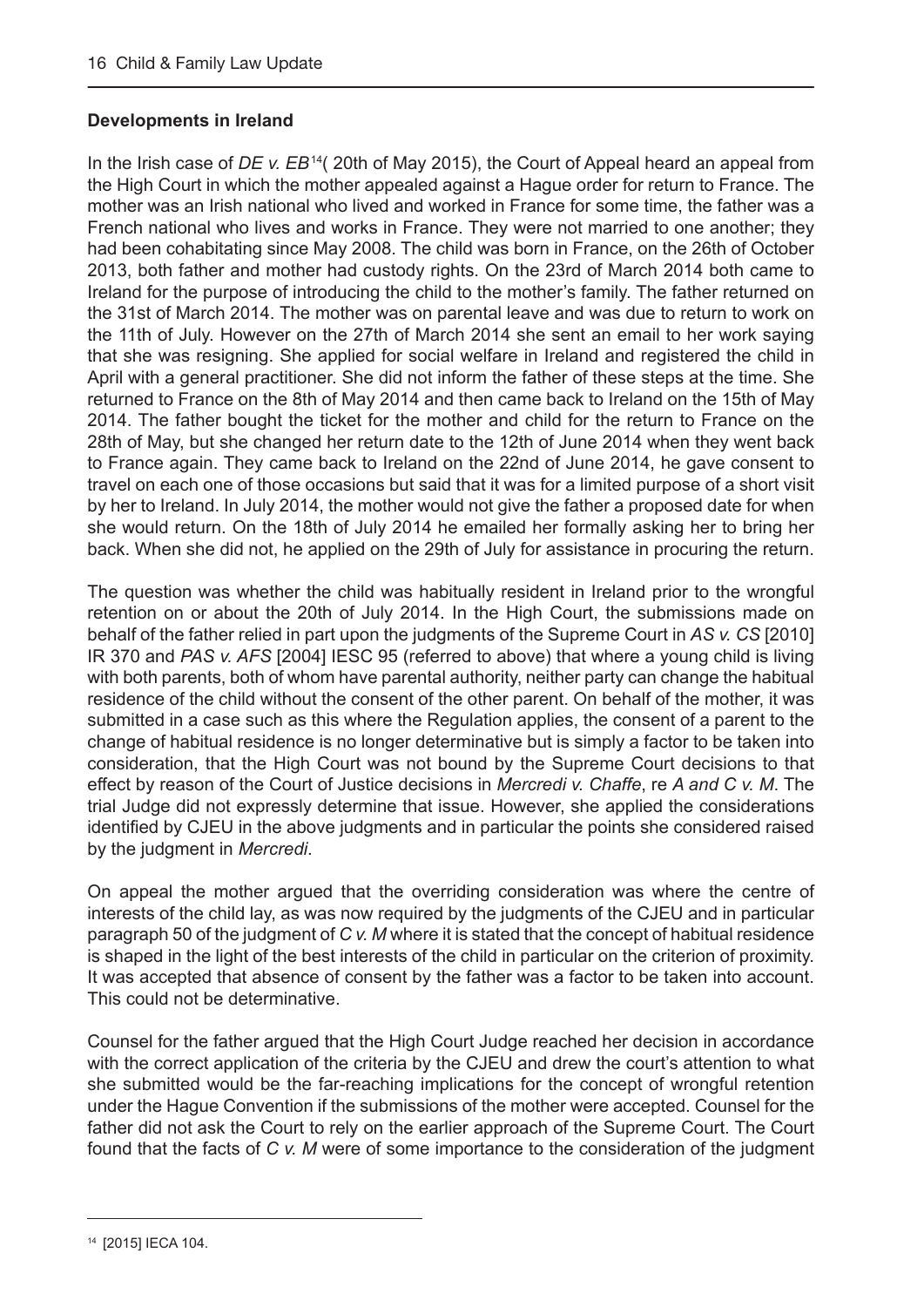**Developments in Ireland**

In the Irish case of *DE v. EB*[14]( 20th of May 2015), the Court of Appeal heard an appeal from the High Court in which the mother appealed against a Hague order for return to France. The mother was an Irish national who lived and worked in France for some time, the father was a French national who lives and works in France. They were not married to one another; they had been cohabitating since May 2008. The child was born in France, on the 26th of October 2013, both father and mother had custody rights. On the 23rd of March 2014 both came to Ireland for the purpose of introducing the child to the mother's family. The father returned on the 31st of March 2014. The mother was on parental leave and was due to return to work on the 11th of July. However on the 27th of March 2014 she sent an email to her work saying that she was resigning. She applied for social welfare in Ireland and registered the child in April with a general practitioner. She did not inform the father of these steps at the time. She returned to France on the 8th of May 2014 and then came back to Ireland on the 15th of May 2014. The father bought the ticket for the mother and child for the return to France on the 28th of May, but she changed her return date to the 12th of June 2014 when they went back to France again. They came back to Ireland on the 22nd of June 2014, he gave consent to travel on each one of those occasions but said that it was for a limited purpose of a short visit by her to Ireland. In July 2014, the mother would not give the father a proposed date for when she would return. On the 18th of July 2014 he emailed her formally asking her to bring her back. When she did not, he applied on the 29th of July for assistance in procuring the return.

The question was whether the child was habitually resident in Ireland prior to the wrongful retention on or about the 20th of July 2014. In the High Court, the submissions made on behalf of the father relied in part upon the judgments of the Supreme Court in *AS v. CS* [2010] IR 370 and *PAS v. AFS* [2004] IESC 95 (referred to above) that where a young child is living with both parents, both of whom have parental authority, neither party can change the habitual residence of the child without the consent of the other parent. On behalf of the mother, it was submitted in a case such as this where the Regulation applies, the consent of a parent to the change of habitual residence is no longer determinative but is simply a factor to be taken into consideration, that the High Court was not bound by the Supreme Court decisions to that effect by reason of the Court of Justice decisions in *Mercredi v. Chaffe*, re *A and C v. M*. The trial Judge did not expressly determine that issue. However, she applied the considerations identified by CJEU in the above judgments and in particular the points she considered raised by the judgment in *Mercredi*.

On appeal the mother argued that the overriding consideration was where the centre of interests of the child lay, as was now required by the judgments of the CJEU and in particular paragraph 50 of the judgment of *C v. M* where it is stated that the concept of habitual residence is shaped in the light of the best interests of the child in particular on the criterion of proximity. It was accepted that absence of consent by the father was a factor to be taken into account. This could not be determinative.

Counsel for the father argued that the High Court Judge reached her decision in accordance with the correct application of the criteria by the CJEU and drew the court's attention to what she submitted would be the far-reaching implications for the concept of wrongful retention under the Hague Convention if the submissions of the mother were accepted. Counsel for the father did not ask the Court to rely on the earlier approach of the Supreme Court. The Court found that the facts of *C v. M* were of some importance to the consideration of the judgment

[14] [2015] IECA 104.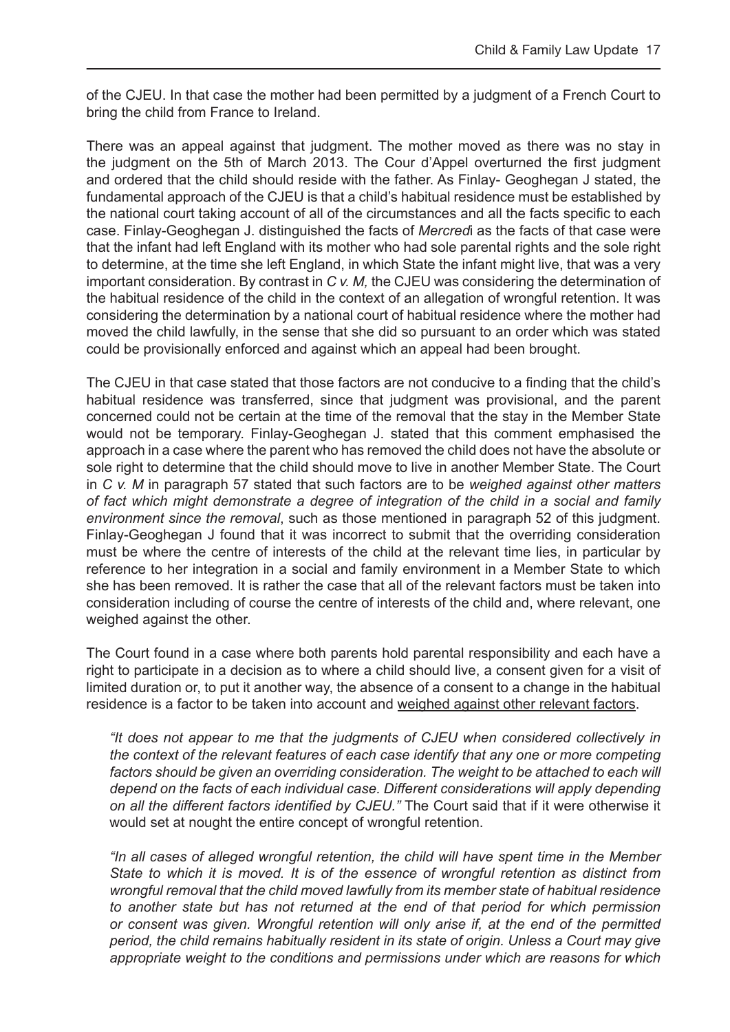of the CJEU. In that case the mother had been permitted by a judgment of a French Court to bring the child from France to Ireland.

There was an appeal against that judgment. The mother moved as there was no stay in the judgment on the 5th of March 2013. The Cour d'Appel overturned the first judgment and ordered that the child should reside with the father. As Finlay- Geoghegan J stated, the fundamental approach of the CJEU is that a child's habitual residence must be established by the national court taking account of all of the circumstances and all the facts specific to each case. Finlay-Geoghegan J. distinguished the facts of *Mercred*i as the facts of that case were that the infant had left England with its mother who had sole parental rights and the sole right to determine, at the time she left England, in which State the infant might live, that was a very important consideration. By contrast in *C v. M,* the CJEU was considering the determination of the habitual residence of the child in the context of an allegation of wrongful retention. It was considering the determination by a national court of habitual residence where the mother had moved the child lawfully, in the sense that she did so pursuant to an order which was stated could be provisionally enforced and against which an appeal had been brought.

The CJEU in that case stated that those factors are not conducive to a finding that the child's habitual residence was transferred, since that judgment was provisional, and the parent concerned could not be certain at the time of the removal that the stay in the Member State would not be temporary. Finlay-Geoghegan J. stated that this comment emphasised the approach in a case where the parent who has removed the child does not have the absolute or sole right to determine that the child should move to live in another Member State. The Court in *C v. M* in paragraph 57 stated that such factors are to be *weighed against other matters of fact which might demonstrate a degree of integration of the child in a social and family environment since the removal*, such as those mentioned in paragraph 52 of this judgment. Finlay-Geoghegan J found that it was incorrect to submit that the overriding consideration must be where the centre of interests of the child at the relevant time lies, in particular by reference to her integration in a social and family environment in a Member State to which she has been removed. It is rather the case that all of the relevant factors must be taken into consideration including of course the centre of interests of the child and, where relevant, one weighed against the other.

The Court found in a case where both parents hold parental responsibility and each have a right to participate in a decision as to where a child should live, a consent given for a visit of limited duration or, to put it another way, the absence of a consent to a change in the habitual residence is a factor to be taken into account and weighed against other relevant factors.

> *"It does not appear to me that the judgments of CJEU when considered collectively in the context of the relevant features of each case identify that any one or more competing factors should be given an overriding consideration. The weight to be attached to each will depend on the facts of each individual case. Different considerations will apply depending on all the different factors identified by CJEU."* The Court said that if it were otherwise it would set at nought the entire concept of wrongful retention.

> *"In all cases of alleged wrongful retention, the child will have spent time in the Member State to which it is moved. It is of the essence of wrongful retention as distinct from wrongful removal that the child moved lawfully from its member state of habitual residence to another state but has not returned at the end of that period for which permission or consent was given. Wrongful retention will only arise if, at the end of the permitted period, the child remains habitually resident in its state of origin. Unless a Court may give appropriate weight to the conditions and permissions under which are reasons for which*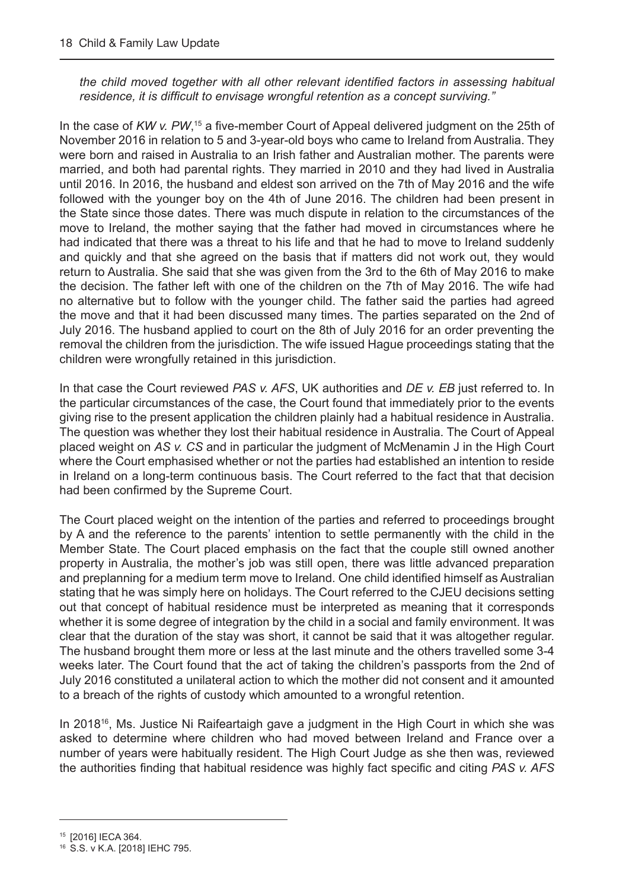*the child moved together with all other relevant identified factors in assessing habitual residence, it is difficult to envisage wrongful retention as a concept surviving."*

In the case of *KW v. PW*,[15] a five-member Court of Appeal delivered judgment on the 25th of November 2016 in relation to 5 and 3-year-old boys who came to Ireland from Australia. They were born and raised in Australia to an Irish father and Australian mother. The parents were married, and both had parental rights. They married in 2010 and they had lived in Australia until 2016. In 2016, the husband and eldest son arrived on the 7th of May 2016 and the wife followed with the younger boy on the 4th of June 2016. The children had been present in the State since those dates. There was much dispute in relation to the circumstances of the move to Ireland, the mother saying that the father had moved in circumstances where he had indicated that there was a threat to his life and that he had to move to Ireland suddenly and quickly and that she agreed on the basis that if matters did not work out, they would return to Australia. She said that she was given from the 3rd to the 6th of May 2016 to make the decision. The father left with one of the children on the 7th of May 2016. The wife had no alternative but to follow with the younger child. The father said the parties had agreed the move and that it had been discussed many times. The parties separated on the 2nd of July 2016. The husband applied to court on the 8th of July 2016 for an order preventing the removal the children from the jurisdiction. The wife issued Hague proceedings stating that the children were wrongfully retained in this jurisdiction.

In that case the Court reviewed *PAS v. AFS*, UK authorities and *DE v. EB* just referred to. In the particular circumstances of the case, the Court found that immediately prior to the events giving rise to the present application the children plainly had a habitual residence in Australia. The question was whether they lost their habitual residence in Australia. The Court of Appeal placed weight on *AS v. CS* and in particular the judgment of McMenamin J in the High Court where the Court emphasised whether or not the parties had established an intention to reside in Ireland on a long-term continuous basis. The Court referred to the fact that that decision had been confirmed by the Supreme Court.

The Court placed weight on the intention of the parties and referred to proceedings brought by A and the reference to the parents' intention to settle permanently with the child in the Member State. The Court placed emphasis on the fact that the couple still owned another property in Australia, the mother's job was still open, there was little advanced preparation and preplanning for a medium term move to Ireland. One child identified himself as Australian stating that he was simply here on holidays. The Court referred to the CJEU decisions setting out that concept of habitual residence must be interpreted as meaning that it corresponds whether it is some degree of integration by the child in a social and family environment. It was clear that the duration of the stay was short, it cannot be said that it was altogether regular. The husband brought them more or less at the last minute and the others travelled some 3-4 weeks later. The Court found that the act of taking the children's passports from the 2nd of July 2016 constituted a unilateral action to which the mother did not consent and it amounted to a breach of the rights of custody which amounted to a wrongful retention.

In 2018[16], Ms. Justice Ni Raifeartaigh gave a judgment in the High Court in which she was asked to determine where children who had moved between Ireland and France over a number of years were habitually resident. The High Court Judge as she then was, reviewed the authorities finding that habitual residence was highly fact specific and citing *PAS v. AFS*

---

[15] [2016] IECA 364.

[16] S.S. v K.A. [2018] IEHC 795.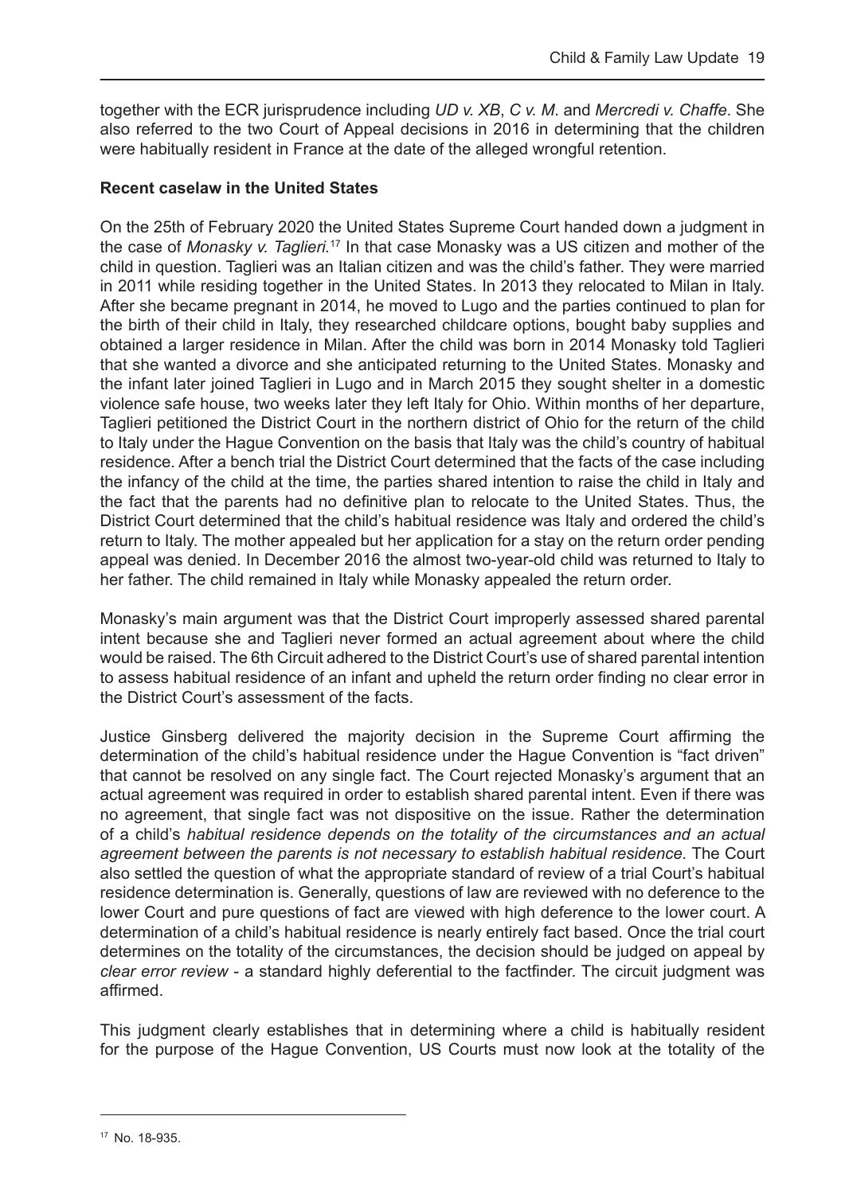together with the ECR jurisprudence including *UD v. XB*, *C v. M*. and *Mercredi v. Chaffe*. She also referred to the two Court of Appeal decisions in 2016 in determining that the children were habitually resident in France at the date of the alleged wrongful retention.

**Recent caselaw in the United States**

On the 25th of February 2020 the United States Supreme Court handed down a judgment in the case of *Monasky v. Taglieri.*[17] In that case Monasky was a US citizen and mother of the child in question. Taglieri was an Italian citizen and was the child's father. They were married in 2011 while residing together in the United States. In 2013 they relocated to Milan in Italy. After she became pregnant in 2014, he moved to Lugo and the parties continued to plan for the birth of their child in Italy, they researched childcare options, bought baby supplies and obtained a larger residence in Milan. After the child was born in 2014 Monasky told Taglieri that she wanted a divorce and she anticipated returning to the United States. Monasky and the infant later joined Taglieri in Lugo and in March 2015 they sought shelter in a domestic violence safe house, two weeks later they left Italy for Ohio. Within months of her departure, Taglieri petitioned the District Court in the northern district of Ohio for the return of the child to Italy under the Hague Convention on the basis that Italy was the child's country of habitual residence. After a bench trial the District Court determined that the facts of the case including the infancy of the child at the time, the parties shared intention to raise the child in Italy and the fact that the parents had no definitive plan to relocate to the United States. Thus, the District Court determined that the child's habitual residence was Italy and ordered the child's return to Italy. The mother appealed but her application for a stay on the return order pending appeal was denied. In December 2016 the almost two-year-old child was returned to Italy to her father. The child remained in Italy while Monasky appealed the return order.

Monasky's main argument was that the District Court improperly assessed shared parental intent because she and Taglieri never formed an actual agreement about where the child would be raised. The 6th Circuit adhered to the District Court's use of shared parental intention to assess habitual residence of an infant and upheld the return order finding no clear error in the District Court's assessment of the facts.

Justice Ginsberg delivered the majority decision in the Supreme Court affirming the determination of the child's habitual residence under the Hague Convention is "fact driven" that cannot be resolved on any single fact. The Court rejected Monasky's argument that an actual agreement was required in order to establish shared parental intent. Even if there was no agreement, that single fact was not dispositive on the issue. Rather the determination of a child's *habitual residence depends on the totality of the circumstances and an actual agreement between the parents is not necessary to establish habitual residence.* The Court also settled the question of what the appropriate standard of review of a trial Court's habitual residence determination is. Generally, questions of law are reviewed with no deference to the lower Court and pure questions of fact are viewed with high deference to the lower court. A determination of a child's habitual residence is nearly entirely fact based. Once the trial court determines on the totality of the circumstances, the decision should be judged on appeal by *clear error review* - a standard highly deferential to the factfinder. The circuit judgment was affirmed.

This judgment clearly establishes that in determining where a child is habitually resident for the purpose of the Hague Convention, US Courts must now look at the totality of the

[17] No. 18-935.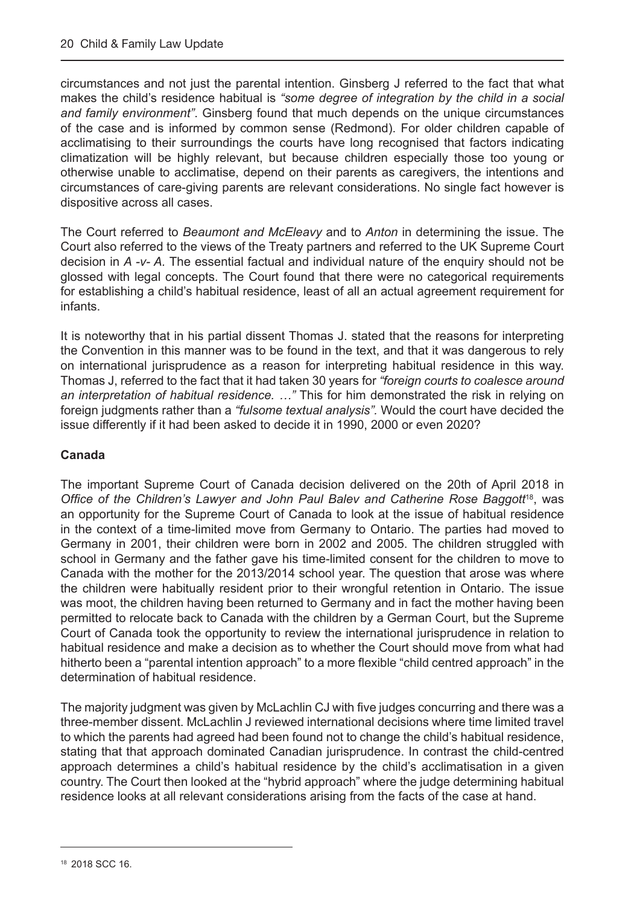circumstances and not just the parental intention. Ginsberg J referred to the fact that what makes the child's residence habitual is *"some degree of integration by the child in a social and family environment"*. Ginsberg found that much depends on the unique circumstances of the case and is informed by common sense (Redmond). For older children capable of acclimatising to their surroundings the courts have long recognised that factors indicating climatization will be highly relevant, but because children especially those too young or otherwise unable to acclimatise, depend on their parents as caregivers, the intentions and circumstances of care-giving parents are relevant considerations. No single fact however is dispositive across all cases.

The Court referred to *Beaumont and McEleavy* and to *Anton* in determining the issue. The Court also referred to the views of the Treaty partners and referred to the UK Supreme Court decision in *A -v- A.* The essential factual and individual nature of the enquiry should not be glossed with legal concepts. The Court found that there were no categorical requirements for establishing a child's habitual residence, least of all an actual agreement requirement for infants.

It is noteworthy that in his partial dissent Thomas J. stated that the reasons for interpreting the Convention in this manner was to be found in the text, and that it was dangerous to rely on international jurisprudence as a reason for interpreting habitual residence in this way. Thomas J, referred to the fact that it had taken 30 years for *"foreign courts to coalesce around an interpretation of habitual residence. …"* This for him demonstrated the risk in relying on foreign judgments rather than a *"fulsome textual analysis".* Would the court have decided the issue differently if it had been asked to decide it in 1990, 2000 or even 2020?

**Canada**

The important Supreme Court of Canada decision delivered on the 20th of April 2018 in *Office of the Children's Lawyer and John Paul Balev and Catherine Rose Baggott*[18], was an opportunity for the Supreme Court of Canada to look at the issue of habitual residence in the context of a time-limited move from Germany to Ontario. The parties had moved to Germany in 2001, their children were born in 2002 and 2005. The children struggled with school in Germany and the father gave his time-limited consent for the children to move to Canada with the mother for the 2013/2014 school year. The question that arose was where the children were habitually resident prior to their wrongful retention in Ontario. The issue was moot, the children having been returned to Germany and in fact the mother having been permitted to relocate back to Canada with the children by a German Court, but the Supreme Court of Canada took the opportunity to review the international jurisprudence in relation to habitual residence and make a decision as to whether the Court should move from what had hitherto been a "parental intention approach" to a more flexible "child centred approach" in the determination of habitual residence.

The majority judgment was given by McLachlin CJ with five judges concurring and there was a three-member dissent. McLachlin J reviewed international decisions where time limited travel to which the parents had agreed had been found not to change the child's habitual residence, stating that that approach dominated Canadian jurisprudence. In contrast the child-centred approach determines a child's habitual residence by the child's acclimatisation in a given country. The Court then looked at the "hybrid approach" where the judge determining habitual residence looks at all relevant considerations arising from the facts of the case at hand.

[18] 2018 SCC 16.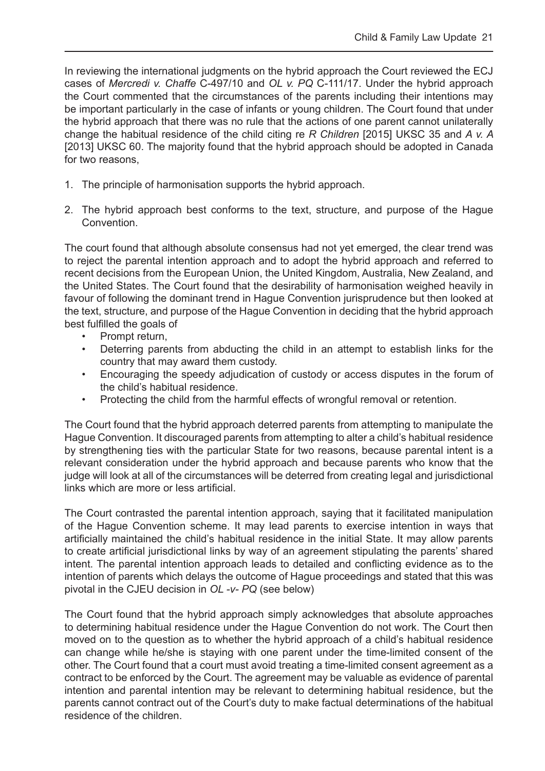In reviewing the international judgments on the hybrid approach the Court reviewed the ECJ cases of *Mercredi v. Chaffe* C-497/10 and *OL v. PQ* C-111/17. Under the hybrid approach the Court commented that the circumstances of the parents including their intentions may be important particularly in the case of infants or young children. The Court found that under the hybrid approach that there was no rule that the actions of one parent cannot unilaterally change the habitual residence of the child citing re *R Children* [2015] UKSC 35 and *A v. A* [2013] UKSC 60. The majority found that the hybrid approach should be adopted in Canada for two reasons,

1. The principle of harmonisation supports the hybrid approach.
2. The hybrid approach best conforms to the text, structure, and purpose of the Hague Convention.

The court found that although absolute consensus had not yet emerged, the clear trend was to reject the parental intention approach and to adopt the hybrid approach and referred to recent decisions from the European Union, the United Kingdom, Australia, New Zealand, and the United States. The Court found that the desirability of harmonisation weighed heavily in favour of following the dominant trend in Hague Convention jurisprudence but then looked at the text, structure, and purpose of the Hague Convention in deciding that the hybrid approach best fulfilled the goals of

- Prompt return,
- Deterring parents from abducting the child in an attempt to establish links for the country that may award them custody.
- Encouraging the speedy adjudication of custody or access disputes in the forum of the child's habitual residence.
- Protecting the child from the harmful effects of wrongful removal or retention.

The Court found that the hybrid approach deterred parents from attempting to manipulate the Hague Convention. It discouraged parents from attempting to alter a child's habitual residence by strengthening ties with the particular State for two reasons, because parental intent is a relevant consideration under the hybrid approach and because parents who know that the judge will look at all of the circumstances will be deterred from creating legal and jurisdictional links which are more or less artificial.

The Court contrasted the parental intention approach, saying that it facilitated manipulation of the Hague Convention scheme. It may lead parents to exercise intention in ways that artificially maintained the child's habitual residence in the initial State. It may allow parents to create artificial jurisdictional links by way of an agreement stipulating the parents' shared intent. The parental intention approach leads to detailed and conflicting evidence as to the intention of parents which delays the outcome of Hague proceedings and stated that this was pivotal in the CJEU decision in *OL -v- PQ* (see below)

The Court found that the hybrid approach simply acknowledges that absolute approaches to determining habitual residence under the Hague Convention do not work. The Court then moved on to the question as to whether the hybrid approach of a child's habitual residence can change while he/she is staying with one parent under the time-limited consent of the other. The Court found that a court must avoid treating a time-limited consent agreement as a contract to be enforced by the Court. The agreement may be valuable as evidence of parental intention and parental intention may be relevant to determining habitual residence, but the parents cannot contract out of the Court's duty to make factual determinations of the habitual residence of the children.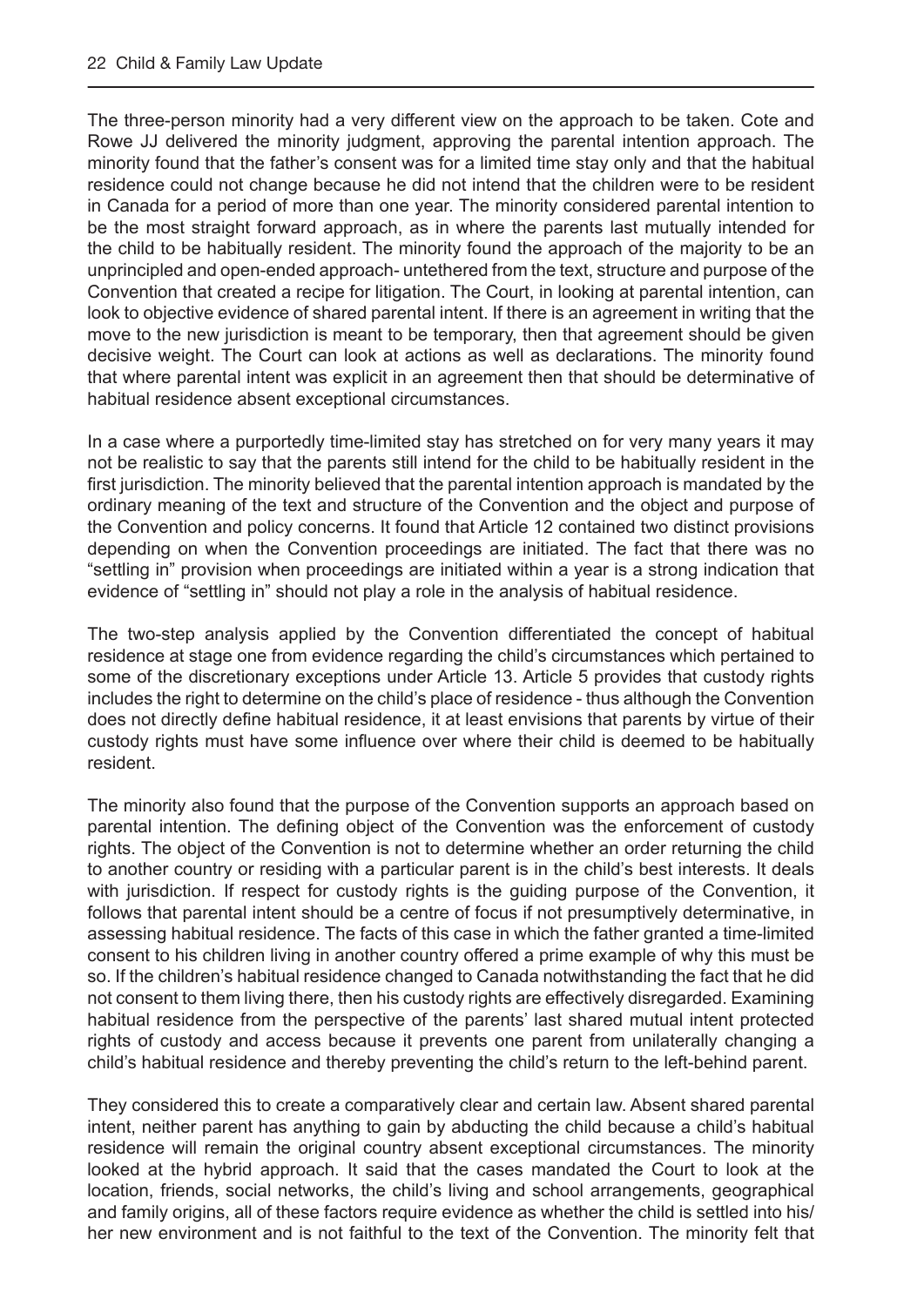The three-person minority had a very different view on the approach to be taken. Cote and Rowe JJ delivered the minority judgment, approving the parental intention approach. The minority found that the father's consent was for a limited time stay only and that the habitual residence could not change because he did not intend that the children were to be resident in Canada for a period of more than one year. The minority considered parental intention to be the most straight forward approach, as in where the parents last mutually intended for the child to be habitually resident. The minority found the approach of the majority to be an unprincipled and open-ended approach- untethered from the text, structure and purpose of the Convention that created a recipe for litigation. The Court, in looking at parental intention, can look to objective evidence of shared parental intent. If there is an agreement in writing that the move to the new jurisdiction is meant to be temporary, then that agreement should be given decisive weight. The Court can look at actions as well as declarations. The minority found that where parental intent was explicit in an agreement then that should be determinative of habitual residence absent exceptional circumstances.

In a case where a purportedly time-limited stay has stretched on for very many years it may not be realistic to say that the parents still intend for the child to be habitually resident in the first jurisdiction. The minority believed that the parental intention approach is mandated by the ordinary meaning of the text and structure of the Convention and the object and purpose of the Convention and policy concerns. It found that Article 12 contained two distinct provisions depending on when the Convention proceedings are initiated. The fact that there was no "settling in" provision when proceedings are initiated within a year is a strong indication that evidence of "settling in" should not play a role in the analysis of habitual residence.

The two-step analysis applied by the Convention differentiated the concept of habitual residence at stage one from evidence regarding the child's circumstances which pertained to some of the discretionary exceptions under Article 13. Article 5 provides that custody rights includes the right to determine on the child's place of residence - thus although the Convention does not directly define habitual residence, it at least envisions that parents by virtue of their custody rights must have some influence over where their child is deemed to be habitually resident.

The minority also found that the purpose of the Convention supports an approach based on parental intention. The defining object of the Convention was the enforcement of custody rights. The object of the Convention is not to determine whether an order returning the child to another country or residing with a particular parent is in the child's best interests. It deals with jurisdiction. If respect for custody rights is the guiding purpose of the Convention, it follows that parental intent should be a centre of focus if not presumptively determinative, in assessing habitual residence. The facts of this case in which the father granted a time-limited consent to his children living in another country offered a prime example of why this must be so. If the children's habitual residence changed to Canada notwithstanding the fact that he did not consent to them living there, then his custody rights are effectively disregarded. Examining habitual residence from the perspective of the parents' last shared mutual intent protected rights of custody and access because it prevents one parent from unilaterally changing a child's habitual residence and thereby preventing the child's return to the left-behind parent.

They considered this to create a comparatively clear and certain law. Absent shared parental intent, neither parent has anything to gain by abducting the child because a child's habitual residence will remain the original country absent exceptional circumstances. The minority looked at the hybrid approach. It said that the cases mandated the Court to look at the location, friends, social networks, the child's living and school arrangements, geographical and family origins, all of these factors require evidence as whether the child is settled into his/her new environment and is not faithful to the text of the Convention. The minority felt that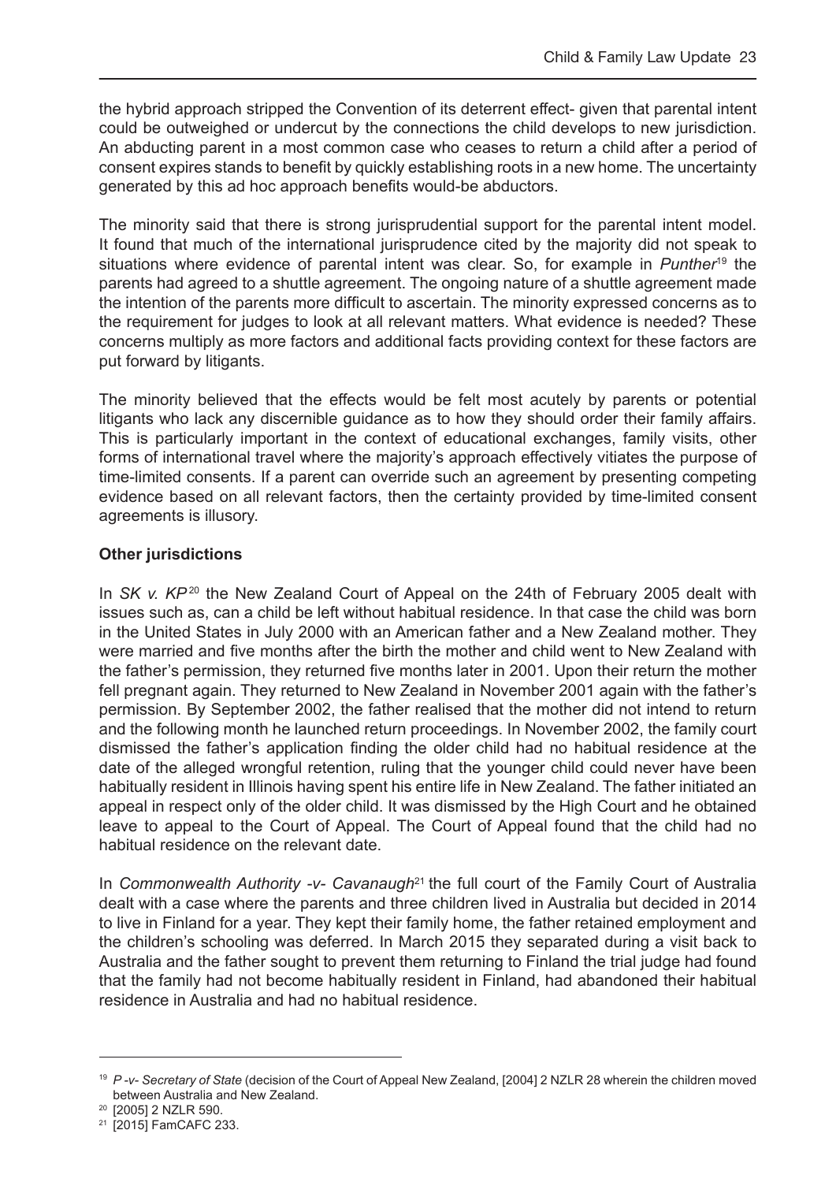the hybrid approach stripped the Convention of its deterrent effect- given that parental intent could be outweighed or undercut by the connections the child develops to new jurisdiction. An abducting parent in a most common case who ceases to return a child after a period of consent expires stands to benefit by quickly establishing roots in a new home. The uncertainty generated by this ad hoc approach benefits would-be abductors.

The minority said that there is strong jurisprudential support for the parental intent model. It found that much of the international jurisprudence cited by the majority did not speak to situations where evidence of parental intent was clear. So, for example in *Punther*[19] the parents had agreed to a shuttle agreement. The ongoing nature of a shuttle agreement made the intention of the parents more difficult to ascertain. The minority expressed concerns as to the requirement for judges to look at all relevant matters. What evidence is needed? These concerns multiply as more factors and additional facts providing context for these factors are put forward by litigants.

The minority believed that the effects would be felt most acutely by parents or potential litigants who lack any discernible guidance as to how they should order their family affairs. This is particularly important in the context of educational exchanges, family visits, other forms of international travel where the majority's approach effectively vitiates the purpose of time-limited consents. If a parent can override such an agreement by presenting competing evidence based on all relevant factors, then the certainty provided by time-limited consent agreements is illusory.

**Other jurisdictions**

In *SK v. KP*[20] the New Zealand Court of Appeal on the 24th of February 2005 dealt with issues such as, can a child be left without habitual residence. In that case the child was born in the United States in July 2000 with an American father and a New Zealand mother. They were married and five months after the birth the mother and child went to New Zealand with the father's permission, they returned five months later in 2001. Upon their return the mother fell pregnant again. They returned to New Zealand in November 2001 again with the father's permission. By September 2002, the father realised that the mother did not intend to return and the following month he launched return proceedings. In November 2002, the family court dismissed the father's application finding the older child had no habitual residence at the date of the alleged wrongful retention, ruling that the younger child could never have been habitually resident in Illinois having spent his entire life in New Zealand. The father initiated an appeal in respect only of the older child. It was dismissed by the High Court and he obtained leave to appeal to the Court of Appeal. The Court of Appeal found that the child had no habitual residence on the relevant date.

In *Commonwealth Authority -v- Cavanaugh*[21] the full court of the Family Court of Australia dealt with a case where the parents and three children lived in Australia but decided in 2014 to live in Finland for a year. They kept their family home, the father retained employment and the children's schooling was deferred. In March 2015 they separated during a visit back to Australia and the father sought to prevent them returning to Finland the trial judge had found that the family had not become habitually resident in Finland, had abandoned their habitual residence in Australia and had no habitual residence.

---

[19] *P -v- Secretary of State* (decision of the Court of Appeal New Zealand, [2004] 2 NZLR 28 wherein the children moved between Australia and New Zealand.

[20] [2005] 2 NZLR 590.

[21] [2015] FamCAFC 233.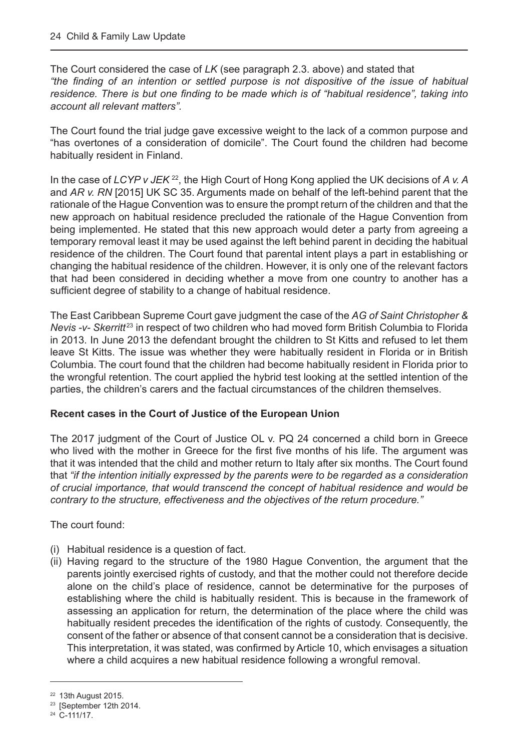The Court considered the case of *LK* (see paragraph 2.3. above) and stated that *"the finding of an intention or settled purpose is not dispositive of the issue of habitual residence. There is but one finding to be made which is of "habitual residence", taking into account all relevant matters".*

The Court found the trial judge gave excessive weight to the lack of a common purpose and "has overtones of a consideration of domicile". The Court found the children had become habitually resident in Finland.

In the case of *LCYP v JEK* [22], the High Court of Hong Kong applied the UK decisions of *A v. A* and *AR v. RN* [2015] UK SC 35. Arguments made on behalf of the left-behind parent that the rationale of the Hague Convention was to ensure the prompt return of the children and that the new approach on habitual residence precluded the rationale of the Hague Convention from being implemented. He stated that this new approach would deter a party from agreeing a temporary removal least it may be used against the left behind parent in deciding the habitual residence of the children. The Court found that parental intent plays a part in establishing or changing the habitual residence of the children. However, it is only one of the relevant factors that had been considered in deciding whether a move from one country to another has a sufficient degree of stability to a change of habitual residence.

The East Caribbean Supreme Court gave judgment the case of the *AG of Saint Christopher & Nevis -v- Skerritt*[23] in respect of two children who had moved form British Columbia to Florida in 2013. In June 2013 the defendant brought the children to St Kitts and refused to let them leave St Kitts. The issue was whether they were habitually resident in Florida or in British Columbia. The court found that the children had become habitually resident in Florida prior to the wrongful retention. The court applied the hybrid test looking at the settled intention of the parties, the children's carers and the factual circumstances of the children themselves.

**Recent cases in the Court of Justice of the European Union**

The 2017 judgment of the Court of Justice OL v. PQ 24 concerned a child born in Greece who lived with the mother in Greece for the first five months of his life. The argument was that it was intended that the child and mother return to Italy after six months. The Court found that *"if the intention initially expressed by the parents were to be regarded as a consideration of crucial importance, that would transcend the concept of habitual residence and would be contrary to the structure, effectiveness and the objectives of the return procedure."*

The court found:

(i) Habitual residence is a question of fact.
(ii) Having regard to the structure of the 1980 Hague Convention, the argument that the parents jointly exercised rights of custody, and that the mother could not therefore decide alone on the child's place of residence, cannot be determinative for the purposes of establishing where the child is habitually resident. This is because in the framework of assessing an application for return, the determination of the place where the child was habitually resident precedes the identification of the rights of custody. Consequently, the consent of the father or absence of that consent cannot be a consideration that is decisive. This interpretation, it was stated, was confirmed by Article 10, which envisages a situation where a child acquires a new habitual residence following a wrongful removal.

[22] 13th August 2015.
[23] [September 12th 2014.
[24] C-111/17.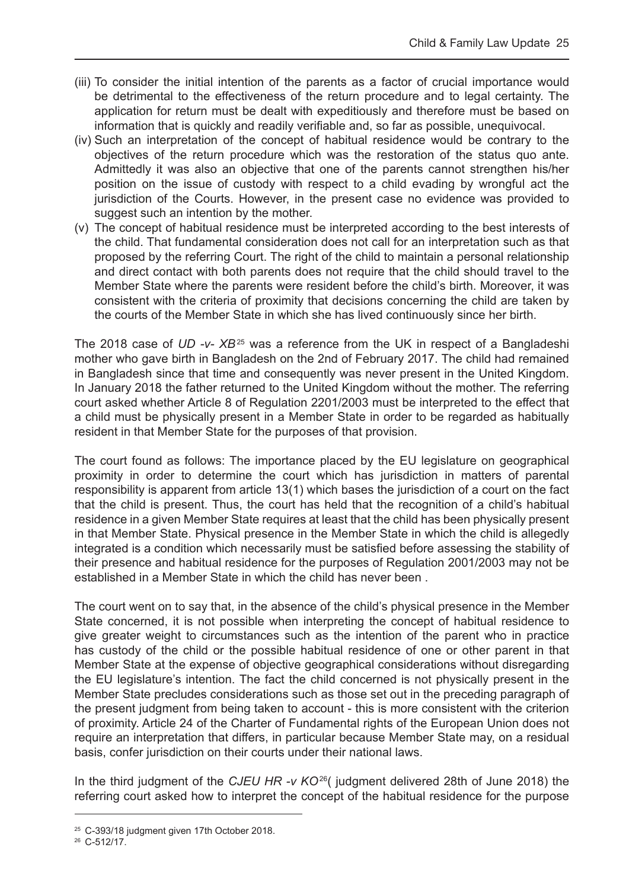(iii) To consider the initial intention of the parents as a factor of crucial importance would be detrimental to the effectiveness of the return procedure and to legal certainty. The application for return must be dealt with expeditiously and therefore must be based on information that is quickly and readily verifiable and, so far as possible, unequivocal.

(iv) Such an interpretation of the concept of habitual residence would be contrary to the objectives of the return procedure which was the restoration of the status quo ante. Admittedly it was also an objective that one of the parents cannot strengthen his/her position on the issue of custody with respect to a child evading by wrongful act the jurisdiction of the Courts. However, in the present case no evidence was provided to suggest such an intention by the mother.

(v) The concept of habitual residence must be interpreted according to the best interests of the child. That fundamental consideration does not call for an interpretation such as that proposed by the referring Court. The right of the child to maintain a personal relationship and direct contact with both parents does not require that the child should travel to the Member State where the parents were resident before the child's birth. Moreover, it was consistent with the criteria of proximity that decisions concerning the child are taken by the courts of the Member State in which she has lived continuously since her birth.

The 2018 case of *UD -v- XB*[25] was a reference from the UK in respect of a Bangladeshi mother who gave birth in Bangladesh on the 2nd of February 2017. The child had remained in Bangladesh since that time and consequently was never present in the United Kingdom. In January 2018 the father returned to the United Kingdom without the mother. The referring court asked whether Article 8 of Regulation 2201/2003 must be interpreted to the effect that a child must be physically present in a Member State in order to be regarded as habitually resident in that Member State for the purposes of that provision.

The court found as follows: The importance placed by the EU legislature on geographical proximity in order to determine the court which has jurisdiction in matters of parental responsibility is apparent from article 13(1) which bases the jurisdiction of a court on the fact that the child is present. Thus, the court has held that the recognition of a child's habitual residence in a given Member State requires at least that the child has been physically present in that Member State. Physical presence in the Member State in which the child is allegedly integrated is a condition which necessarily must be satisfied before assessing the stability of their presence and habitual residence for the purposes of Regulation 2001/2003 may not be established in a Member State in which the child has never been .

The court went on to say that, in the absence of the child's physical presence in the Member State concerned, it is not possible when interpreting the concept of habitual residence to give greater weight to circumstances such as the intention of the parent who in practice has custody of the child or the possible habitual residence of one or other parent in that Member State at the expense of objective geographical considerations without disregarding the EU legislature's intention. The fact the child concerned is not physically present in the Member State precludes considerations such as those set out in the preceding paragraph of the present judgment from being taken to account - this is more consistent with the criterion of proximity. Article 24 of the Charter of Fundamental rights of the European Union does not require an interpretation that differs, in particular because Member State may, on a residual basis, confer jurisdiction on their courts under their national laws.

In the third judgment of the *CJEU HR -v KO*[26]( judgment delivered 28th of June 2018) the referring court asked how to interpret the concept of the habitual residence for the purpose

[25] C-393/18 judgment given 17th October 2018.

[26] C-512/17.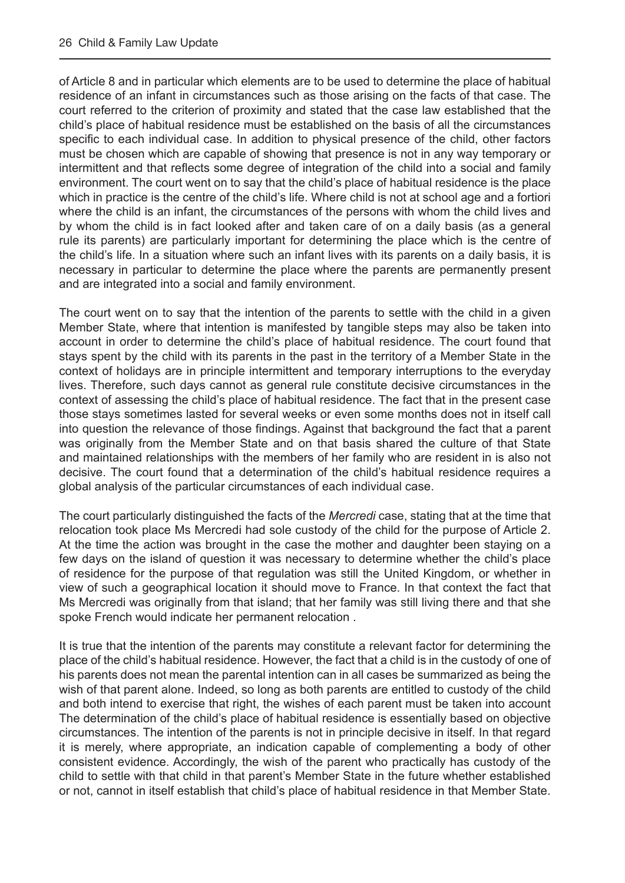of Article 8 and in particular which elements are to be used to determine the place of habitual residence of an infant in circumstances such as those arising on the facts of that case. The court referred to the criterion of proximity and stated that the case law established that the child's place of habitual residence must be established on the basis of all the circumstances specific to each individual case. In addition to physical presence of the child, other factors must be chosen which are capable of showing that presence is not in any way temporary or intermittent and that reflects some degree of integration of the child into a social and family environment. The court went on to say that the child's place of habitual residence is the place which in practice is the centre of the child's life. Where child is not at school age and a fortiori where the child is an infant, the circumstances of the persons with whom the child lives and by whom the child is in fact looked after and taken care of on a daily basis (as a general rule its parents) are particularly important for determining the place which is the centre of the child's life. In a situation where such an infant lives with its parents on a daily basis, it is necessary in particular to determine the place where the parents are permanently present and are integrated into a social and family environment.

The court went on to say that the intention of the parents to settle with the child in a given Member State, where that intention is manifested by tangible steps may also be taken into account in order to determine the child's place of habitual residence. The court found that stays spent by the child with its parents in the past in the territory of a Member State in the context of holidays are in principle intermittent and temporary interruptions to the everyday lives. Therefore, such days cannot as general rule constitute decisive circumstances in the context of assessing the child's place of habitual residence. The fact that in the present case those stays sometimes lasted for several weeks or even some months does not in itself call into question the relevance of those findings. Against that background the fact that a parent was originally from the Member State and on that basis shared the culture of that State and maintained relationships with the members of her family who are resident in is also not decisive. The court found that a determination of the child's habitual residence requires a global analysis of the particular circumstances of each individual case.

The court particularly distinguished the facts of the *Mercredi* case, stating that at the time that relocation took place Ms Mercredi had sole custody of the child for the purpose of Article 2. At the time the action was brought in the case the mother and daughter been staying on a few days on the island of question it was necessary to determine whether the child's place of residence for the purpose of that regulation was still the United Kingdom, or whether in view of such a geographical location it should move to France. In that context the fact that Ms Mercredi was originally from that island; that her family was still living there and that she spoke French would indicate her permanent relocation .

It is true that the intention of the parents may constitute a relevant factor for determining the place of the child's habitual residence. However, the fact that a child is in the custody of one of his parents does not mean the parental intention can in all cases be summarized as being the wish of that parent alone. Indeed, so long as both parents are entitled to custody of the child and both intend to exercise that right, the wishes of each parent must be taken into account The determination of the child's place of habitual residence is essentially based on objective circumstances. The intention of the parents is not in principle decisive in itself. In that regard it is merely, where appropriate, an indication capable of complementing a body of other consistent evidence. Accordingly, the wish of the parent who practically has custody of the child to settle with that child in that parent's Member State in the future whether established or not, cannot in itself establish that child's place of habitual residence in that Member State.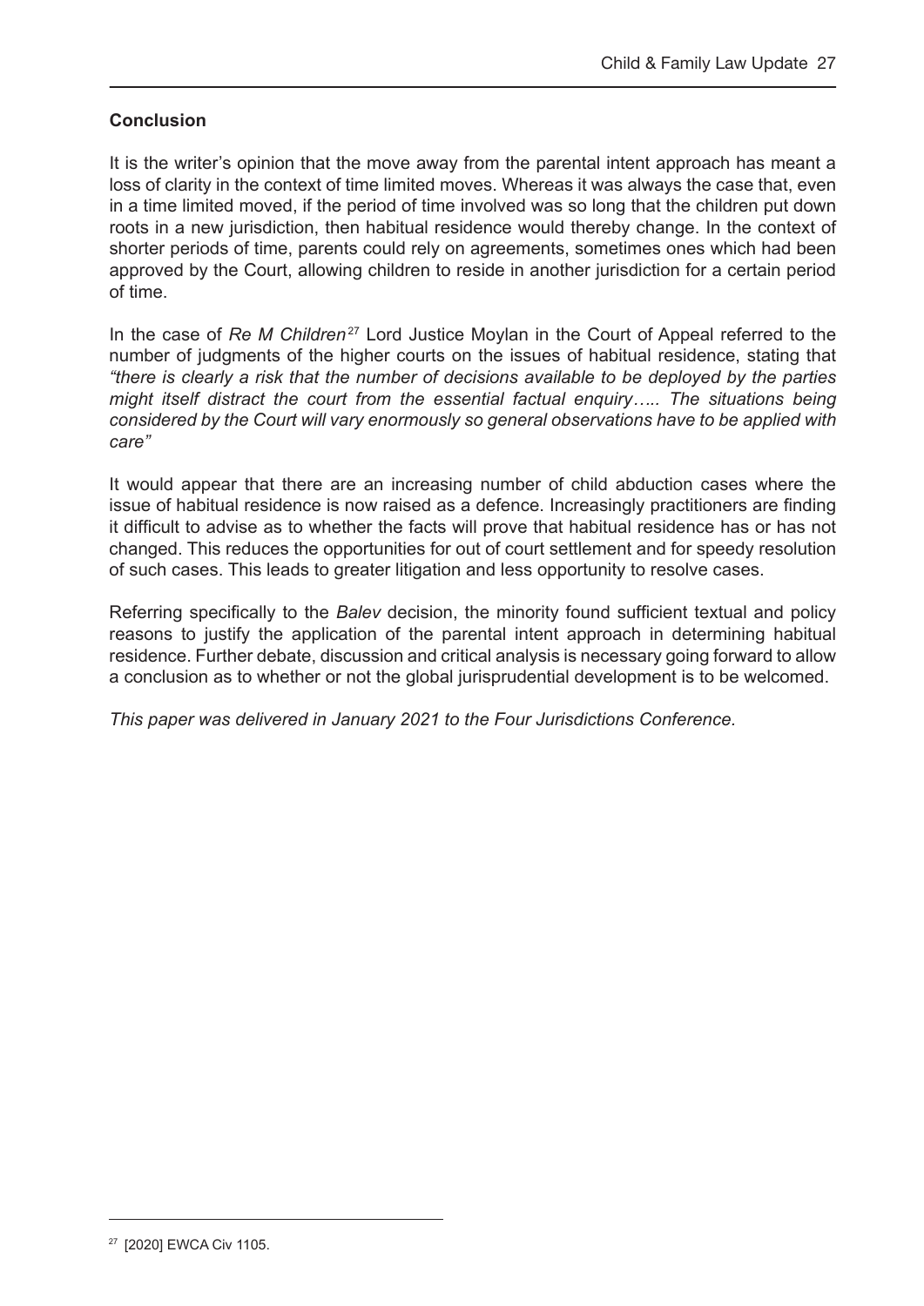**Conclusion**

It is the writer's opinion that the move away from the parental intent approach has meant a loss of clarity in the context of time limited moves. Whereas it was always the case that, even in a time limited moved, if the period of time involved was so long that the children put down roots in a new jurisdiction, then habitual residence would thereby change. In the context of shorter periods of time, parents could rely on agreements, sometimes ones which had been approved by the Court, allowing children to reside in another jurisdiction for a certain period of time.

In the case of *Re M Children*[27] Lord Justice Moylan in the Court of Appeal referred to the number of judgments of the higher courts on the issues of habitual residence, stating that *"there is clearly a risk that the number of decisions available to be deployed by the parties might itself distract the court from the essential factual enquiry….. The situations being considered by the Court will vary enormously so general observations have to be applied with care"*

It would appear that there are an increasing number of child abduction cases where the issue of habitual residence is now raised as a defence. Increasingly practitioners are finding it difficult to advise as to whether the facts will prove that habitual residence has or has not changed. This reduces the opportunities for out of court settlement and for speedy resolution of such cases. This leads to greater litigation and less opportunity to resolve cases.

Referring specifically to the *Balev* decision, the minority found sufficient textual and policy reasons to justify the application of the parental intent approach in determining habitual residence. Further debate, discussion and critical analysis is necessary going forward to allow a conclusion as to whether or not the global jurisprudential development is to be welcomed.

*This paper was delivered in January 2021 to the Four Jurisdictions Conference.*

---

[27] [2020] EWCA Civ 1105.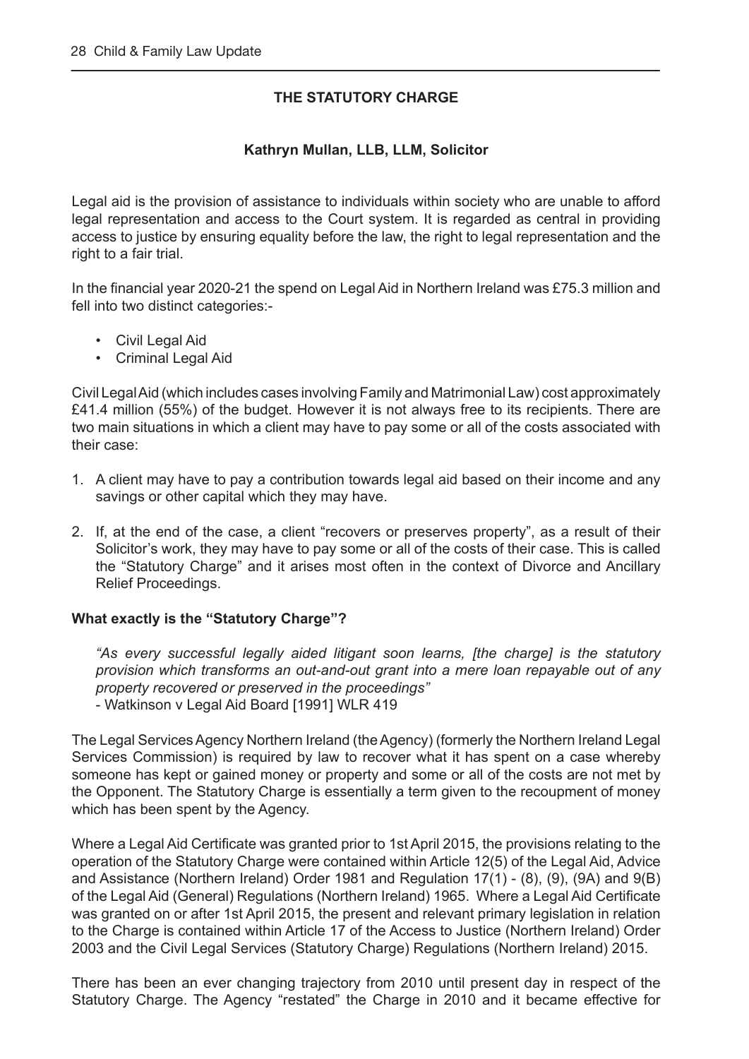## THE STATUTORY CHARGE

**Kathryn Mullan, LLB, LLM, Solicitor**

Legal aid is the provision of assistance to individuals within society who are unable to afford legal representation and access to the Court system. It is regarded as central in providing access to justice by ensuring equality before the law, the right to legal representation and the right to a fair trial.

In the financial year 2020-21 the spend on Legal Aid in Northern Ireland was £75.3 million and fell into two distinct categories:-

- Civil Legal Aid
- Criminal Legal Aid

Civil Legal Aid (which includes cases involving Family and Matrimonial Law) cost approximately £41.4 million (55%) of the budget. However it is not always free to its recipients. There are two main situations in which a client may have to pay some or all of the costs associated with their case:

1. A client may have to pay a contribution towards legal aid based on their income and any savings or other capital which they may have.
2. If, at the end of the case, a client "recovers or preserves property", as a result of their Solicitor's work, they may have to pay some or all of the costs of their case. This is called the "Statutory Charge" and it arises most often in the context of Divorce and Ancillary Relief Proceedings.

**What exactly is the "Statutory Charge"?**

> *"As every successful legally aided litigant soon learns, [the charge] is the statutory provision which transforms an out-and-out grant into a mere loan repayable out of any property recovered or preserved in the proceedings"*
> - Watkinson v Legal Aid Board [1991] WLR 419

The Legal Services Agency Northern Ireland (the Agency) (formerly the Northern Ireland Legal Services Commission) is required by law to recover what it has spent on a case whereby someone has kept or gained money or property and some or all of the costs are not met by the Opponent. The Statutory Charge is essentially a term given to the recoupment of money which has been spent by the Agency.

Where a Legal Aid Certificate was granted prior to 1st April 2015, the provisions relating to the operation of the Statutory Charge were contained within Article 12(5) of the Legal Aid, Advice and Assistance (Northern Ireland) Order 1981 and Regulation 17(1) - (8), (9), (9A) and 9(B) of the Legal Aid (General) Regulations (Northern Ireland) 1965. Where a Legal Aid Certificate was granted on or after 1st April 2015, the present and relevant primary legislation in relation to the Charge is contained within Article 17 of the Access to Justice (Northern Ireland) Order 2003 and the Civil Legal Services (Statutory Charge) Regulations (Northern Ireland) 2015.

There has been an ever changing trajectory from 2010 until present day in respect of the Statutory Charge. The Agency "restated" the Charge in 2010 and it became effective for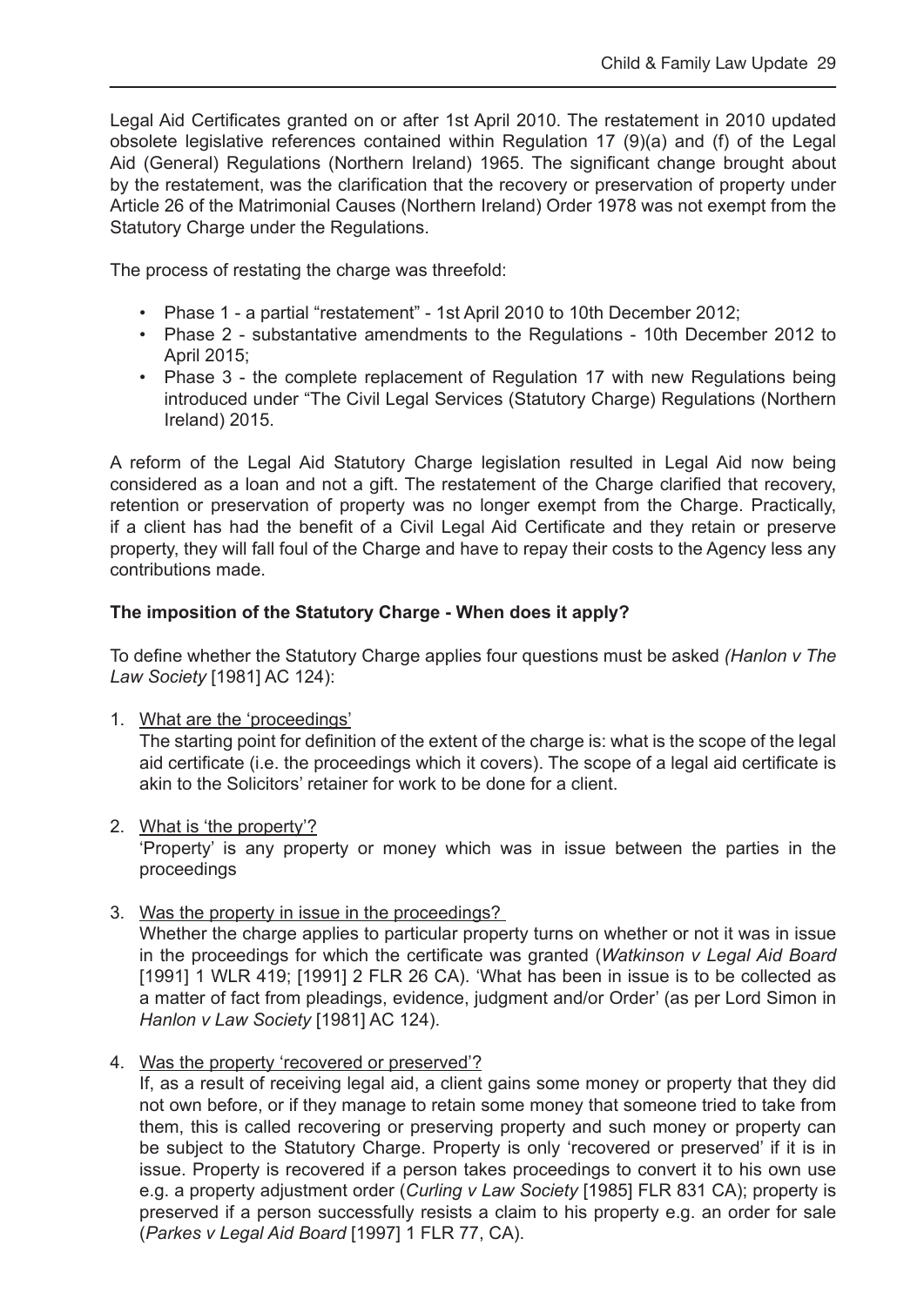Legal Aid Certificates granted on or after 1st April 2010. The restatement in 2010 updated obsolete legislative references contained within Regulation 17 (9)(a) and (f) of the Legal Aid (General) Regulations (Northern Ireland) 1965. The significant change brought about by the restatement, was the clarification that the recovery or preservation of property under Article 26 of the Matrimonial Causes (Northern Ireland) Order 1978 was not exempt from the Statutory Charge under the Regulations.

The process of restating the charge was threefold:

- Phase 1 - a partial "restatement" - 1st April 2010 to 10th December 2012;
- Phase 2 - substantative amendments to the Regulations - 10th December 2012 to April 2015;
- Phase 3 - the complete replacement of Regulation 17 with new Regulations being introduced under "The Civil Legal Services (Statutory Charge) Regulations (Northern Ireland) 2015.

A reform of the Legal Aid Statutory Charge legislation resulted in Legal Aid now being considered as a loan and not a gift. The restatement of the Charge clarified that recovery, retention or preservation of property was no longer exempt from the Charge. Practically, if a client has had the benefit of a Civil Legal Aid Certificate and they retain or preserve property, they will fall foul of the Charge and have to repay their costs to the Agency less any contributions made.

**The imposition of the Statutory Charge - When does it apply?**

To define whether the Statutory Charge applies four questions must be asked *(Hanlon v The Law Society* [1981] AC 124):

1. What are the 'proceedings'

   The starting point for definition of the extent of the charge is: what is the scope of the legal aid certificate (i.e. the proceedings which it covers). The scope of a legal aid certificate is akin to the Solicitors' retainer for work to be done for a client.

2. What is 'the property'?

   'Property' is any property or money which was in issue between the parties in the proceedings

3. Was the property in issue in the proceedings?

   Whether the charge applies to particular property turns on whether or not it was in issue in the proceedings for which the certificate was granted (*Watkinson v Legal Aid Board* [1991] 1 WLR 419; [1991] 2 FLR 26 CA). 'What has been in issue is to be collected as a matter of fact from pleadings, evidence, judgment and/or Order' (as per Lord Simon in *Hanlon v Law Society* [1981] AC 124).

4. Was the property 'recovered or preserved'?

   If, as a result of receiving legal aid, a client gains some money or property that they did not own before, or if they manage to retain some money that someone tried to take from them, this is called recovering or preserving property and such money or property can be subject to the Statutory Charge. Property is only 'recovered or preserved' if it is in issue. Property is recovered if a person takes proceedings to convert it to his own use e.g. a property adjustment order (*Curling v Law Society* [1985] FLR 831 CA); property is preserved if a person successfully resists a claim to his property e.g. an order for sale (*Parkes v Legal Aid Board* [1997] 1 FLR 77, CA).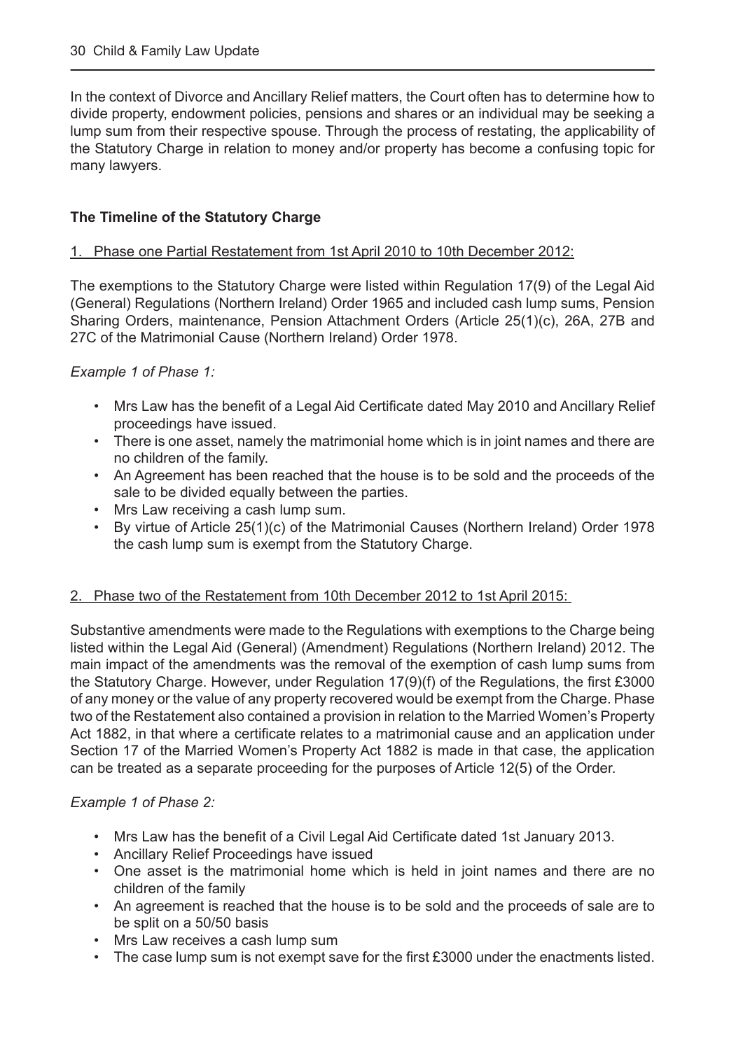In the context of Divorce and Ancillary Relief matters, the Court often has to determine how to divide property, endowment policies, pensions and shares or an individual may be seeking a lump sum from their respective spouse. Through the process of restating, the applicability of the Statutory Charge in relation to money and/or property has become a confusing topic for many lawyers.

**The Timeline of the Statutory Charge**

1. Phase one Partial Restatement from 1st April 2010 to 10th December 2012:

The exemptions to the Statutory Charge were listed within Regulation 17(9) of the Legal Aid (General) Regulations (Northern Ireland) Order 1965 and included cash lump sums, Pension Sharing Orders, maintenance, Pension Attachment Orders (Article 25(1)(c), 26A, 27B and 27C of the Matrimonial Cause (Northern Ireland) Order 1978.

*Example 1 of Phase 1:*

- Mrs Law has the benefit of a Legal Aid Certificate dated May 2010 and Ancillary Relief proceedings have issued.
- There is one asset, namely the matrimonial home which is in joint names and there are no children of the family.
- An Agreement has been reached that the house is to be sold and the proceeds of the sale to be divided equally between the parties.
- Mrs Law receiving a cash lump sum.
- By virtue of Article 25(1)(c) of the Matrimonial Causes (Northern Ireland) Order 1978 the cash lump sum is exempt from the Statutory Charge.

2. Phase two of the Restatement from 10th December 2012 to 1st April 2015:

Substantive amendments were made to the Regulations with exemptions to the Charge being listed within the Legal Aid (General) (Amendment) Regulations (Northern Ireland) 2012. The main impact of the amendments was the removal of the exemption of cash lump sums from the Statutory Charge. However, under Regulation 17(9)(f) of the Regulations, the first £3000 of any money or the value of any property recovered would be exempt from the Charge. Phase two of the Restatement also contained a provision in relation to the Married Women's Property Act 1882, in that where a certificate relates to a matrimonial cause and an application under Section 17 of the Married Women's Property Act 1882 is made in that case, the application can be treated as a separate proceeding for the purposes of Article 12(5) of the Order.

*Example 1 of Phase 2:*

- Mrs Law has the benefit of a Civil Legal Aid Certificate dated 1st January 2013.
- Ancillary Relief Proceedings have issued
- One asset is the matrimonial home which is held in joint names and there are no children of the family
- An agreement is reached that the house is to be sold and the proceeds of sale are to be split on a 50/50 basis
- Mrs Law receives a cash lump sum
- The case lump sum is not exempt save for the first £3000 under the enactments listed.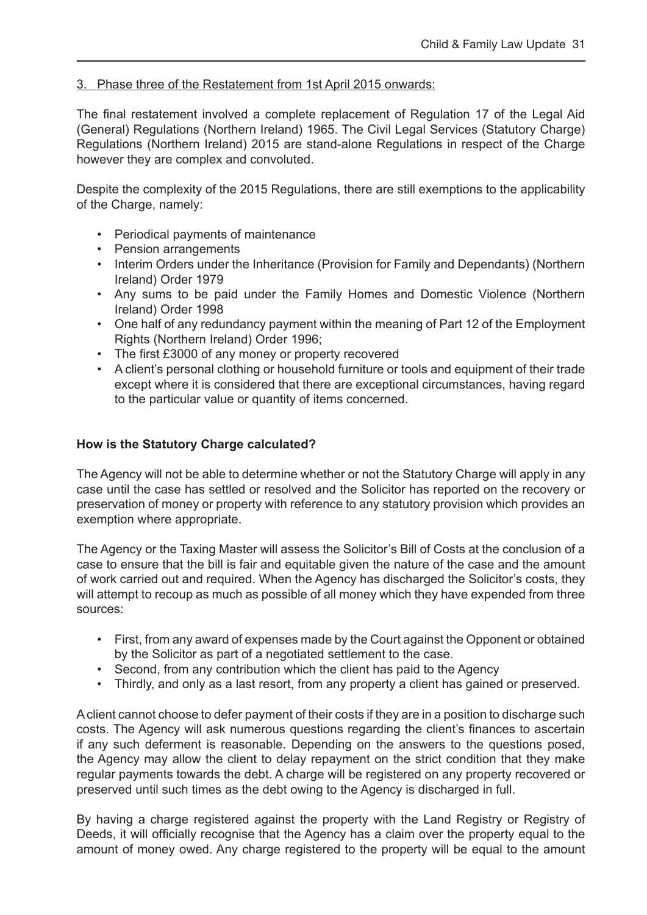3. Phase three of the Restatement from 1st April 2015 onwards:

The final restatement involved a complete replacement of Regulation 17 of the Legal Aid (General) Regulations (Northern Ireland) 1965. The Civil Legal Services (Statutory Charge) Regulations (Northern Ireland) 2015 are stand-alone Regulations in respect of the Charge however they are complex and convoluted.

Despite the complexity of the 2015 Regulations, there are still exemptions to the applicability of the Charge, namely:

- Periodical payments of maintenance
- Pension arrangements
- Interim Orders under the Inheritance (Provision for Family and Dependants) (Northern Ireland) Order 1979
- Any sums to be paid under the Family Homes and Domestic Violence (Northern Ireland) Order 1998
- One half of any redundancy payment within the meaning of Part 12 of the Employment Rights (Northern Ireland) Order 1996;
- The first £3000 of any money or property recovered
- A client's personal clothing or household furniture or tools and equipment of their trade except where it is considered that there are exceptional circumstances, having regard to the particular value or quantity of items concerned.

**How is the Statutory Charge calculated?**

The Agency will not be able to determine whether or not the Statutory Charge will apply in any case until the case has settled or resolved and the Solicitor has reported on the recovery or preservation of money or property with reference to any statutory provision which provides an exemption where appropriate.

The Agency or the Taxing Master will assess the Solicitor's Bill of Costs at the conclusion of a case to ensure that the bill is fair and equitable given the nature of the case and the amount of work carried out and required. When the Agency has discharged the Solicitor's costs, they will attempt to recoup as much as possible of all money which they have expended from three sources:

- First, from any award of expenses made by the Court against the Opponent or obtained by the Solicitor as part of a negotiated settlement to the case.
- Second, from any contribution which the client has paid to the Agency
- Thirdly, and only as a last resort, from any property a client has gained or preserved.

A client cannot choose to defer payment of their costs if they are in a position to discharge such costs. The Agency will ask numerous questions regarding the client's finances to ascertain if any such deferment is reasonable. Depending on the answers to the questions posed, the Agency may allow the client to delay repayment on the strict condition that they make regular payments towards the debt. A charge will be registered on any property recovered or preserved until such times as the debt owing to the Agency is discharged in full.

By having a charge registered against the property with the Land Registry or Registry of Deeds, it will officially recognise that the Agency has a claim over the property equal to the amount of money owed. Any charge registered to the property will be equal to the amount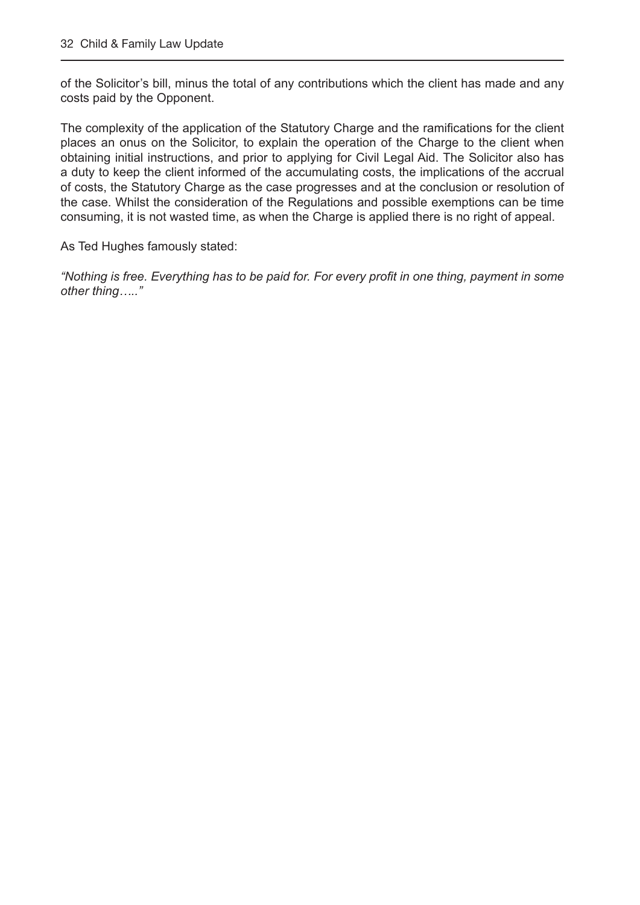of the Solicitor's bill, minus the total of any contributions which the client has made and any costs paid by the Opponent.

The complexity of the application of the Statutory Charge and the ramifications for the client places an onus on the Solicitor, to explain the operation of the Charge to the client when obtaining initial instructions, and prior to applying for Civil Legal Aid. The Solicitor also has a duty to keep the client informed of the accumulating costs, the implications of the accrual of costs, the Statutory Charge as the case progresses and at the conclusion or resolution of the case. Whilst the consideration of the Regulations and possible exemptions can be time consuming, it is not wasted time, as when the Charge is applied there is no right of appeal.

As Ted Hughes famously stated:

*"Nothing is free. Everything has to be paid for. For every profit in one thing, payment in some other thing….."*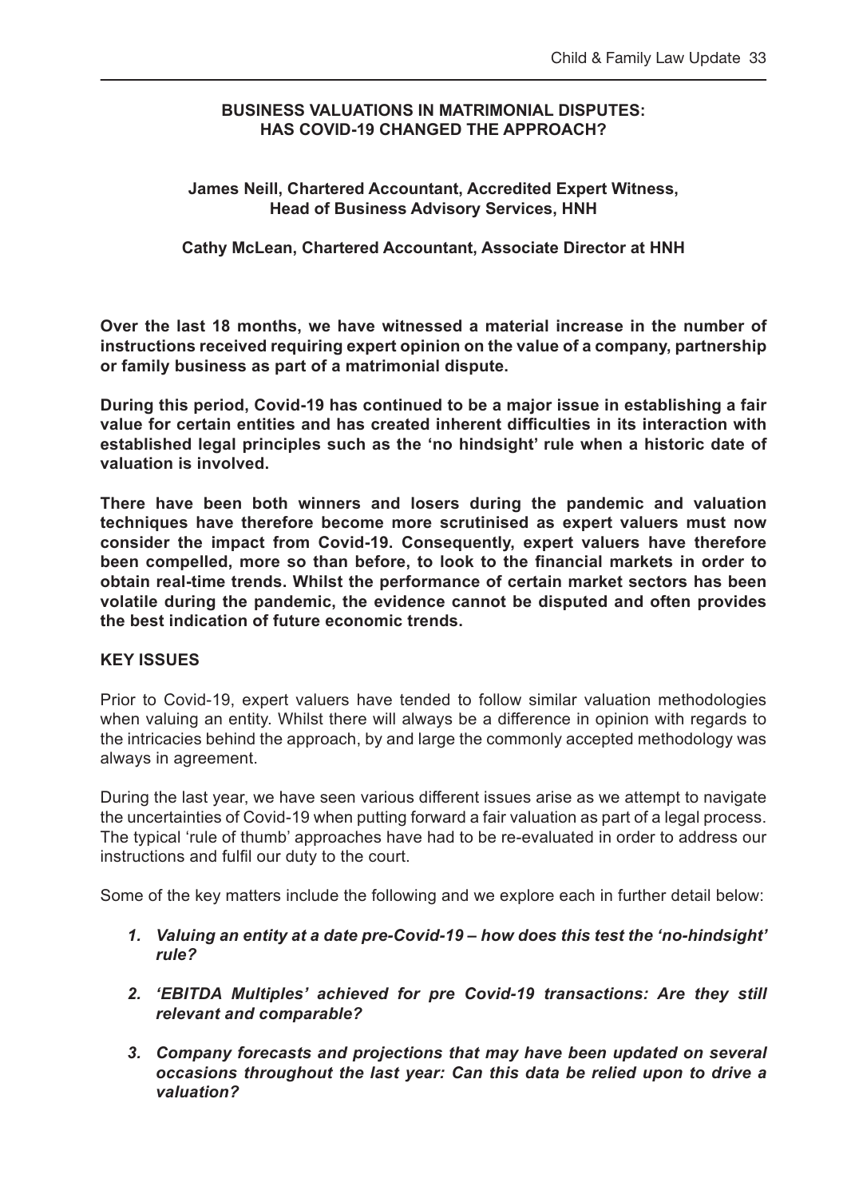## BUSINESS VALUATIONS IN MATRIMONIAL DISPUTES: HAS COVID-19 CHANGED THE APPROACH?

**James Neill, Chartered Accountant, Accredited Expert Witness, Head of Business Advisory Services, HNH**

**Cathy McLean, Chartered Accountant, Associate Director at HNH**

**Over the last 18 months, we have witnessed a material increase in the number of instructions received requiring expert opinion on the value of a company, partnership or family business as part of a matrimonial dispute.**

**During this period, Covid-19 has continued to be a major issue in establishing a fair value for certain entities and has created inherent difficulties in its interaction with established legal principles such as the 'no hindsight' rule when a historic date of valuation is involved.**

**There have been both winners and losers during the pandemic and valuation techniques have therefore become more scrutinised as expert valuers must now consider the impact from Covid-19. Consequently, expert valuers have therefore been compelled, more so than before, to look to the financial markets in order to obtain real-time trends. Whilst the performance of certain market sectors has been volatile during the pandemic, the evidence cannot be disputed and often provides the best indication of future economic trends.**

### KEY ISSUES

Prior to Covid-19, expert valuers have tended to follow similar valuation methodologies when valuing an entity. Whilst there will always be a difference in opinion with regards to the intricacies behind the approach, by and large the commonly accepted methodology was always in agreement.

During the last year, we have seen various different issues arise as we attempt to navigate the uncertainties of Covid-19 when putting forward a fair valuation as part of a legal process. The typical 'rule of thumb' approaches have had to be re-evaluated in order to address our instructions and fulfil our duty to the court.

Some of the key matters include the following and we explore each in further detail below:

1. ***Valuing an entity at a date pre-Covid-19 – how does this test the 'no-hindsight' rule?***
2. ***'EBITDA Multiples' achieved for pre Covid-19 transactions: Are they still relevant and comparable?***
3. ***Company forecasts and projections that may have been updated on several occasions throughout the last year: Can this data be relied upon to drive a valuation?***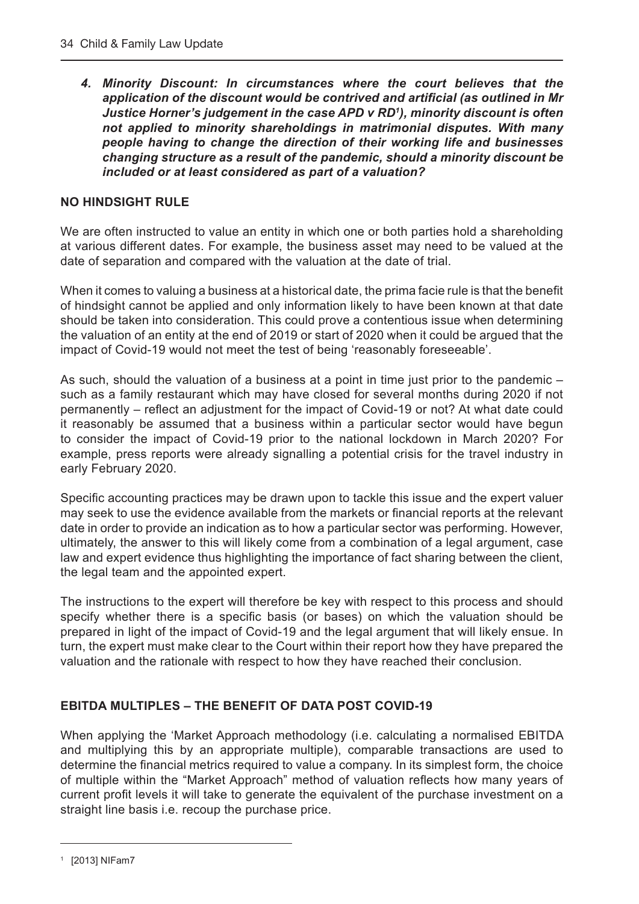***4. Minority Discount: In circumstances where the court believes that the application of the discount would be contrived and artificial (as outlined in Mr Justice Horner's judgement in the case APD v RD[1]), minority discount is often not applied to minority shareholdings in matrimonial disputes. With many people having to change the direction of their working life and businesses changing structure as a result of the pandemic, should a minority discount be included or at least considered as part of a valuation?***

## NO HINDSIGHT RULE

We are often instructed to value an entity in which one or both parties hold a shareholding at various different dates. For example, the business asset may need to be valued at the date of separation and compared with the valuation at the date of trial.

When it comes to valuing a business at a historical date, the prima facie rule is that the benefit of hindsight cannot be applied and only information likely to have been known at that date should be taken into consideration. This could prove a contentious issue when determining the valuation of an entity at the end of 2019 or start of 2020 when it could be argued that the impact of Covid-19 would not meet the test of being 'reasonably foreseeable'.

As such, should the valuation of a business at a point in time just prior to the pandemic – such as a family restaurant which may have closed for several months during 2020 if not permanently – reflect an adjustment for the impact of Covid-19 or not? At what date could it reasonably be assumed that a business within a particular sector would have begun to consider the impact of Covid-19 prior to the national lockdown in March 2020? For example, press reports were already signalling a potential crisis for the travel industry in early February 2020.

Specific accounting practices may be drawn upon to tackle this issue and the expert valuer may seek to use the evidence available from the markets or financial reports at the relevant date in order to provide an indication as to how a particular sector was performing. However, ultimately, the answer to this will likely come from a combination of a legal argument, case law and expert evidence thus highlighting the importance of fact sharing between the client, the legal team and the appointed expert.

The instructions to the expert will therefore be key with respect to this process and should specify whether there is a specific basis (or bases) on which the valuation should be prepared in light of the impact of Covid-19 and the legal argument that will likely ensue. In turn, the expert must make clear to the Court within their report how they have prepared the valuation and the rationale with respect to how they have reached their conclusion.

## EBITDA MULTIPLES – THE BENEFIT OF DATA POST COVID-19

When applying the 'Market Approach methodology (i.e. calculating a normalised EBITDA and multiplying this by an appropriate multiple), comparable transactions are used to determine the financial metrics required to value a company. In its simplest form, the choice of multiple within the "Market Approach" method of valuation reflects how many years of current profit levels it will take to generate the equivalent of the purchase investment on a straight line basis i.e. recoup the purchase price.

---

[1] [2013] NIFam7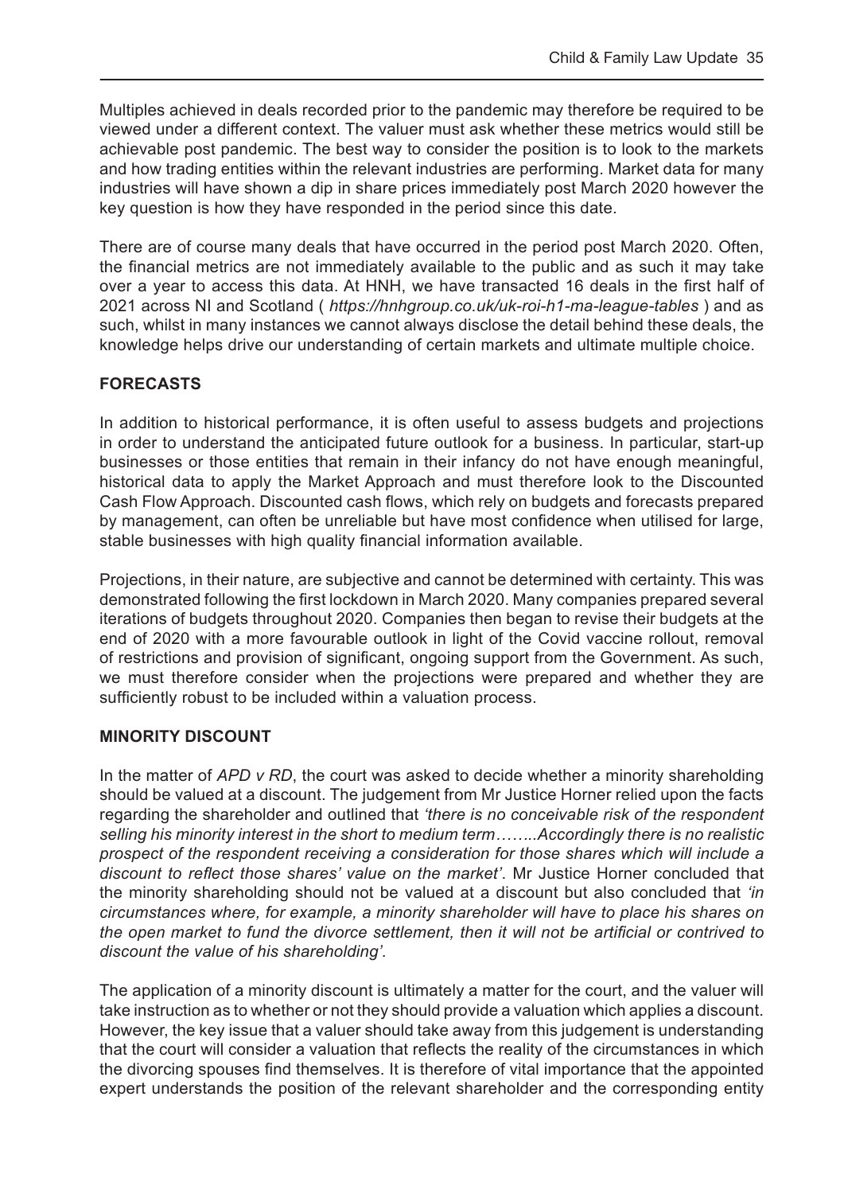Multiples achieved in deals recorded prior to the pandemic may therefore be required to be viewed under a different context. The valuer must ask whether these metrics would still be achievable post pandemic. The best way to consider the position is to look to the markets and how trading entities within the relevant industries are performing. Market data for many industries will have shown a dip in share prices immediately post March 2020 however the key question is how they have responded in the period since this date.

There are of course many deals that have occurred in the period post March 2020. Often, the financial metrics are not immediately available to the public and as such it may take over a year to access this data. At HNH, we have transacted 16 deals in the first half of 2021 across NI and Scotland ( *https://hnhgroup.co.uk/uk-roi-h1-ma-league-tables* ) and as such, whilst in many instances we cannot always disclose the detail behind these deals, the knowledge helps drive our understanding of certain markets and ultimate multiple choice.

## FORECASTS

In addition to historical performance, it is often useful to assess budgets and projections in order to understand the anticipated future outlook for a business. In particular, start-up businesses or those entities that remain in their infancy do not have enough meaningful, historical data to apply the Market Approach and must therefore look to the Discounted Cash Flow Approach. Discounted cash flows, which rely on budgets and forecasts prepared by management, can often be unreliable but have most confidence when utilised for large, stable businesses with high quality financial information available.

Projections, in their nature, are subjective and cannot be determined with certainty. This was demonstrated following the first lockdown in March 2020. Many companies prepared several iterations of budgets throughout 2020. Companies then began to revise their budgets at the end of 2020 with a more favourable outlook in light of the Covid vaccine rollout, removal of restrictions and provision of significant, ongoing support from the Government. As such, we must therefore consider when the projections were prepared and whether they are sufficiently robust to be included within a valuation process.

## MINORITY DISCOUNT

In the matter of *APD v RD*, the court was asked to decide whether a minority shareholding should be valued at a discount. The judgement from Mr Justice Horner relied upon the facts regarding the shareholder and outlined that *'there is no conceivable risk of the respondent selling his minority interest in the short to medium term……..Accordingly there is no realistic prospect of the respondent receiving a consideration for those shares which will include a discount to reflect those shares' value on the market'*. Mr Justice Horner concluded that the minority shareholding should not be valued at a discount but also concluded that *'in circumstances where, for example, a minority shareholder will have to place his shares on the open market to fund the divorce settlement, then it will not be artificial or contrived to discount the value of his shareholding'.*

The application of a minority discount is ultimately a matter for the court, and the valuer will take instruction as to whether or not they should provide a valuation which applies a discount. However, the key issue that a valuer should take away from this judgement is understanding that the court will consider a valuation that reflects the reality of the circumstances in which the divorcing spouses find themselves. It is therefore of vital importance that the appointed expert understands the position of the relevant shareholder and the corresponding entity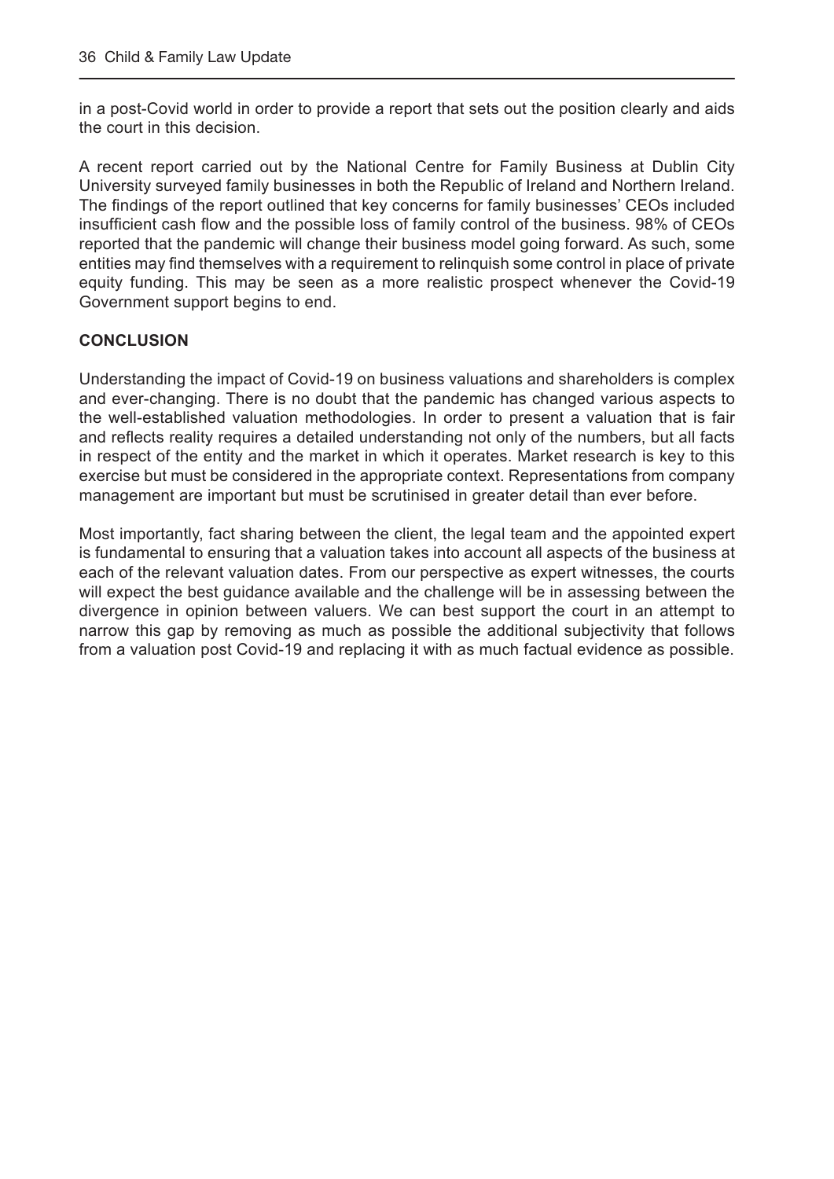in a post-Covid world in order to provide a report that sets out the position clearly and aids the court in this decision.

A recent report carried out by the National Centre for Family Business at Dublin City University surveyed family businesses in both the Republic of Ireland and Northern Ireland. The findings of the report outlined that key concerns for family businesses' CEOs included insufficient cash flow and the possible loss of family control of the business. 98% of CEOs reported that the pandemic will change their business model going forward. As such, some entities may find themselves with a requirement to relinquish some control in place of private equity funding. This may be seen as a more realistic prospect whenever the Covid-19 Government support begins to end.

## CONCLUSION

Understanding the impact of Covid-19 on business valuations and shareholders is complex and ever-changing. There is no doubt that the pandemic has changed various aspects to the well-established valuation methodologies. In order to present a valuation that is fair and reflects reality requires a detailed understanding not only of the numbers, but all facts in respect of the entity and the market in which it operates. Market research is key to this exercise but must be considered in the appropriate context. Representations from company management are important but must be scrutinised in greater detail than ever before.

Most importantly, fact sharing between the client, the legal team and the appointed expert is fundamental to ensuring that a valuation takes into account all aspects of the business at each of the relevant valuation dates. From our perspective as expert witnesses, the courts will expect the best guidance available and the challenge will be in assessing between the divergence in opinion between valuers. We can best support the court in an attempt to narrow this gap by removing as much as possible the additional subjectivity that follows from a valuation post Covid-19 and replacing it with as much factual evidence as possible.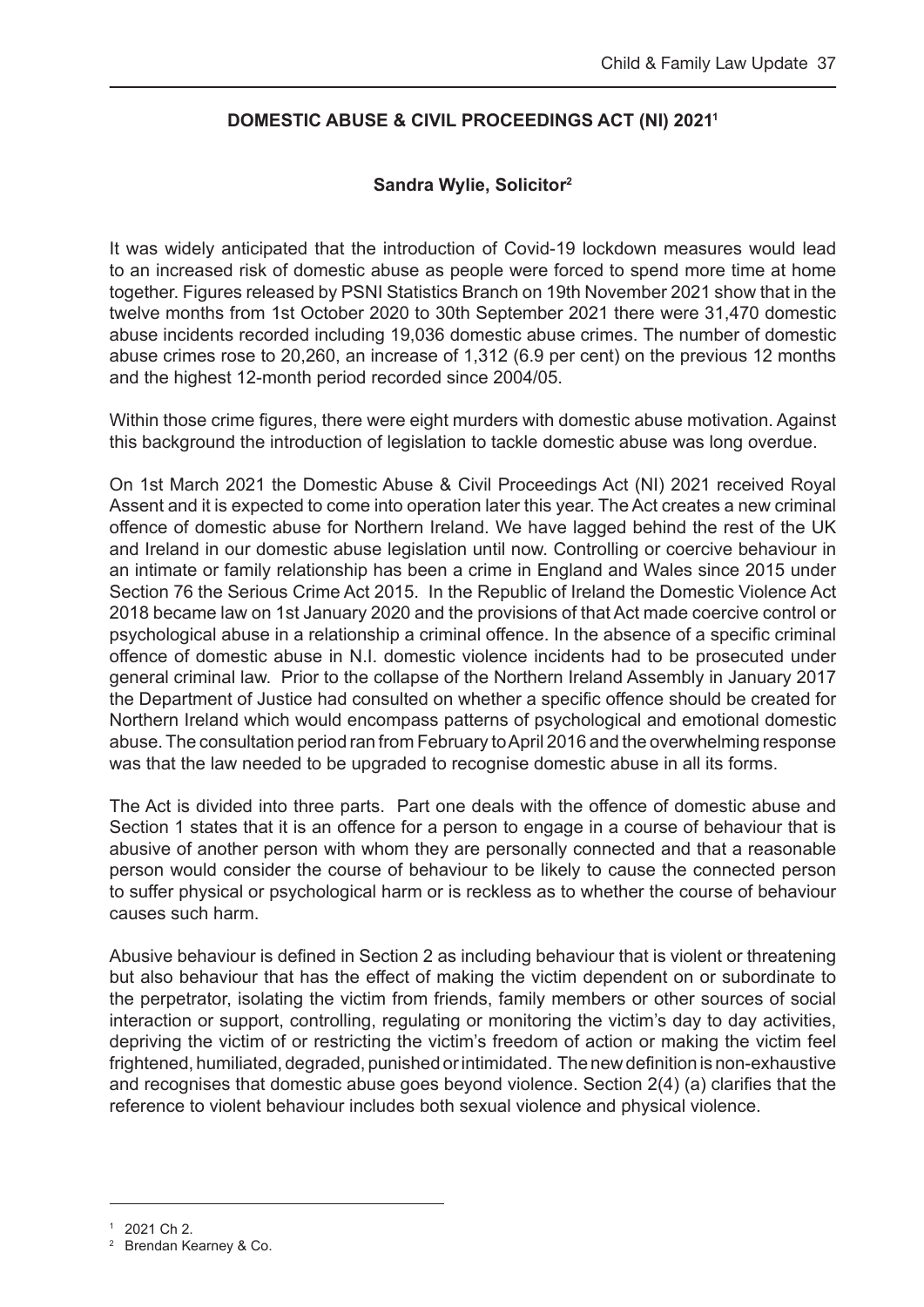## DOMESTIC ABUSE & CIVIL PROCEEDINGS ACT (NI) 2021[1]

### Sandra Wylie, Solicitor[2]

It was widely anticipated that the introduction of Covid-19 lockdown measures would lead to an increased risk of domestic abuse as people were forced to spend more time at home together. Figures released by PSNI Statistics Branch on 19th November 2021 show that in the twelve months from 1st October 2020 to 30th September 2021 there were 31,470 domestic abuse incidents recorded including 19,036 domestic abuse crimes. The number of domestic abuse crimes rose to 20,260, an increase of 1,312 (6.9 per cent) on the previous 12 months and the highest 12-month period recorded since 2004/05.

Within those crime figures, there were eight murders with domestic abuse motivation. Against this background the introduction of legislation to tackle domestic abuse was long overdue.

On 1st March 2021 the Domestic Abuse & Civil Proceedings Act (NI) 2021 received Royal Assent and it is expected to come into operation later this year. The Act creates a new criminal offence of domestic abuse for Northern Ireland. We have lagged behind the rest of the UK and Ireland in our domestic abuse legislation until now. Controlling or coercive behaviour in an intimate or family relationship has been a crime in England and Wales since 2015 under Section 76 the Serious Crime Act 2015. In the Republic of Ireland the Domestic Violence Act 2018 became law on 1st January 2020 and the provisions of that Act made coercive control or psychological abuse in a relationship a criminal offence. In the absence of a specific criminal offence of domestic abuse in N.I. domestic violence incidents had to be prosecuted under general criminal law. Prior to the collapse of the Northern Ireland Assembly in January 2017 the Department of Justice had consulted on whether a specific offence should be created for Northern Ireland which would encompass patterns of psychological and emotional domestic abuse. The consultation period ran from February to April 2016 and the overwhelming response was that the law needed to be upgraded to recognise domestic abuse in all its forms.

The Act is divided into three parts. Part one deals with the offence of domestic abuse and Section 1 states that it is an offence for a person to engage in a course of behaviour that is abusive of another person with whom they are personally connected and that a reasonable person would consider the course of behaviour to be likely to cause the connected person to suffer physical or psychological harm or is reckless as to whether the course of behaviour causes such harm.

Abusive behaviour is defined in Section 2 as including behaviour that is violent or threatening but also behaviour that has the effect of making the victim dependent on or subordinate to the perpetrator, isolating the victim from friends, family members or other sources of social interaction or support, controlling, regulating or monitoring the victim's day to day activities, depriving the victim of or restricting the victim's freedom of action or making the victim feel frightened, humiliated, degraded, punished or intimidated. The new definition is non-exhaustive and recognises that domestic abuse goes beyond violence. Section 2(4) (a) clarifies that the reference to violent behaviour includes both sexual violence and physical violence.

---

[1] 2021 Ch 2.

[2] Brendan Kearney & Co.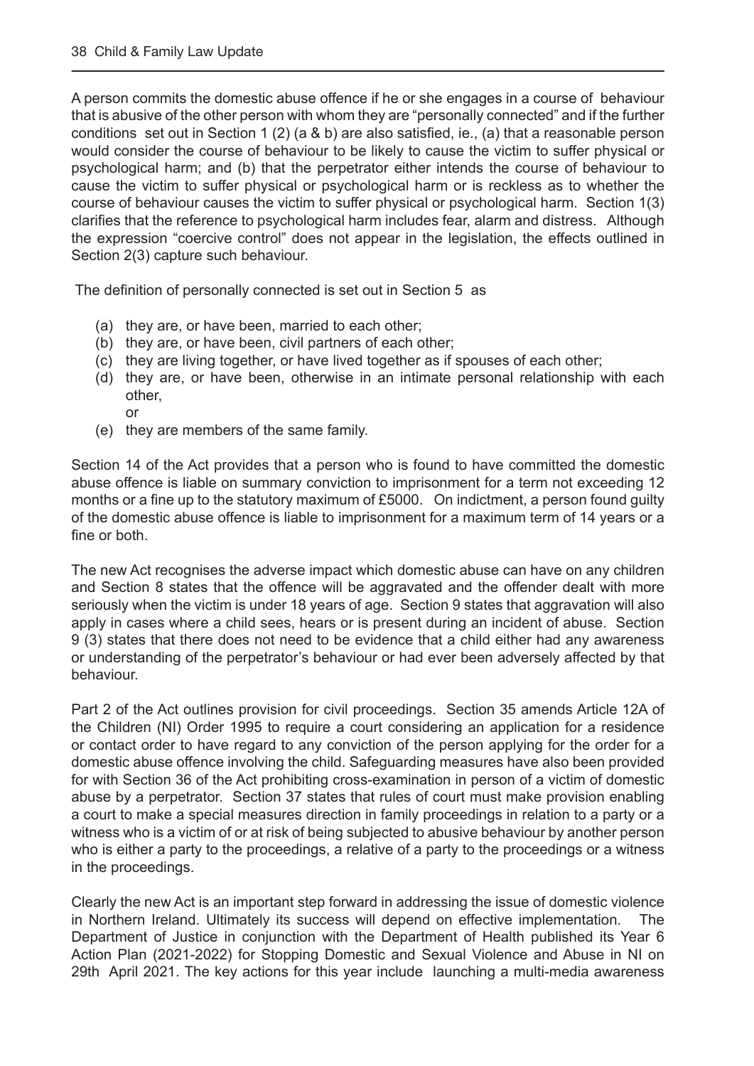A person commits the domestic abuse offence if he or she engages in a course of behaviour that is abusive of the other person with whom they are "personally connected" and if the further conditions set out in Section 1 (2) (a & b) are also satisfied, ie., (a) that a reasonable person would consider the course of behaviour to be likely to cause the victim to suffer physical or psychological harm; and (b) that the perpetrator either intends the course of behaviour to cause the victim to suffer physical or psychological harm or is reckless as to whether the course of behaviour causes the victim to suffer physical or psychological harm. Section 1(3) clarifies that the reference to psychological harm includes fear, alarm and distress. Although the expression "coercive control" does not appear in the legislation, the effects outlined in Section 2(3) capture such behaviour.

The definition of personally connected is set out in Section 5 as

- (a) they are, or have been, married to each other;
- (b) they are, or have been, civil partners of each other;
- (c) they are living together, or have lived together as if spouses of each other;
- (d) they are, or have been, otherwise in an intimate personal relationship with each other,
  or
- (e) they are members of the same family.

Section 14 of the Act provides that a person who is found to have committed the domestic abuse offence is liable on summary conviction to imprisonment for a term not exceeding 12 months or a fine up to the statutory maximum of £5000. On indictment, a person found guilty of the domestic abuse offence is liable to imprisonment for a maximum term of 14 years or a fine or both.

The new Act recognises the adverse impact which domestic abuse can have on any children and Section 8 states that the offence will be aggravated and the offender dealt with more seriously when the victim is under 18 years of age. Section 9 states that aggravation will also apply in cases where a child sees, hears or is present during an incident of abuse. Section 9 (3) states that there does not need to be evidence that a child either had any awareness or understanding of the perpetrator's behaviour or had ever been adversely affected by that behaviour.

Part 2 of the Act outlines provision for civil proceedings. Section 35 amends Article 12A of the Children (NI) Order 1995 to require a court considering an application for a residence or contact order to have regard to any conviction of the person applying for the order for a domestic abuse offence involving the child. Safeguarding measures have also been provided for with Section 36 of the Act prohibiting cross-examination in person of a victim of domestic abuse by a perpetrator. Section 37 states that rules of court must make provision enabling a court to make a special measures direction in family proceedings in relation to a party or a witness who is a victim of or at risk of being subjected to abusive behaviour by another person who is either a party to the proceedings, a relative of a party to the proceedings or a witness in the proceedings.

Clearly the new Act is an important step forward in addressing the issue of domestic violence in Northern Ireland. Ultimately its success will depend on effective implementation. The Department of Justice in conjunction with the Department of Health published its Year 6 Action Plan (2021-2022) for Stopping Domestic and Sexual Violence and Abuse in NI on 29th April 2021. The key actions for this year include launching a multi-media awareness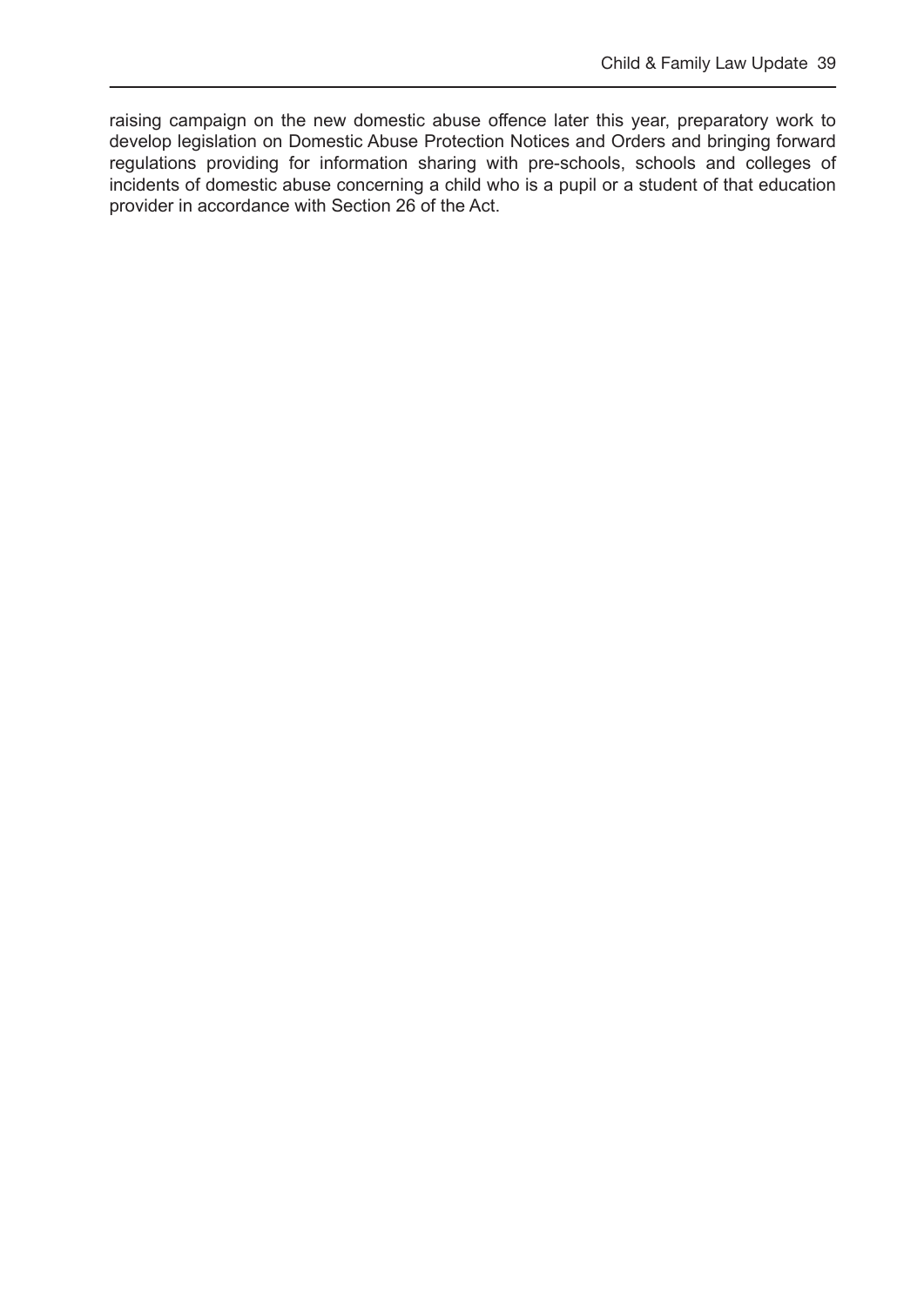raising campaign on the new domestic abuse offence later this year, preparatory work to develop legislation on Domestic Abuse Protection Notices and Orders and bringing forward regulations providing for information sharing with pre-schools, schools and colleges of incidents of domestic abuse concerning a child who is a pupil or a student of that education provider in accordance with Section 26 of the Act.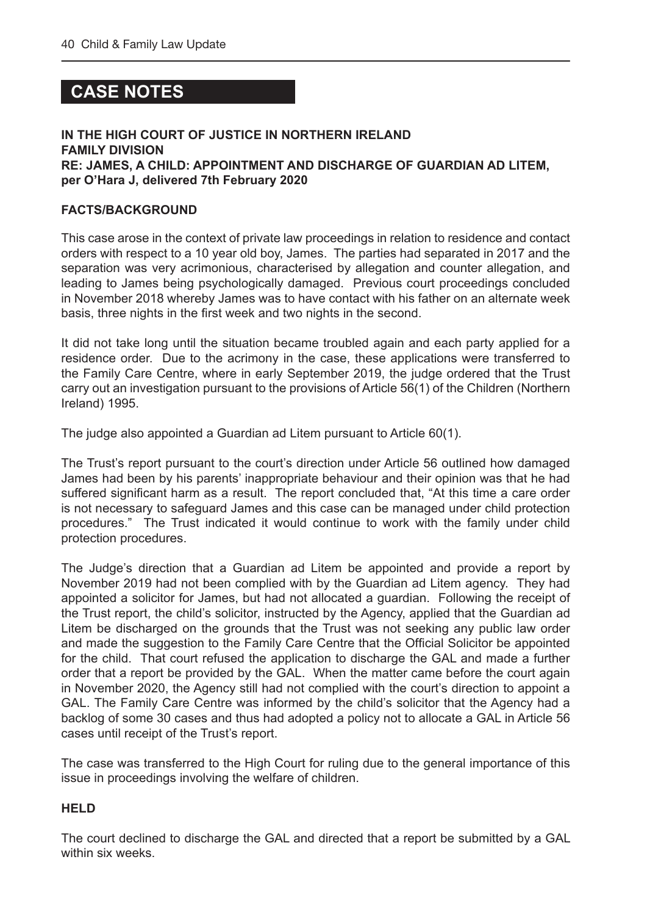## CASE NOTES

**IN THE HIGH COURT OF JUSTICE IN NORTHERN IRELAND**
**FAMILY DIVISION**
**RE: JAMES, A CHILD: APPOINTMENT AND DISCHARGE OF GUARDIAN AD LITEM, per O'Hara J, delivered 7th February 2020**

### FACTS/BACKGROUND

This case arose in the context of private law proceedings in relation to residence and contact orders with respect to a 10 year old boy, James. The parties had separated in 2017 and the separation was very acrimonious, characterised by allegation and counter allegation, and leading to James being psychologically damaged. Previous court proceedings concluded in November 2018 whereby James was to have contact with his father on an alternate week basis, three nights in the first week and two nights in the second.

It did not take long until the situation became troubled again and each party applied for a residence order. Due to the acrimony in the case, these applications were transferred to the Family Care Centre, where in early September 2019, the judge ordered that the Trust carry out an investigation pursuant to the provisions of Article 56(1) of the Children (Northern Ireland) 1995.

The judge also appointed a Guardian ad Litem pursuant to Article 60(1).

The Trust's report pursuant to the court's direction under Article 56 outlined how damaged James had been by his parents' inappropriate behaviour and their opinion was that he had suffered significant harm as a result. The report concluded that, "At this time a care order is not necessary to safeguard James and this case can be managed under child protection procedures." The Trust indicated it would continue to work with the family under child protection procedures.

The Judge's direction that a Guardian ad Litem be appointed and provide a report by November 2019 had not been complied with by the Guardian ad Litem agency. They had appointed a solicitor for James, but had not allocated a guardian. Following the receipt of the Trust report, the child's solicitor, instructed by the Agency, applied that the Guardian ad Litem be discharged on the grounds that the Trust was not seeking any public law order and made the suggestion to the Family Care Centre that the Official Solicitor be appointed for the child. That court refused the application to discharge the GAL and made a further order that a report be provided by the GAL. When the matter came before the court again in November 2020, the Agency still had not complied with the court's direction to appoint a GAL. The Family Care Centre was informed by the child's solicitor that the Agency had a backlog of some 30 cases and thus had adopted a policy not to allocate a GAL in Article 56 cases until receipt of the Trust's report.

The case was transferred to the High Court for ruling due to the general importance of this issue in proceedings involving the welfare of children.

### HELD

The court declined to discharge the GAL and directed that a report be submitted by a GAL within six weeks.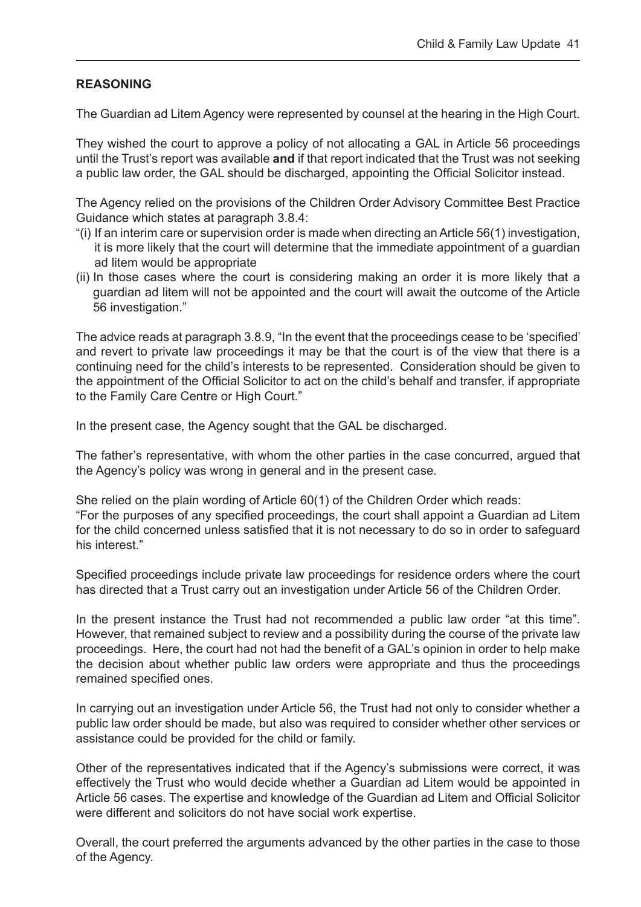## REASONING

The Guardian ad Litem Agency were represented by counsel at the hearing in the High Court.

They wished the court to approve a policy of not allocating a GAL in Article 56 proceedings until the Trust's report was available **and** if that report indicated that the Trust was not seeking a public law order, the GAL should be discharged, appointing the Official Solicitor instead.

The Agency relied on the provisions of the Children Order Advisory Committee Best Practice Guidance which states at paragraph 3.8.4:

"(i) If an interim care or supervision order is made when directing an Article 56(1) investigation, it is more likely that the court will determine that the immediate appointment of a guardian ad litem would be appropriate
(ii) In those cases where the court is considering making an order it is more likely that a guardian ad litem will not be appointed and the court will await the outcome of the Article 56 investigation."

The advice reads at paragraph 3.8.9, "In the event that the proceedings cease to be 'specified' and revert to private law proceedings it may be that the court is of the view that there is a continuing need for the child's interests to be represented. Consideration should be given to the appointment of the Official Solicitor to act on the child's behalf and transfer, if appropriate to the Family Care Centre or High Court."

In the present case, the Agency sought that the GAL be discharged.

The father's representative, with whom the other parties in the case concurred, argued that the Agency's policy was wrong in general and in the present case.

She relied on the plain wording of Article 60(1) of the Children Order which reads:
"For the purposes of any specified proceedings, the court shall appoint a Guardian ad Litem for the child concerned unless satisfied that it is not necessary to do so in order to safeguard his interest."

Specified proceedings include private law proceedings for residence orders where the court has directed that a Trust carry out an investigation under Article 56 of the Children Order.

In the present instance the Trust had not recommended a public law order "at this time". However, that remained subject to review and a possibility during the course of the private law proceedings. Here, the court had not had the benefit of a GAL's opinion in order to help make the decision about whether public law orders were appropriate and thus the proceedings remained specified ones.

In carrying out an investigation under Article 56, the Trust had not only to consider whether a public law order should be made, but also was required to consider whether other services or assistance could be provided for the child or family.

Other of the representatives indicated that if the Agency's submissions were correct, it was effectively the Trust who would decide whether a Guardian ad Litem would be appointed in Article 56 cases. The expertise and knowledge of the Guardian ad Litem and Official Solicitor were different and solicitors do not have social work expertise.

Overall, the court preferred the arguments advanced by the other parties in the case to those of the Agency.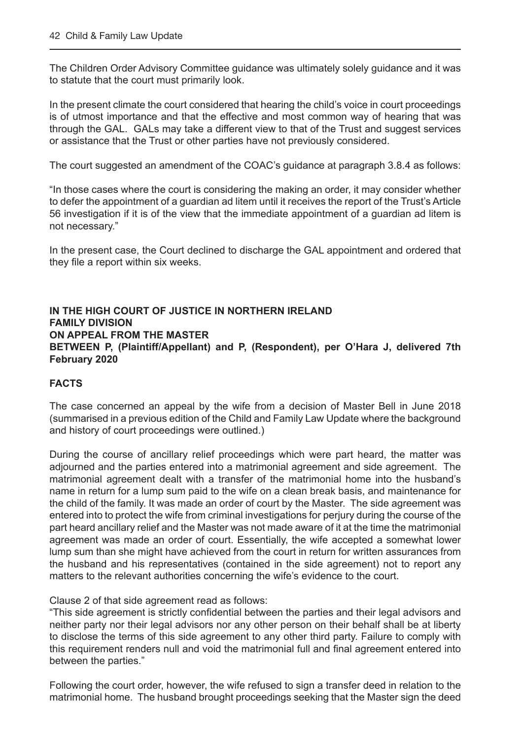The Children Order Advisory Committee guidance was ultimately solely guidance and it was to statute that the court must primarily look.

In the present climate the court considered that hearing the child's voice in court proceedings is of utmost importance and that the effective and most common way of hearing that was through the GAL. GALs may take a different view to that of the Trust and suggest services or assistance that the Trust or other parties have not previously considered.

The court suggested an amendment of the COAC's guidance at paragraph 3.8.4 as follows:

"In those cases where the court is considering the making an order, it may consider whether to defer the appointment of a guardian ad litem until it receives the report of the Trust's Article 56 investigation if it is of the view that the immediate appointment of a guardian ad litem is not necessary."

In the present case, the Court declined to discharge the GAL appointment and ordered that they file a report within six weeks.

**IN THE HIGH COURT OF JUSTICE IN NORTHERN IRELAND**
**FAMILY DIVISION**
**ON APPEAL FROM THE MASTER**
**BETWEEN P, (Plaintiff/Appellant) and P, (Respondent), per O'Hara J, delivered 7th February 2020**

**FACTS**

The case concerned an appeal by the wife from a decision of Master Bell in June 2018 (summarised in a previous edition of the Child and Family Law Update where the background and history of court proceedings were outlined.)

During the course of ancillary relief proceedings which were part heard, the matter was adjourned and the parties entered into a matrimonial agreement and side agreement. The matrimonial agreement dealt with a transfer of the matrimonial home into the husband's name in return for a lump sum paid to the wife on a clean break basis, and maintenance for the child of the family. It was made an order of court by the Master. The side agreement was entered into to protect the wife from criminal investigations for perjury during the course of the part heard ancillary relief and the Master was not made aware of it at the time the matrimonial agreement was made an order of court. Essentially, the wife accepted a somewhat lower lump sum than she might have achieved from the court in return for written assurances from the husband and his representatives (contained in the side agreement) not to report any matters to the relevant authorities concerning the wife's evidence to the court.

Clause 2 of that side agreement read as follows:
"This side agreement is strictly confidential between the parties and their legal advisors and neither party nor their legal advisors nor any other person on their behalf shall be at liberty to disclose the terms of this side agreement to any other third party. Failure to comply with this requirement renders null and void the matrimonial full and final agreement entered into between the parties."

Following the court order, however, the wife refused to sign a transfer deed in relation to the matrimonial home. The husband brought proceedings seeking that the Master sign the deed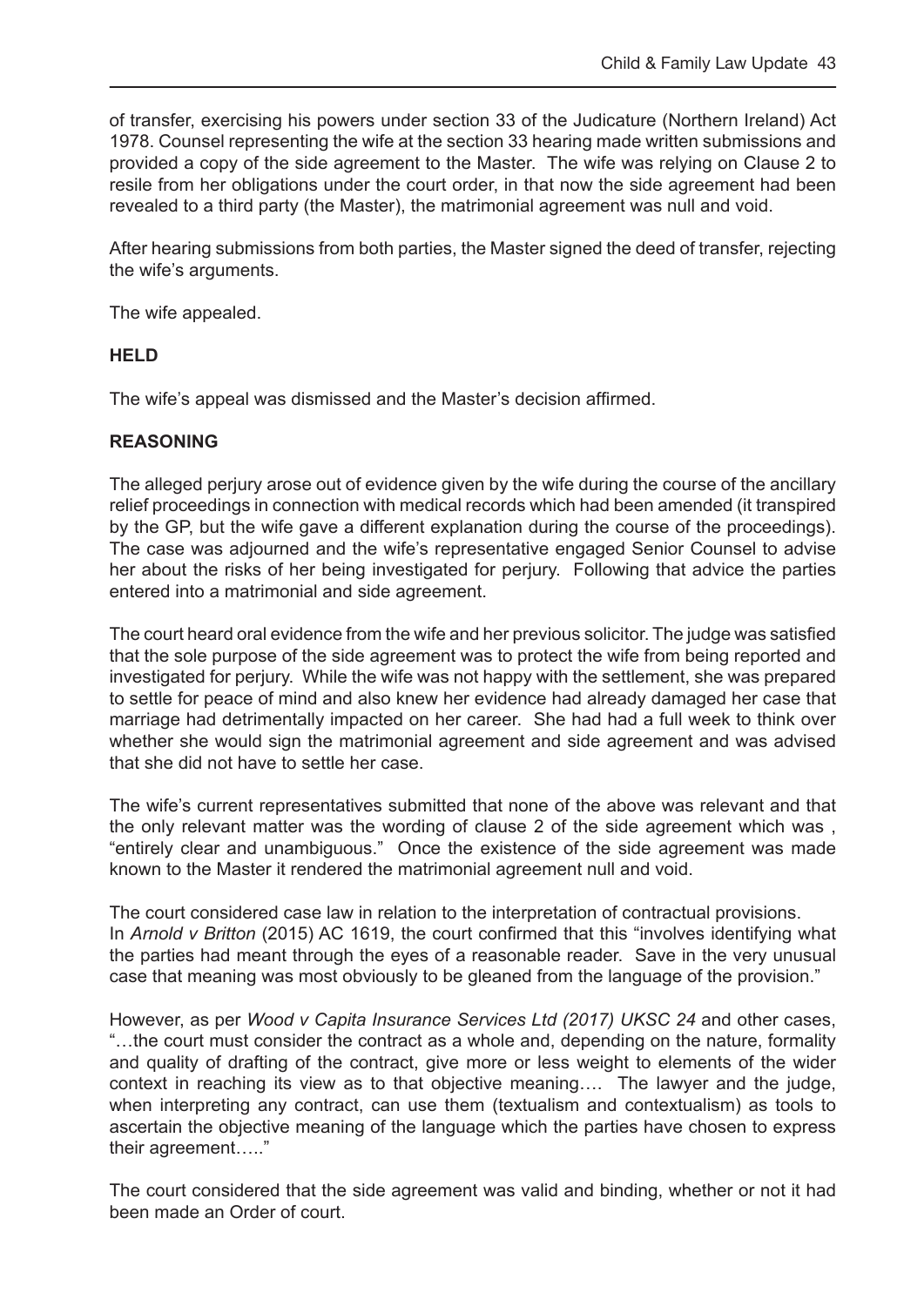of transfer, exercising his powers under section 33 of the Judicature (Northern Ireland) Act 1978. Counsel representing the wife at the section 33 hearing made written submissions and provided a copy of the side agreement to the Master. The wife was relying on Clause 2 to resile from her obligations under the court order, in that now the side agreement had been revealed to a third party (the Master), the matrimonial agreement was null and void.

After hearing submissions from both parties, the Master signed the deed of transfer, rejecting the wife's arguments.

The wife appealed.

**HELD**

The wife's appeal was dismissed and the Master's decision affirmed.

**REASONING**

The alleged perjury arose out of evidence given by the wife during the course of the ancillary relief proceedings in connection with medical records which had been amended (it transpired by the GP, but the wife gave a different explanation during the course of the proceedings). The case was adjourned and the wife's representative engaged Senior Counsel to advise her about the risks of her being investigated for perjury. Following that advice the parties entered into a matrimonial and side agreement.

The court heard oral evidence from the wife and her previous solicitor. The judge was satisfied that the sole purpose of the side agreement was to protect the wife from being reported and investigated for perjury. While the wife was not happy with the settlement, she was prepared to settle for peace of mind and also knew her evidence had already damaged her case that marriage had detrimentally impacted on her career. She had had a full week to think over whether she would sign the matrimonial agreement and side agreement and was advised that she did not have to settle her case.

The wife's current representatives submitted that none of the above was relevant and that the only relevant matter was the wording of clause 2 of the side agreement which was , "entirely clear and unambiguous." Once the existence of the side agreement was made known to the Master it rendered the matrimonial agreement null and void.

The court considered case law in relation to the interpretation of contractual provisions. In *Arnold v Britton* (2015) AC 1619, the court confirmed that this "involves identifying what the parties had meant through the eyes of a reasonable reader. Save in the very unusual case that meaning was most obviously to be gleaned from the language of the provision."

However, as per *Wood v Capita Insurance Services Ltd (2017) UKSC 24* and other cases, "…the court must consider the contract as a whole and, depending on the nature, formality and quality of drafting of the contract, give more or less weight to elements of the wider context in reaching its view as to that objective meaning…. The lawyer and the judge, when interpreting any contract, can use them (textualism and contextualism) as tools to ascertain the objective meaning of the language which the parties have chosen to express their agreement….."

The court considered that the side agreement was valid and binding, whether or not it had been made an Order of court.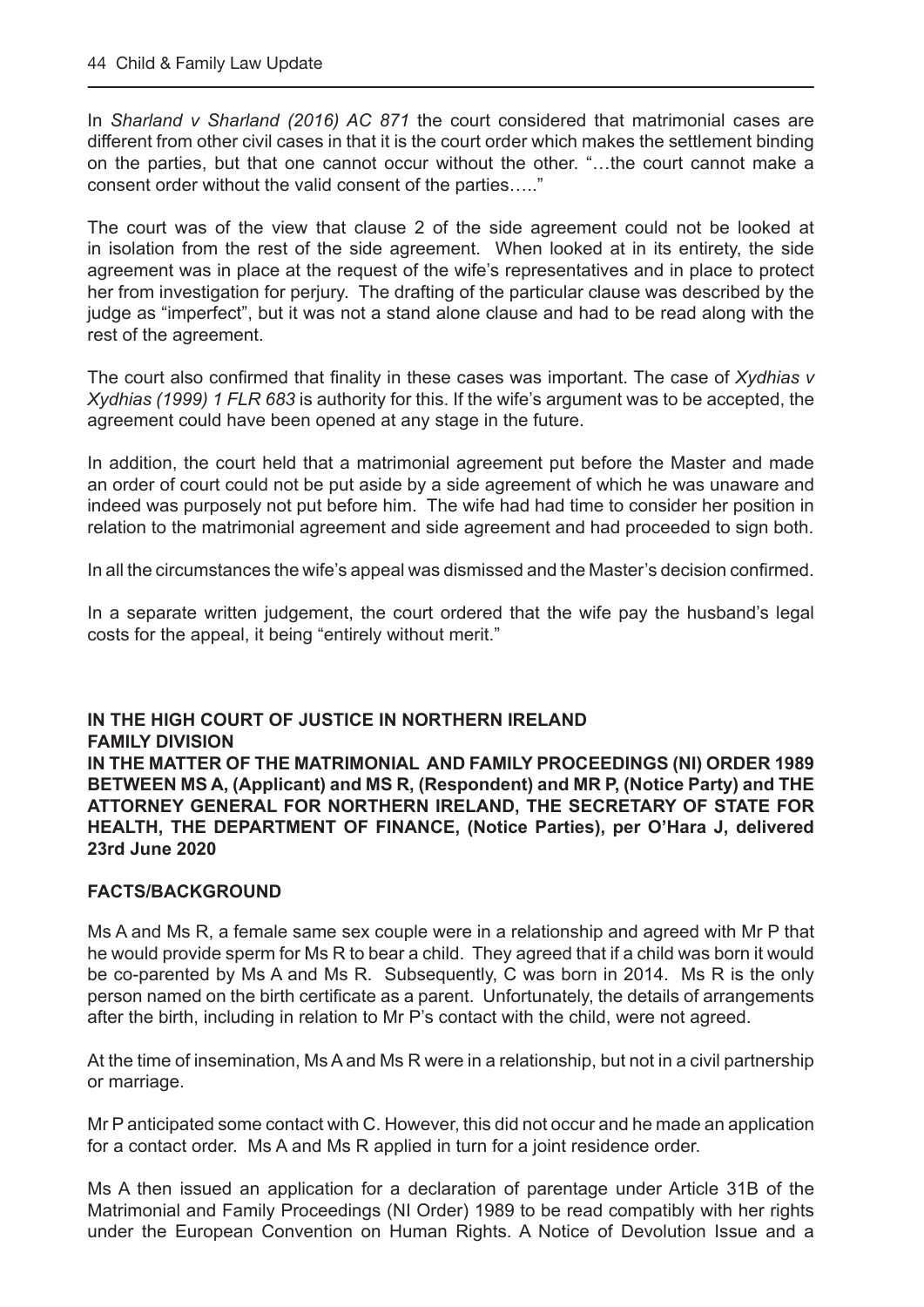In *Sharland v Sharland (2016) AC 871* the court considered that matrimonial cases are different from other civil cases in that it is the court order which makes the settlement binding on the parties, but that one cannot occur without the other. "…the court cannot make a consent order without the valid consent of the parties….."

The court was of the view that clause 2 of the side agreement could not be looked at in isolation from the rest of the side agreement. When looked at in its entirety, the side agreement was in place at the request of the wife's representatives and in place to protect her from investigation for perjury. The drafting of the particular clause was described by the judge as "imperfect", but it was not a stand alone clause and had to be read along with the rest of the agreement.

The court also confirmed that finality in these cases was important. The case of *Xydhias v Xydhias (1999) 1 FLR 683* is authority for this. If the wife's argument was to be accepted, the agreement could have been opened at any stage in the future.

In addition, the court held that a matrimonial agreement put before the Master and made an order of court could not be put aside by a side agreement of which he was unaware and indeed was purposely not put before him. The wife had had time to consider her position in relation to the matrimonial agreement and side agreement and had proceeded to sign both.

In all the circumstances the wife's appeal was dismissed and the Master's decision confirmed.

In a separate written judgement, the court ordered that the wife pay the husband's legal costs for the appeal, it being "entirely without merit."

**IN THE HIGH COURT OF JUSTICE IN NORTHERN IRELAND**
**FAMILY DIVISION**
**IN THE MATTER OF THE MATRIMONIAL AND FAMILY PROCEEDINGS (NI) ORDER 1989 BETWEEN MS A, (Applicant) and MS R, (Respondent) and MR P, (Notice Party) and THE ATTORNEY GENERAL FOR NORTHERN IRELAND, THE SECRETARY OF STATE FOR HEALTH, THE DEPARTMENT OF FINANCE, (Notice Parties), per O'Hara J, delivered 23rd June 2020**

**FACTS/BACKGROUND**

Ms A and Ms R, a female same sex couple were in a relationship and agreed with Mr P that he would provide sperm for Ms R to bear a child. They agreed that if a child was born it would be co-parented by Ms A and Ms R. Subsequently, C was born in 2014. Ms R is the only person named on the birth certificate as a parent. Unfortunately, the details of arrangements after the birth, including in relation to Mr P's contact with the child, were not agreed.

At the time of insemination, Ms A and Ms R were in a relationship, but not in a civil partnership or marriage.

Mr P anticipated some contact with C. However, this did not occur and he made an application for a contact order. Ms A and Ms R applied in turn for a joint residence order.

Ms A then issued an application for a declaration of parentage under Article 31B of the Matrimonial and Family Proceedings (NI Order) 1989 to be read compatibly with her rights under the European Convention on Human Rights. A Notice of Devolution Issue and a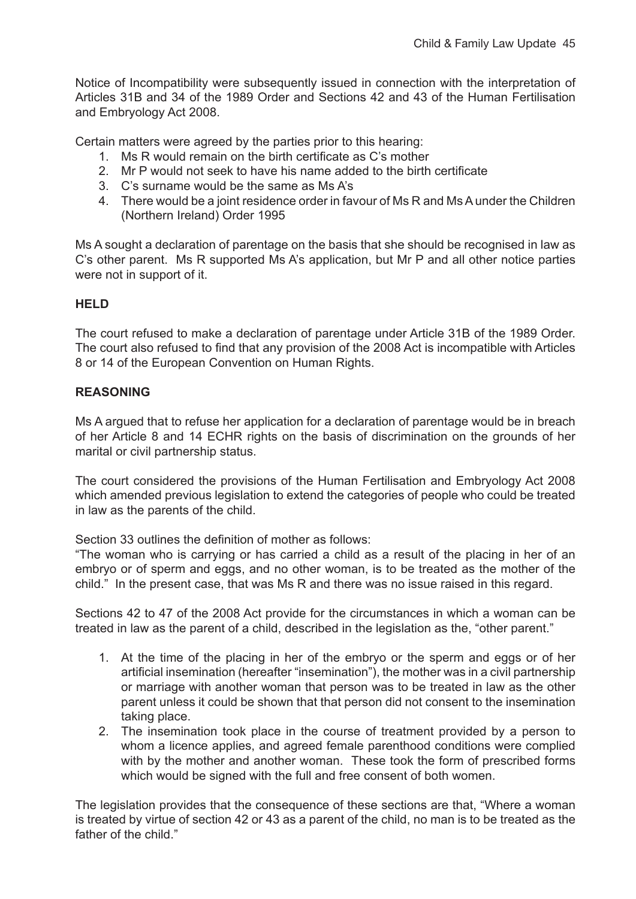Notice of Incompatibility were subsequently issued in connection with the interpretation of Articles 31B and 34 of the 1989 Order and Sections 42 and 43 of the Human Fertilisation and Embryology Act 2008.

Certain matters were agreed by the parties prior to this hearing:

1. Ms R would remain on the birth certificate as C's mother
2. Mr P would not seek to have his name added to the birth certificate
3. C's surname would be the same as Ms A's
4. There would be a joint residence order in favour of Ms R and Ms A under the Children (Northern Ireland) Order 1995

Ms A sought a declaration of parentage on the basis that she should be recognised in law as C's other parent. Ms R supported Ms A's application, but Mr P and all other notice parties were not in support of it.

**HELD**

The court refused to make a declaration of parentage under Article 31B of the 1989 Order. The court also refused to find that any provision of the 2008 Act is incompatible with Articles 8 or 14 of the European Convention on Human Rights.

**REASONING**

Ms A argued that to refuse her application for a declaration of parentage would be in breach of her Article 8 and 14 ECHR rights on the basis of discrimination on the grounds of her marital or civil partnership status.

The court considered the provisions of the Human Fertilisation and Embryology Act 2008 which amended previous legislation to extend the categories of people who could be treated in law as the parents of the child.

Section 33 outlines the definition of mother as follows:
"The woman who is carrying or has carried a child as a result of the placing in her of an embryo or of sperm and eggs, and no other woman, is to be treated as the mother of the child." In the present case, that was Ms R and there was no issue raised in this regard.

Sections 42 to 47 of the 2008 Act provide for the circumstances in which a woman can be treated in law as the parent of a child, described in the legislation as the, "other parent."

1. At the time of the placing in her of the embryo or the sperm and eggs or of her artificial insemination (hereafter "insemination"), the mother was in a civil partnership or marriage with another woman that person was to be treated in law as the other parent unless it could be shown that that person did not consent to the insemination taking place.
2. The insemination took place in the course of treatment provided by a person to whom a licence applies, and agreed female parenthood conditions were complied with by the mother and another woman. These took the form of prescribed forms which would be signed with the full and free consent of both women.

The legislation provides that the consequence of these sections are that, "Where a woman is treated by virtue of section 42 or 43 as a parent of the child, no man is to be treated as the father of the child."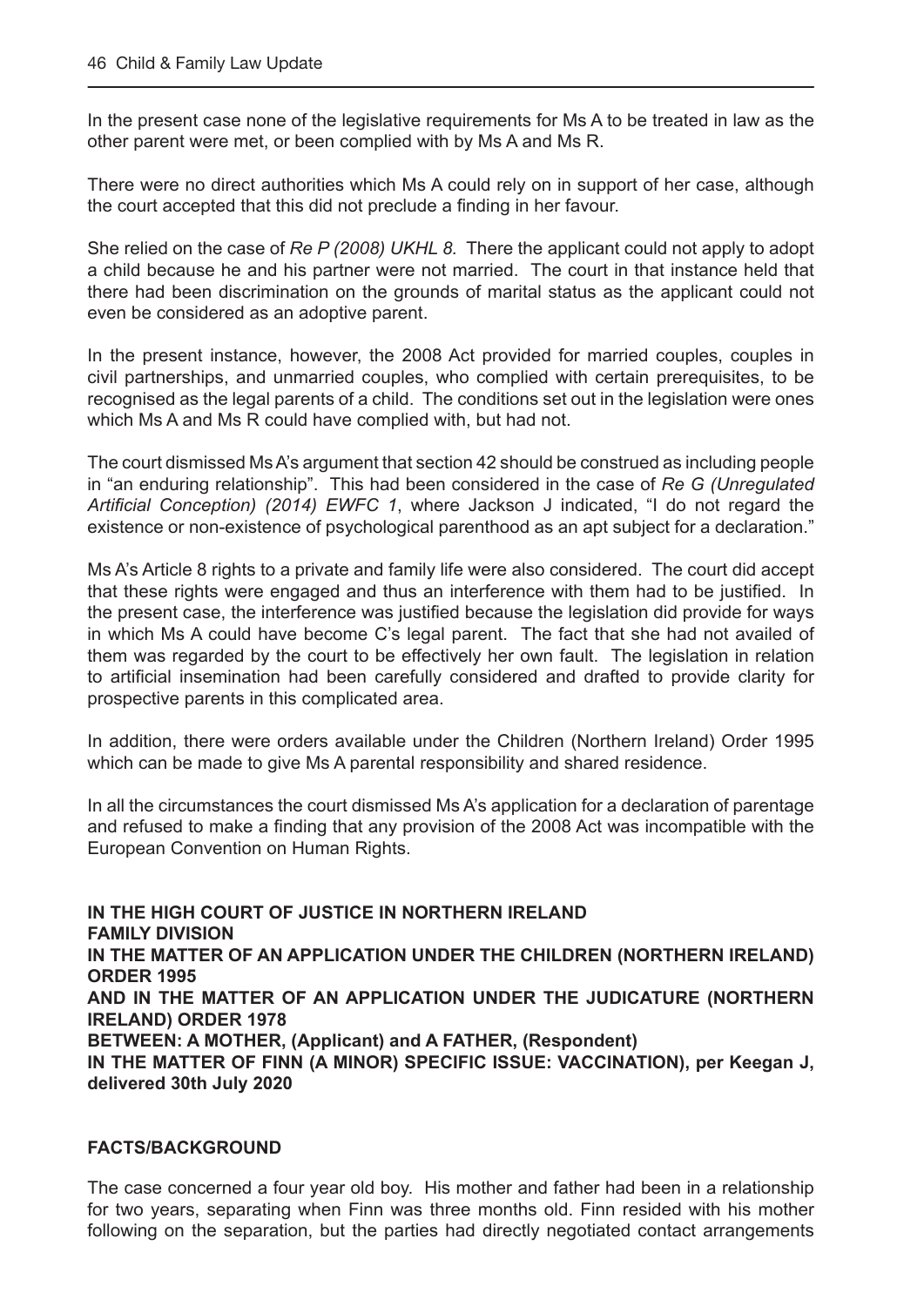In the present case none of the legislative requirements for Ms A to be treated in law as the other parent were met, or been complied with by Ms A and Ms R.

There were no direct authorities which Ms A could rely on in support of her case, although the court accepted that this did not preclude a finding in her favour.

She relied on the case of *Re P (2008) UKHL 8.* There the applicant could not apply to adopt a child because he and his partner were not married. The court in that instance held that there had been discrimination on the grounds of marital status as the applicant could not even be considered as an adoptive parent.

In the present instance, however, the 2008 Act provided for married couples, couples in civil partnerships, and unmarried couples, who complied with certain prerequisites, to be recognised as the legal parents of a child. The conditions set out in the legislation were ones which Ms A and Ms R could have complied with, but had not.

The court dismissed Ms A's argument that section 42 should be construed as including people in "an enduring relationship". This had been considered in the case of *Re G (Unregulated Artificial Conception) (2014) EWFC 1*, where Jackson J indicated, "I do not regard the existence or non-existence of psychological parenthood as an apt subject for a declaration."

Ms A's Article 8 rights to a private and family life were also considered. The court did accept that these rights were engaged and thus an interference with them had to be justified. In the present case, the interference was justified because the legislation did provide for ways in which Ms A could have become C's legal parent. The fact that she had not availed of them was regarded by the court to be effectively her own fault. The legislation in relation to artificial insemination had been carefully considered and drafted to provide clarity for prospective parents in this complicated area.

In addition, there were orders available under the Children (Northern Ireland) Order 1995 which can be made to give Ms A parental responsibility and shared residence.

In all the circumstances the court dismissed Ms A's application for a declaration of parentage and refused to make a finding that any provision of the 2008 Act was incompatible with the European Convention on Human Rights.

**IN THE HIGH COURT OF JUSTICE IN NORTHERN IRELAND**
**FAMILY DIVISION**
**IN THE MATTER OF AN APPLICATION UNDER THE CHILDREN (NORTHERN IRELAND) ORDER 1995**
**AND IN THE MATTER OF AN APPLICATION UNDER THE JUDICATURE (NORTHERN IRELAND) ORDER 1978**
**BETWEEN: A MOTHER, (Applicant) and A FATHER, (Respondent)**
**IN THE MATTER OF FINN (A MINOR) SPECIFIC ISSUE: VACCINATION), per Keegan J, delivered 30th July 2020**

**FACTS/BACKGROUND**

The case concerned a four year old boy. His mother and father had been in a relationship for two years, separating when Finn was three months old. Finn resided with his mother following on the separation, but the parties had directly negotiated contact arrangements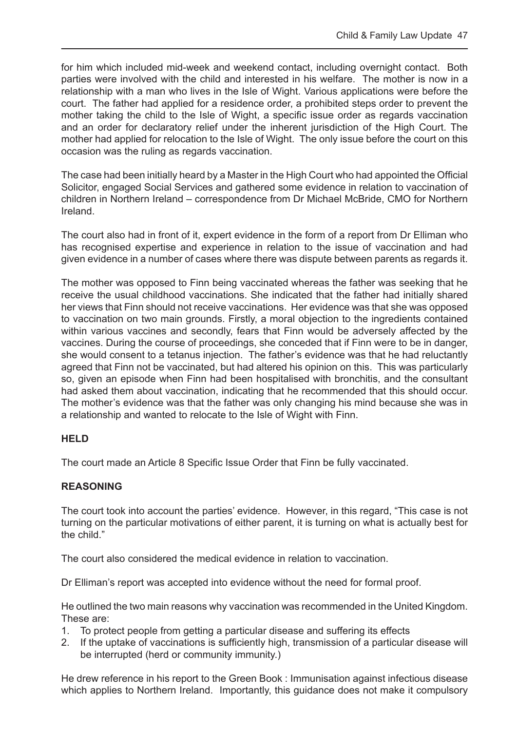for him which included mid-week and weekend contact, including overnight contact. Both parties were involved with the child and interested in his welfare. The mother is now in a relationship with a man who lives in the Isle of Wight. Various applications were before the court. The father had applied for a residence order, a prohibited steps order to prevent the mother taking the child to the Isle of Wight, a specific issue order as regards vaccination and an order for declaratory relief under the inherent jurisdiction of the High Court. The mother had applied for relocation to the Isle of Wight. The only issue before the court on this occasion was the ruling as regards vaccination.

The case had been initially heard by a Master in the High Court who had appointed the Official Solicitor, engaged Social Services and gathered some evidence in relation to vaccination of children in Northern Ireland – correspondence from Dr Michael McBride, CMO for Northern Ireland.

The court also had in front of it, expert evidence in the form of a report from Dr Elliman who has recognised expertise and experience in relation to the issue of vaccination and had given evidence in a number of cases where there was dispute between parents as regards it.

The mother was opposed to Finn being vaccinated whereas the father was seeking that he receive the usual childhood vaccinations. She indicated that the father had initially shared her views that Finn should not receive vaccinations. Her evidence was that she was opposed to vaccination on two main grounds. Firstly, a moral objection to the ingredients contained within various vaccines and secondly, fears that Finn would be adversely affected by the vaccines. During the course of proceedings, she conceded that if Finn were to be in danger, she would consent to a tetanus injection. The father's evidence was that he had reluctantly agreed that Finn not be vaccinated, but had altered his opinion on this. This was particularly so, given an episode when Finn had been hospitalised with bronchitis, and the consultant had asked them about vaccination, indicating that he recommended that this should occur. The mother's evidence was that the father was only changing his mind because she was in a relationship and wanted to relocate to the Isle of Wight with Finn.

**HELD**

The court made an Article 8 Specific Issue Order that Finn be fully vaccinated.

**REASONING**

The court took into account the parties' evidence. However, in this regard, "This case is not turning on the particular motivations of either parent, it is turning on what is actually best for the child."

The court also considered the medical evidence in relation to vaccination.

Dr Elliman's report was accepted into evidence without the need for formal proof.

He outlined the two main reasons why vaccination was recommended in the United Kingdom. These are:

1. To protect people from getting a particular disease and suffering its effects
2. If the uptake of vaccinations is sufficiently high, transmission of a particular disease will be interrupted (herd or community immunity.)

He drew reference in his report to the Green Book : Immunisation against infectious disease which applies to Northern Ireland. Importantly, this guidance does not make it compulsory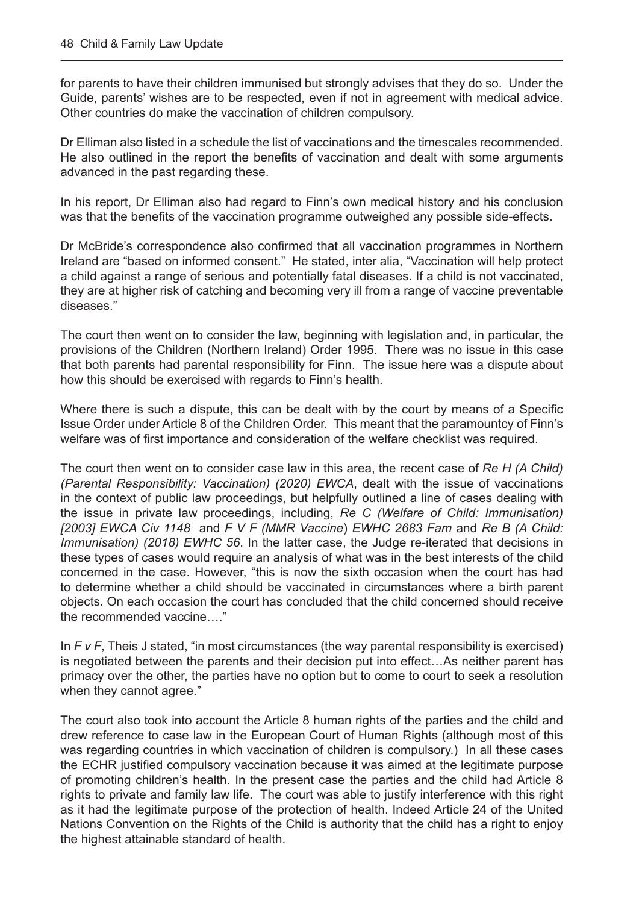for parents to have their children immunised but strongly advises that they do so. Under the Guide, parents' wishes are to be respected, even if not in agreement with medical advice. Other countries do make the vaccination of children compulsory.

Dr Elliman also listed in a schedule the list of vaccinations and the timescales recommended. He also outlined in the report the benefits of vaccination and dealt with some arguments advanced in the past regarding these.

In his report, Dr Elliman also had regard to Finn's own medical history and his conclusion was that the benefits of the vaccination programme outweighed any possible side-effects.

Dr McBride's correspondence also confirmed that all vaccination programmes in Northern Ireland are "based on informed consent." He stated, inter alia, "Vaccination will help protect a child against a range of serious and potentially fatal diseases. If a child is not vaccinated, they are at higher risk of catching and becoming very ill from a range of vaccine preventable diseases."

The court then went on to consider the law, beginning with legislation and, in particular, the provisions of the Children (Northern Ireland) Order 1995. There was no issue in this case that both parents had parental responsibility for Finn. The issue here was a dispute about how this should be exercised with regards to Finn's health.

Where there is such a dispute, this can be dealt with by the court by means of a Specific Issue Order under Article 8 of the Children Order. This meant that the paramountcy of Finn's welfare was of first importance and consideration of the welfare checklist was required.

The court then went on to consider case law in this area, the recent case of *Re H (A Child) (Parental Responsibility: Vaccination) (2020) EWCA*, dealt with the issue of vaccinations in the context of public law proceedings, but helpfully outlined a line of cases dealing with the issue in private law proceedings, including, *Re C (Welfare of Child: Immunisation) [2003] EWCA Civ 1148* and *F V F (MMR Vaccine) EWHC 2683 Fam* and *Re B (A Child: Immunisation) (2018) EWHC 56*. In the latter case, the Judge re-iterated that decisions in these types of cases would require an analysis of what was in the best interests of the child concerned in the case. However, "this is now the sixth occasion when the court has had to determine whether a child should be vaccinated in circumstances where a birth parent objects. On each occasion the court has concluded that the child concerned should receive the recommended vaccine…."

In *F v F*, Theis J stated, "in most circumstances (the way parental responsibility is exercised) is negotiated between the parents and their decision put into effect…As neither parent has primacy over the other, the parties have no option but to come to court to seek a resolution when they cannot agree."

The court also took into account the Article 8 human rights of the parties and the child and drew reference to case law in the European Court of Human Rights (although most of this was regarding countries in which vaccination of children is compulsory.) In all these cases the ECHR justified compulsory vaccination because it was aimed at the legitimate purpose of promoting children's health. In the present case the parties and the child had Article 8 rights to private and family law life. The court was able to justify interference with this right as it had the legitimate purpose of the protection of health. Indeed Article 24 of the United Nations Convention on the Rights of the Child is authority that the child has a right to enjoy the highest attainable standard of health.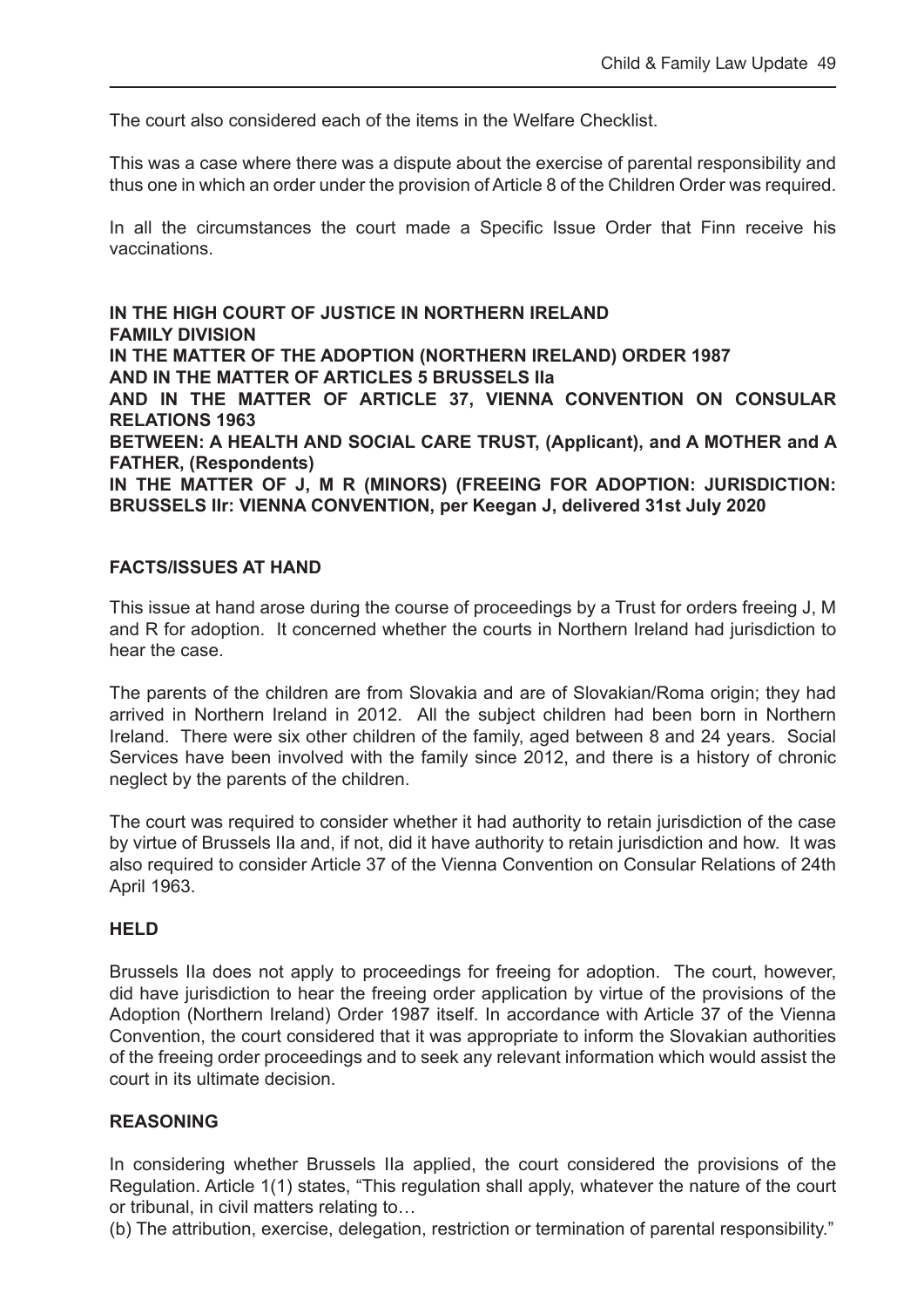The court also considered each of the items in the Welfare Checklist.

This was a case where there was a dispute about the exercise of parental responsibility and thus one in which an order under the provision of Article 8 of the Children Order was required.

In all the circumstances the court made a Specific Issue Order that Finn receive his vaccinations.

**IN THE HIGH COURT OF JUSTICE IN NORTHERN IRELAND**
**FAMILY DIVISION**
**IN THE MATTER OF THE ADOPTION (NORTHERN IRELAND) ORDER 1987**
**AND IN THE MATTER OF ARTICLES 5 BRUSSELS IIa**
**AND IN THE MATTER OF ARTICLE 37, VIENNA CONVENTION ON CONSULAR RELATIONS 1963**
**BETWEEN: A HEALTH AND SOCIAL CARE TRUST, (Applicant), and A MOTHER and A FATHER, (Respondents)**
**IN THE MATTER OF J, M R (MINORS) (FREEING FOR ADOPTION: JURISDICTION: BRUSSELS IIr: VIENNA CONVENTION, per Keegan J, delivered 31st July 2020**

## FACTS/ISSUES AT HAND

This issue at hand arose during the course of proceedings by a Trust for orders freeing J, M and R for adoption. It concerned whether the courts in Northern Ireland had jurisdiction to hear the case.

The parents of the children are from Slovakia and are of Slovakian/Roma origin; they had arrived in Northern Ireland in 2012. All the subject children had been born in Northern Ireland. There were six other children of the family, aged between 8 and 24 years. Social Services have been involved with the family since 2012, and there is a history of chronic neglect by the parents of the children.

The court was required to consider whether it had authority to retain jurisdiction of the case by virtue of Brussels IIa and, if not, did it have authority to retain jurisdiction and how. It was also required to consider Article 37 of the Vienna Convention on Consular Relations of 24th April 1963.

## HELD

Brussels IIa does not apply to proceedings for freeing for adoption. The court, however, did have jurisdiction to hear the freeing order application by virtue of the provisions of the Adoption (Northern Ireland) Order 1987 itself. In accordance with Article 37 of the Vienna Convention, the court considered that it was appropriate to inform the Slovakian authorities of the freeing order proceedings and to seek any relevant information which would assist the court in its ultimate decision.

## REASONING

In considering whether Brussels IIa applied, the court considered the provisions of the Regulation. Article 1(1) states, "This regulation shall apply, whatever the nature of the court or tribunal, in civil matters relating to…

(b) The attribution, exercise, delegation, restriction or termination of parental responsibility."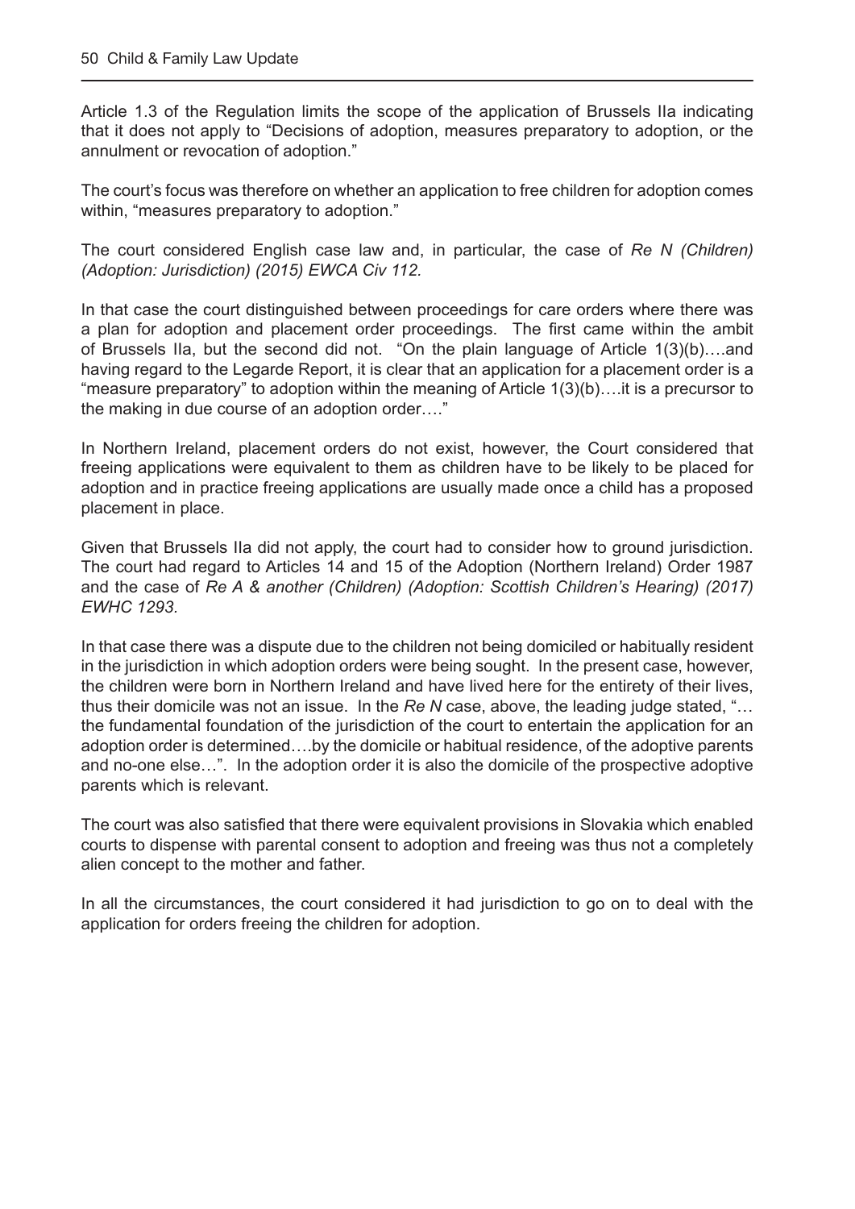Article 1.3 of the Regulation limits the scope of the application of Brussels IIa indicating that it does not apply to "Decisions of adoption, measures preparatory to adoption, or the annulment or revocation of adoption."

The court's focus was therefore on whether an application to free children for adoption comes within, "measures preparatory to adoption."

The court considered English case law and, in particular, the case of *Re N (Children) (Adoption: Jurisdiction) (2015) EWCA Civ 112.*

In that case the court distinguished between proceedings for care orders where there was a plan for adoption and placement order proceedings. The first came within the ambit of Brussels IIa, but the second did not. "On the plain language of Article 1(3)(b)….and having regard to the Legarde Report, it is clear that an application for a placement order is a "measure preparatory" to adoption within the meaning of Article 1(3)(b)….it is a precursor to the making in due course of an adoption order…."

In Northern Ireland, placement orders do not exist, however, the Court considered that freeing applications were equivalent to them as children have to be likely to be placed for adoption and in practice freeing applications are usually made once a child has a proposed placement in place.

Given that Brussels IIa did not apply, the court had to consider how to ground jurisdiction. The court had regard to Articles 14 and 15 of the Adoption (Northern Ireland) Order 1987 and the case of *Re A & another (Children) (Adoption: Scottish Children's Hearing) (2017) EWHC 1293.*

In that case there was a dispute due to the children not being domiciled or habitually resident in the jurisdiction in which adoption orders were being sought. In the present case, however, the children were born in Northern Ireland and have lived here for the entirety of their lives, thus their domicile was not an issue. In the *Re N* case, above, the leading judge stated, "…the fundamental foundation of the jurisdiction of the court to entertain the application for an adoption order is determined….by the domicile or habitual residence, of the adoptive parents and no-one else…". In the adoption order it is also the domicile of the prospective adoptive parents which is relevant.

The court was also satisfied that there were equivalent provisions in Slovakia which enabled courts to dispense with parental consent to adoption and freeing was thus not a completely alien concept to the mother and father.

In all the circumstances, the court considered it had jurisdiction to go on to deal with the application for orders freeing the children for adoption.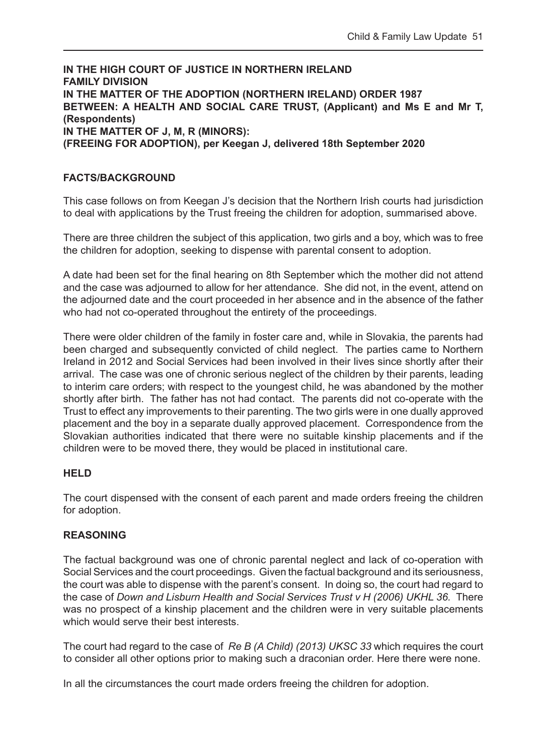**IN THE HIGH COURT OF JUSTICE IN NORTHERN IRELAND**
**FAMILY DIVISION**
**IN THE MATTER OF THE ADOPTION (NORTHERN IRELAND) ORDER 1987**
**BETWEEN: A HEALTH AND SOCIAL CARE TRUST, (Applicant) and Ms E and Mr T, (Respondents)**
**IN THE MATTER OF J, M, R (MINORS):**
**(FREEING FOR ADOPTION), per Keegan J, delivered 18th September 2020**

## FACTS/BACKGROUND

This case follows on from Keegan J's decision that the Northern Irish courts had jurisdiction to deal with applications by the Trust freeing the children for adoption, summarised above.

There are three children the subject of this application, two girls and a boy, which was to free the children for adoption, seeking to dispense with parental consent to adoption.

A date had been set for the final hearing on 8th September which the mother did not attend and the case was adjourned to allow for her attendance. She did not, in the event, attend on the adjourned date and the court proceeded in her absence and in the absence of the father who had not co-operated throughout the entirety of the proceedings.

There were older children of the family in foster care and, while in Slovakia, the parents had been charged and subsequently convicted of child neglect. The parties came to Northern Ireland in 2012 and Social Services had been involved in their lives since shortly after their arrival. The case was one of chronic serious neglect of the children by their parents, leading to interim care orders; with respect to the youngest child, he was abandoned by the mother shortly after birth. The father has not had contact. The parents did not co-operate with the Trust to effect any improvements to their parenting. The two girls were in one dually approved placement and the boy in a separate dually approved placement. Correspondence from the Slovakian authorities indicated that there were no suitable kinship placements and if the children were to be moved there, they would be placed in institutional care.

## HELD

The court dispensed with the consent of each parent and made orders freeing the children for adoption.

## REASONING

The factual background was one of chronic parental neglect and lack of co-operation with Social Services and the court proceedings. Given the factual background and its seriousness, the court was able to dispense with the parent's consent. In doing so, the court had regard to the case of *Down and Lisburn Health and Social Services Trust v H (2006) UKHL 36.* There was no prospect of a kinship placement and the children were in very suitable placements which would serve their best interests.

The court had regard to the case of *Re B (A Child) (2013) UKSC 33* which requires the court to consider all other options prior to making such a draconian order. Here there were none.

In all the circumstances the court made orders freeing the children for adoption.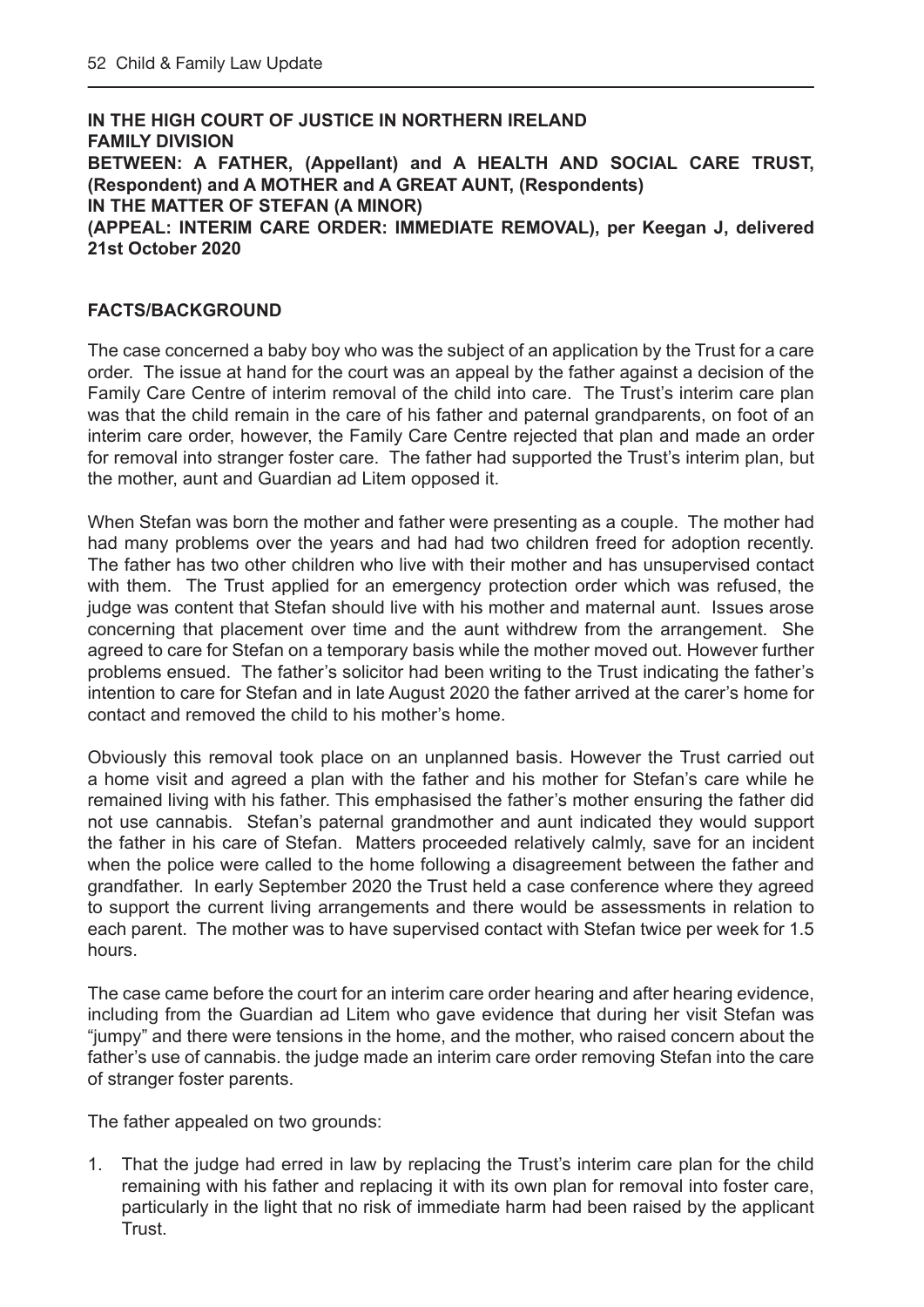**IN THE HIGH COURT OF JUSTICE IN NORTHERN IRELAND**
**FAMILY DIVISION**
**BETWEEN: A FATHER, (Appellant) and A HEALTH AND SOCIAL CARE TRUST, (Respondent) and A MOTHER and A GREAT AUNT, (Respondents)**
**IN THE MATTER OF STEFAN (A MINOR)**
**(APPEAL: INTERIM CARE ORDER: IMMEDIATE REMOVAL), per Keegan J, delivered 21st October 2020**

## FACTS/BACKGROUND

The case concerned a baby boy who was the subject of an application by the Trust for a care order. The issue at hand for the court was an appeal by the father against a decision of the Family Care Centre of interim removal of the child into care. The Trust's interim care plan was that the child remain in the care of his father and paternal grandparents, on foot of an interim care order, however, the Family Care Centre rejected that plan and made an order for removal into stranger foster care. The father had supported the Trust's interim plan, but the mother, aunt and Guardian ad Litem opposed it.

When Stefan was born the mother and father were presenting as a couple. The mother had had many problems over the years and had had two children freed for adoption recently. The father has two other children who live with their mother and has unsupervised contact with them. The Trust applied for an emergency protection order which was refused, the judge was content that Stefan should live with his mother and maternal aunt. Issues arose concerning that placement over time and the aunt withdrew from the arrangement. She agreed to care for Stefan on a temporary basis while the mother moved out. However further problems ensued. The father's solicitor had been writing to the Trust indicating the father's intention to care for Stefan and in late August 2020 the father arrived at the carer's home for contact and removed the child to his mother's home.

Obviously this removal took place on an unplanned basis. However the Trust carried out a home visit and agreed a plan with the father and his mother for Stefan's care while he remained living with his father. This emphasised the father's mother ensuring the father did not use cannabis. Stefan's paternal grandmother and aunt indicated they would support the father in his care of Stefan. Matters proceeded relatively calmly, save for an incident when the police were called to the home following a disagreement between the father and grandfather. In early September 2020 the Trust held a case conference where they agreed to support the current living arrangements and there would be assessments in relation to each parent. The mother was to have supervised contact with Stefan twice per week for 1.5 hours.

The case came before the court for an interim care order hearing and after hearing evidence, including from the Guardian ad Litem who gave evidence that during her visit Stefan was "jumpy" and there were tensions in the home, and the mother, who raised concern about the father's use of cannabis. the judge made an interim care order removing Stefan into the care of stranger foster parents.

The father appealed on two grounds:

1. That the judge had erred in law by replacing the Trust's interim care plan for the child remaining with his father and replacing it with its own plan for removal into foster care, particularly in the light that no risk of immediate harm had been raised by the applicant Trust.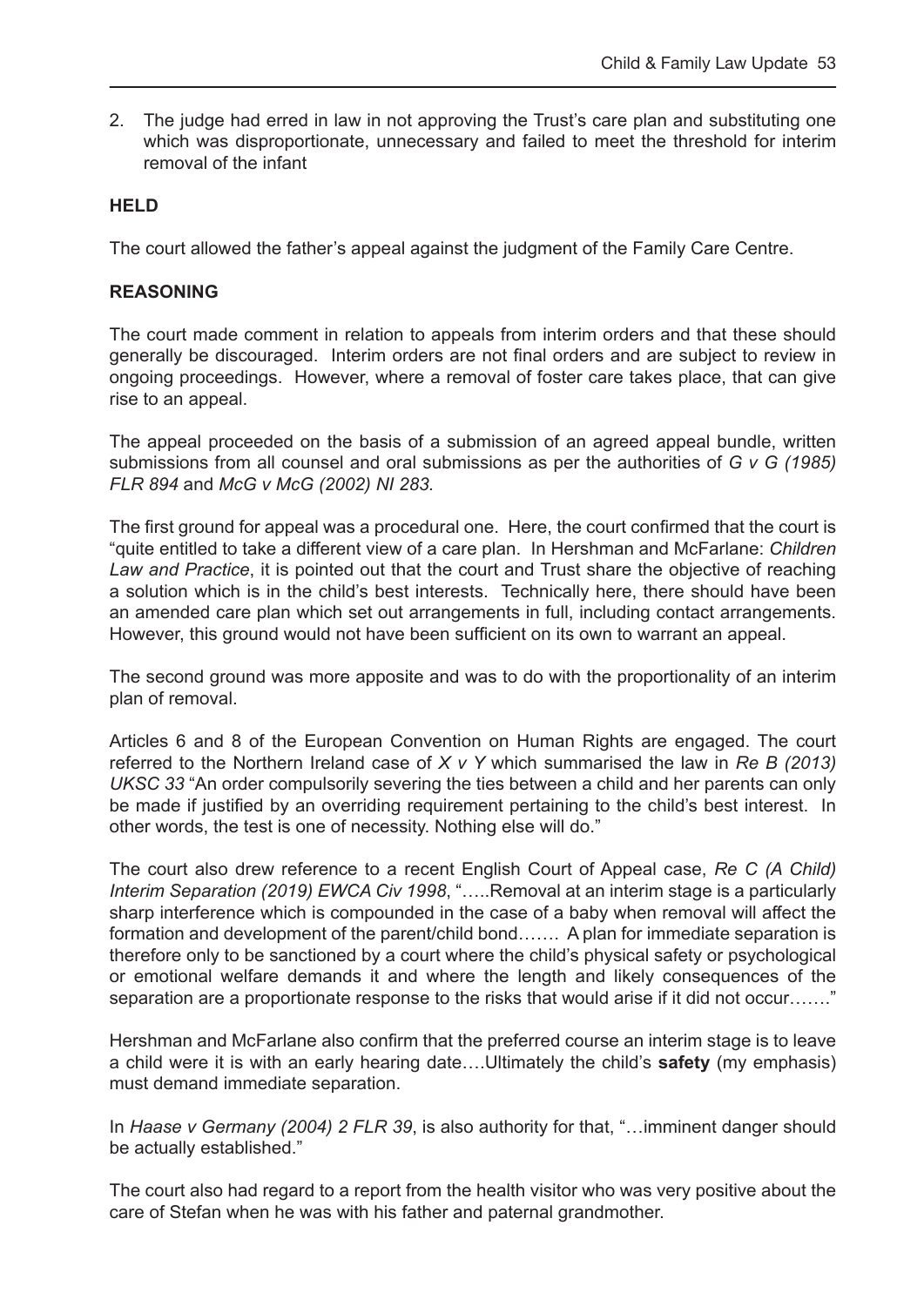2. The judge had erred in law in not approving the Trust's care plan and substituting one which was disproportionate, unnecessary and failed to meet the threshold for interim removal of the infant

**HELD**

The court allowed the father's appeal against the judgment of the Family Care Centre.

**REASONING**

The court made comment in relation to appeals from interim orders and that these should generally be discouraged. Interim orders are not final orders and are subject to review in ongoing proceedings. However, where a removal of foster care takes place, that can give rise to an appeal.

The appeal proceeded on the basis of a submission of an agreed appeal bundle, written submissions from all counsel and oral submissions as per the authorities of *G v G (1985) FLR 894* and *McG v McG (2002) NI 283.*

The first ground for appeal was a procedural one. Here, the court confirmed that the court is "quite entitled to take a different view of a care plan. In Hershman and McFarlane: *Children Law and Practice*, it is pointed out that the court and Trust share the objective of reaching a solution which is in the child's best interests. Technically here, there should have been an amended care plan which set out arrangements in full, including contact arrangements. However, this ground would not have been sufficient on its own to warrant an appeal.

The second ground was more apposite and was to do with the proportionality of an interim plan of removal.

Articles 6 and 8 of the European Convention on Human Rights are engaged. The court referred to the Northern Ireland case of *X v Y* which summarised the law in *Re B (2013) UKSC 33* "An order compulsorily severing the ties between a child and her parents can only be made if justified by an overriding requirement pertaining to the child's best interest. In other words, the test is one of necessity. Nothing else will do."

The court also drew reference to a recent English Court of Appeal case, *Re C (A Child) Interim Separation (2019) EWCA Civ 1998*, "…..Removal at an interim stage is a particularly sharp interference which is compounded in the case of a baby when removal will affect the formation and development of the parent/child bond……. A plan for immediate separation is therefore only to be sanctioned by a court where the child's physical safety or psychological or emotional welfare demands it and where the length and likely consequences of the separation are a proportionate response to the risks that would arise if it did not occur……."

Hershman and McFarlane also confirm that the preferred course an interim stage is to leave a child were it is with an early hearing date….Ultimately the child's **safety** (my emphasis) must demand immediate separation.

In *Haase v Germany (2004) 2 FLR 39*, is also authority for that, "…imminent danger should be actually established."

The court also had regard to a report from the health visitor who was very positive about the care of Stefan when he was with his father and paternal grandmother.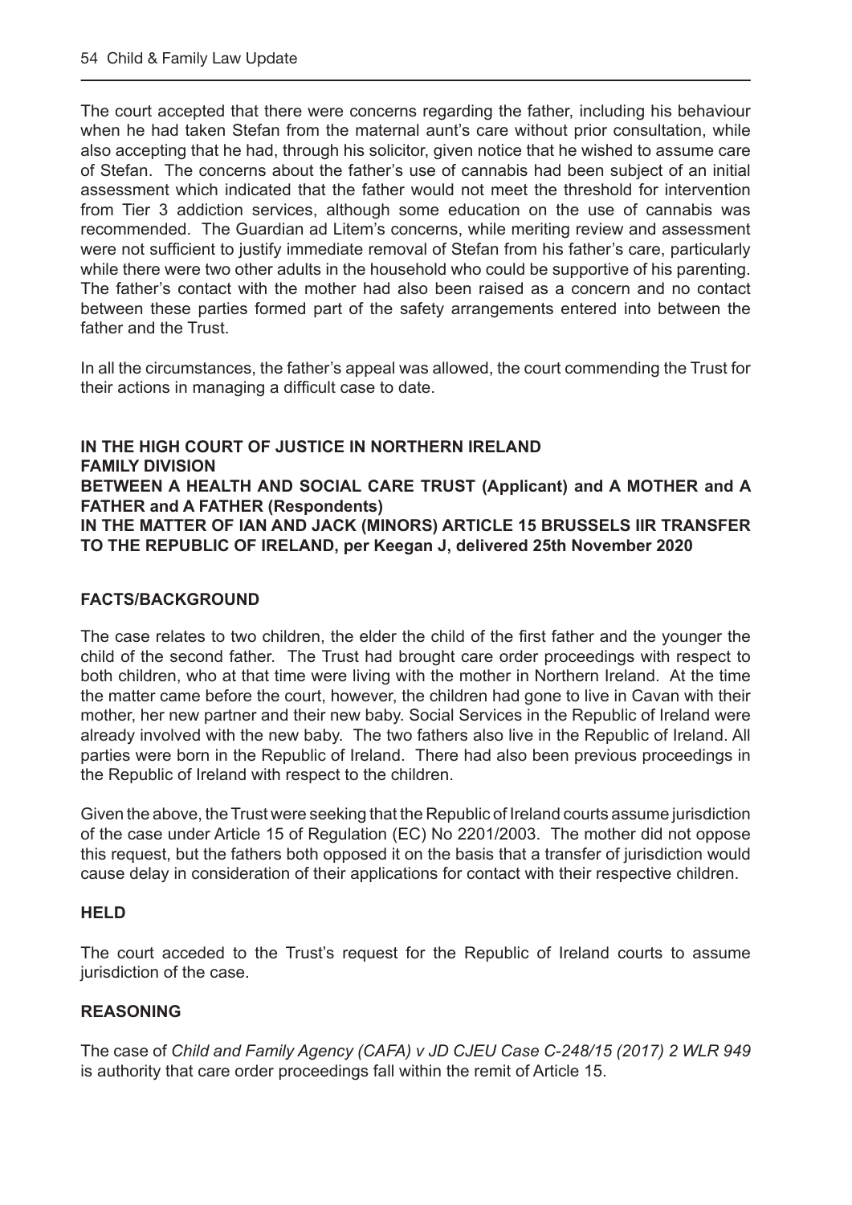The court accepted that there were concerns regarding the father, including his behaviour when he had taken Stefan from the maternal aunt's care without prior consultation, while also accepting that he had, through his solicitor, given notice that he wished to assume care of Stefan. The concerns about the father's use of cannabis had been subject of an initial assessment which indicated that the father would not meet the threshold for intervention from Tier 3 addiction services, although some education on the use of cannabis was recommended. The Guardian ad Litem's concerns, while meriting review and assessment were not sufficient to justify immediate removal of Stefan from his father's care, particularly while there were two other adults in the household who could be supportive of his parenting. The father's contact with the mother had also been raised as a concern and no contact between these parties formed part of the safety arrangements entered into between the father and the Trust.

In all the circumstances, the father's appeal was allowed, the court commending the Trust for their actions in managing a difficult case to date.

**IN THE HIGH COURT OF JUSTICE IN NORTHERN IRELAND**
**FAMILY DIVISION**
**BETWEEN A HEALTH AND SOCIAL CARE TRUST (Applicant) and A MOTHER and A FATHER and A FATHER (Respondents)**
**IN THE MATTER OF IAN AND JACK (MINORS) ARTICLE 15 BRUSSELS IIR TRANSFER TO THE REPUBLIC OF IRELAND, per Keegan J, delivered 25th November 2020**

## FACTS/BACKGROUND

The case relates to two children, the elder the child of the first father and the younger the child of the second father. The Trust had brought care order proceedings with respect to both children, who at that time were living with the mother in Northern Ireland. At the time the matter came before the court, however, the children had gone to live in Cavan with their mother, her new partner and their new baby. Social Services in the Republic of Ireland were already involved with the new baby. The two fathers also live in the Republic of Ireland. All parties were born in the Republic of Ireland. There had also been previous proceedings in the Republic of Ireland with respect to the children.

Given the above, the Trust were seeking that the Republic of Ireland courts assume jurisdiction of the case under Article 15 of Regulation (EC) No 2201/2003. The mother did not oppose this request, but the fathers both opposed it on the basis that a transfer of jurisdiction would cause delay in consideration of their applications for contact with their respective children.

## HELD

The court acceded to the Trust's request for the Republic of Ireland courts to assume jurisdiction of the case.

## REASONING

The case of *Child and Family Agency (CAFA) v JD CJEU Case C-248/15 (2017) 2 WLR 949* is authority that care order proceedings fall within the remit of Article 15.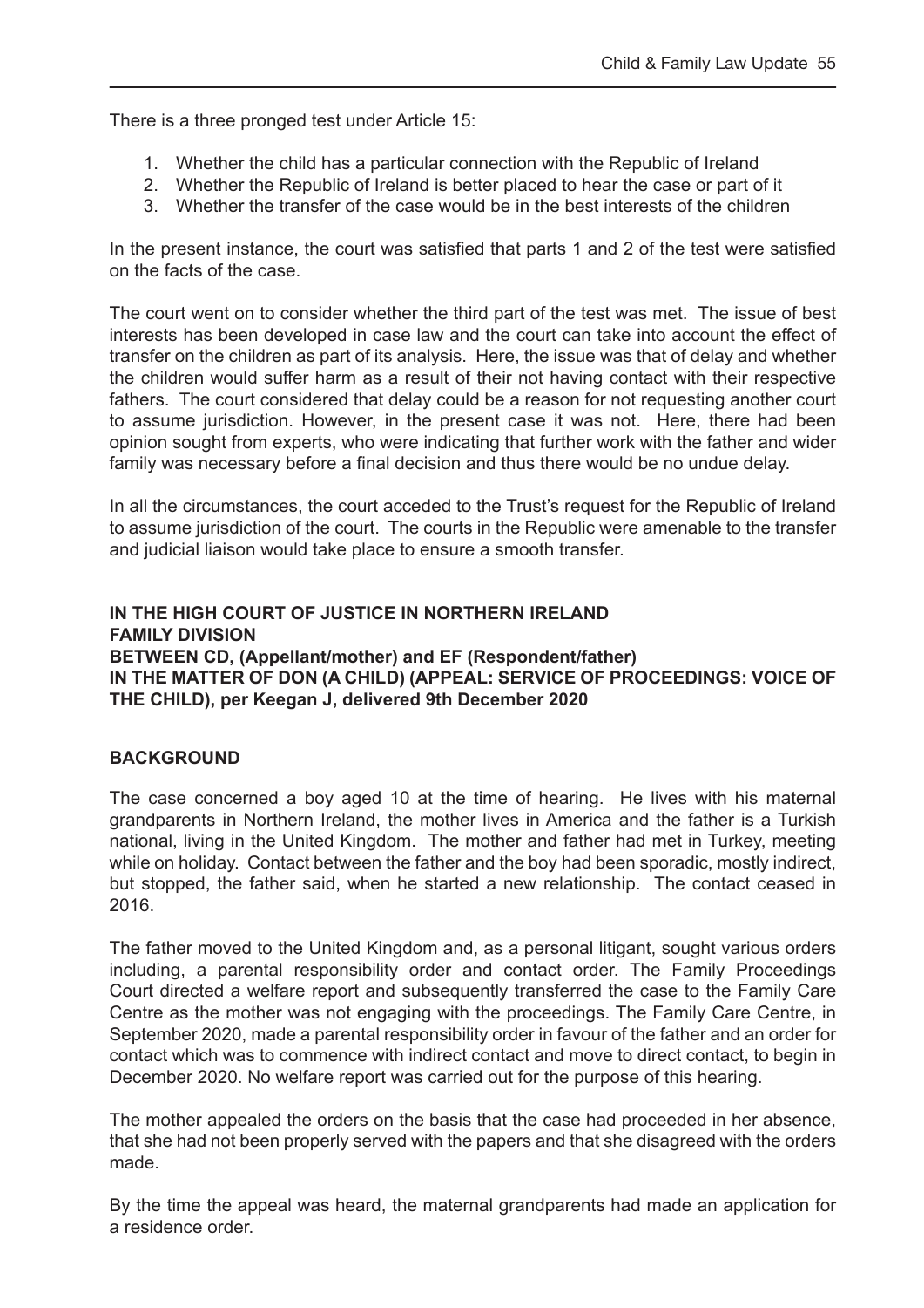There is a three pronged test under Article 15:

1. Whether the child has a particular connection with the Republic of Ireland
2. Whether the Republic of Ireland is better placed to hear the case or part of it
3. Whether the transfer of the case would be in the best interests of the children

In the present instance, the court was satisfied that parts 1 and 2 of the test were satisfied on the facts of the case.

The court went on to consider whether the third part of the test was met. The issue of best interests has been developed in case law and the court can take into account the effect of transfer on the children as part of its analysis. Here, the issue was that of delay and whether the children would suffer harm as a result of their not having contact with their respective fathers. The court considered that delay could be a reason for not requesting another court to assume jurisdiction. However, in the present case it was not. Here, there had been opinion sought from experts, who were indicating that further work with the father and wider family was necessary before a final decision and thus there would be no undue delay.

In all the circumstances, the court acceded to the Trust's request for the Republic of Ireland to assume jurisdiction of the court. The courts in the Republic were amenable to the transfer and judicial liaison would take place to ensure a smooth transfer.

**IN THE HIGH COURT OF JUSTICE IN NORTHERN IRELAND**
**FAMILY DIVISION**
**BETWEEN CD, (Appellant/mother) and EF (Respondent/father)**
**IN THE MATTER OF DON (A CHILD) (APPEAL: SERVICE OF PROCEEDINGS: VOICE OF THE CHILD), per Keegan J, delivered 9th December 2020**

**BACKGROUND**

The case concerned a boy aged 10 at the time of hearing. He lives with his maternal grandparents in Northern Ireland, the mother lives in America and the father is a Turkish national, living in the United Kingdom. The mother and father had met in Turkey, meeting while on holiday. Contact between the father and the boy had been sporadic, mostly indirect, but stopped, the father said, when he started a new relationship. The contact ceased in 2016.

The father moved to the United Kingdom and, as a personal litigant, sought various orders including, a parental responsibility order and contact order. The Family Proceedings Court directed a welfare report and subsequently transferred the case to the Family Care Centre as the mother was not engaging with the proceedings. The Family Care Centre, in September 2020, made a parental responsibility order in favour of the father and an order for contact which was to commence with indirect contact and move to direct contact, to begin in December 2020. No welfare report was carried out for the purpose of this hearing.

The mother appealed the orders on the basis that the case had proceeded in her absence, that she had not been properly served with the papers and that she disagreed with the orders made.

By the time the appeal was heard, the maternal grandparents had made an application for a residence order.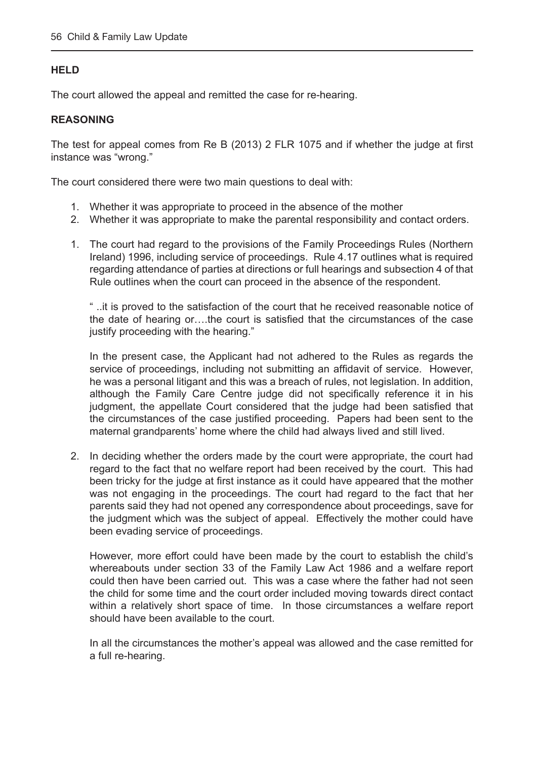**HELD**

The court allowed the appeal and remitted the case for re-hearing.

**REASONING**

The test for appeal comes from Re B (2013) 2 FLR 1075 and if whether the judge at first instance was "wrong."

The court considered there were two main questions to deal with:

1. Whether it was appropriate to proceed in the absence of the mother
2. Whether it was appropriate to make the parental responsibility and contact orders.

1. The court had regard to the provisions of the Family Proceedings Rules (Northern Ireland) 1996, including service of proceedings. Rule 4.17 outlines what is required regarding attendance of parties at directions or full hearings and subsection 4 of that Rule outlines when the court can proceed in the absence of the respondent.

   " ..it is proved to the satisfaction of the court that he received reasonable notice of the date of hearing or….the court is satisfied that the circumstances of the case justify proceeding with the hearing."

   In the present case, the Applicant had not adhered to the Rules as regards the service of proceedings, including not submitting an affidavit of service. However, he was a personal litigant and this was a breach of rules, not legislation. In addition, although the Family Care Centre judge did not specifically reference it in his judgment, the appellate Court considered that the judge had been satisfied that the circumstances of the case justified proceeding. Papers had been sent to the maternal grandparents' home where the child had always lived and still lived.

2. In deciding whether the orders made by the court were appropriate, the court had regard to the fact that no welfare report had been received by the court. This had been tricky for the judge at first instance as it could have appeared that the mother was not engaging in the proceedings. The court had regard to the fact that her parents said they had not opened any correspondence about proceedings, save for the judgment which was the subject of appeal. Effectively the mother could have been evading service of proceedings.

   However, more effort could have been made by the court to establish the child's whereabouts under section 33 of the Family Law Act 1986 and a welfare report could then have been carried out. This was a case where the father had not seen the child for some time and the court order included moving towards direct contact within a relatively short space of time. In those circumstances a welfare report should have been available to the court.

   In all the circumstances the mother's appeal was allowed and the case remitted for a full re-hearing.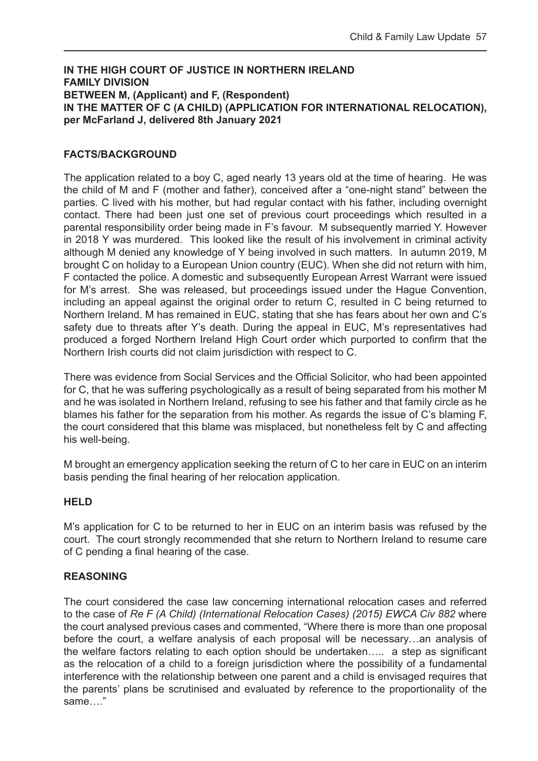**IN THE HIGH COURT OF JUSTICE IN NORTHERN IRELAND**
**FAMILY DIVISION**
**BETWEEN M, (Applicant) and F, (Respondent)**
**IN THE MATTER OF C (A CHILD) (APPLICATION FOR INTERNATIONAL RELOCATION), per McFarland J, delivered 8th January 2021**

**FACTS/BACKGROUND**

The application related to a boy C, aged nearly 13 years old at the time of hearing. He was the child of M and F (mother and father), conceived after a "one-night stand" between the parties. C lived with his mother, but had regular contact with his father, including overnight contact. There had been just one set of previous court proceedings which resulted in a parental responsibility order being made in F's favour. M subsequently married Y. However in 2018 Y was murdered. This looked like the result of his involvement in criminal activity although M denied any knowledge of Y being involved in such matters. In autumn 2019, M brought C on holiday to a European Union country (EUC). When she did not return with him, F contacted the police. A domestic and subsequently European Arrest Warrant were issued for M's arrest. She was released, but proceedings issued under the Hague Convention, including an appeal against the original order to return C, resulted in C being returned to Northern Ireland. M has remained in EUC, stating that she has fears about her own and C's safety due to threats after Y's death. During the appeal in EUC, M's representatives had produced a forged Northern Ireland High Court order which purported to confirm that the Northern Irish courts did not claim jurisdiction with respect to C.

There was evidence from Social Services and the Official Solicitor, who had been appointed for C, that he was suffering psychologically as a result of being separated from his mother M and he was isolated in Northern Ireland, refusing to see his father and that family circle as he blames his father for the separation from his mother. As regards the issue of C's blaming F, the court considered that this blame was misplaced, but nonetheless felt by C and affecting his well-being.

M brought an emergency application seeking the return of C to her care in EUC on an interim basis pending the final hearing of her relocation application.

**HELD**

M's application for C to be returned to her in EUC on an interim basis was refused by the court. The court strongly recommended that she return to Northern Ireland to resume care of C pending a final hearing of the case.

**REASONING**

The court considered the case law concerning international relocation cases and referred to the case of *Re F (A Child) (International Relocation Cases) (2015) EWCA Civ 882* where the court analysed previous cases and commented, "Where there is more than one proposal before the court, a welfare analysis of each proposal will be necessary…an analysis of the welfare factors relating to each option should be undertaken….. a step as significant as the relocation of a child to a foreign jurisdiction where the possibility of a fundamental interference with the relationship between one parent and a child is envisaged requires that the parents' plans be scrutinised and evaluated by reference to the proportionality of the same…."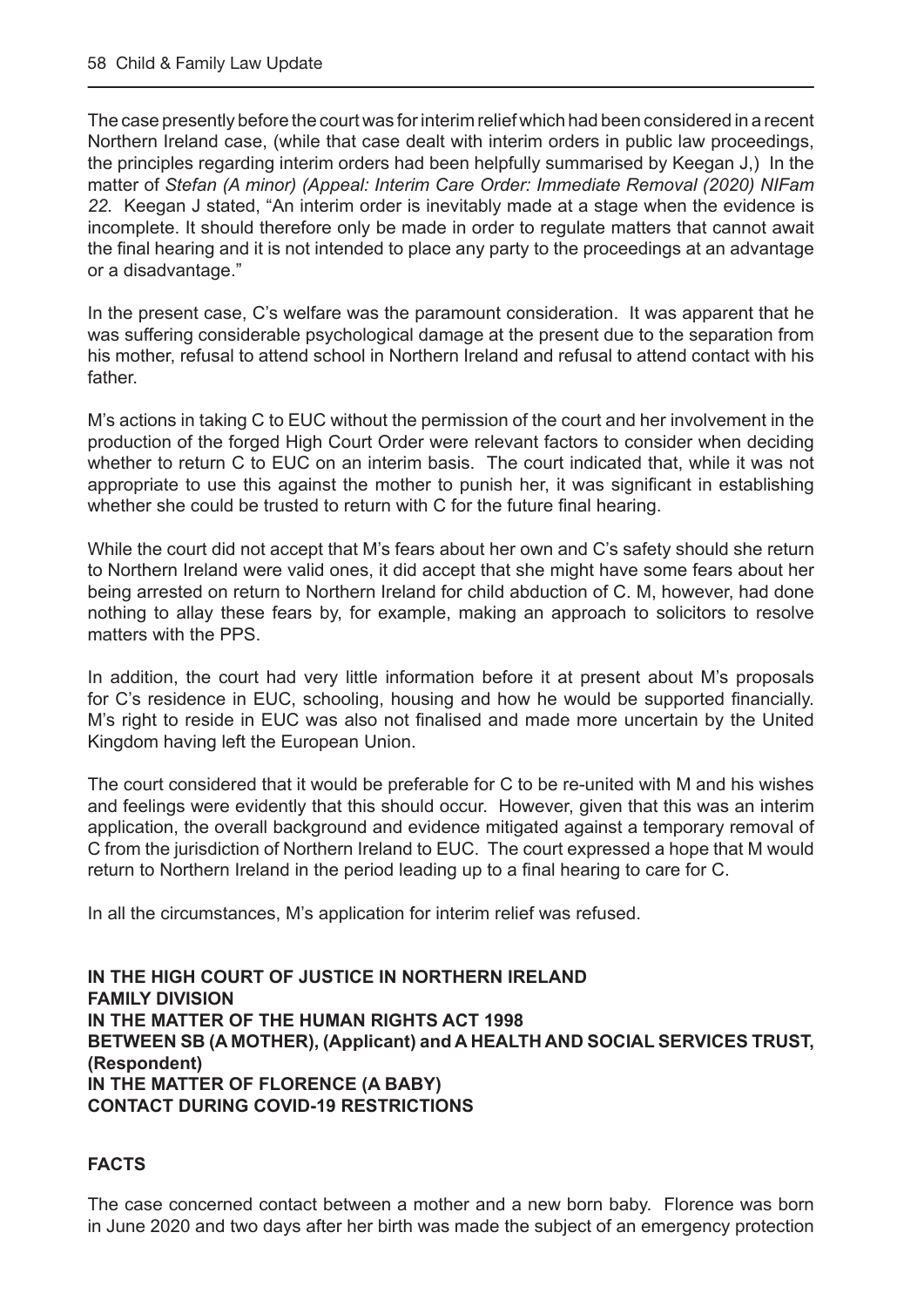The case presently before the court was for interim relief which had been considered in a recent Northern Ireland case, (while that case dealt with interim orders in public law proceedings, the principles regarding interim orders had been helpfully summarised by Keegan J,) In the matter of *Stefan (A minor) (Appeal: Interim Care Order: Immediate Removal (2020) NIFam 22.* Keegan J stated, "An interim order is inevitably made at a stage when the evidence is incomplete. It should therefore only be made in order to regulate matters that cannot await the final hearing and it is not intended to place any party to the proceedings at an advantage or a disadvantage."

In the present case, C's welfare was the paramount consideration. It was apparent that he was suffering considerable psychological damage at the present due to the separation from his mother, refusal to attend school in Northern Ireland and refusal to attend contact with his father.

M's actions in taking C to EUC without the permission of the court and her involvement in the production of the forged High Court Order were relevant factors to consider when deciding whether to return C to EUC on an interim basis. The court indicated that, while it was not appropriate to use this against the mother to punish her, it was significant in establishing whether she could be trusted to return with C for the future final hearing.

While the court did not accept that M's fears about her own and C's safety should she return to Northern Ireland were valid ones, it did accept that she might have some fears about her being arrested on return to Northern Ireland for child abduction of C. M, however, had done nothing to allay these fears by, for example, making an approach to solicitors to resolve matters with the PPS.

In addition, the court had very little information before it at present about M's proposals for C's residence in EUC, schooling, housing and how he would be supported financially. M's right to reside in EUC was also not finalised and made more uncertain by the United Kingdom having left the European Union.

The court considered that it would be preferable for C to be re-united with M and his wishes and feelings were evidently that this should occur. However, given that this was an interim application, the overall background and evidence mitigated against a temporary removal of C from the jurisdiction of Northern Ireland to EUC. The court expressed a hope that M would return to Northern Ireland in the period leading up to a final hearing to care for C.

In all the circumstances, M's application for interim relief was refused.

**IN THE HIGH COURT OF JUSTICE IN NORTHERN IRELAND**
**FAMILY DIVISION**
**IN THE MATTER OF THE HUMAN RIGHTS ACT 1998**
**BETWEEN SB (A MOTHER), (Applicant) and A HEALTH AND SOCIAL SERVICES TRUST, (Respondent)**
**IN THE MATTER OF FLORENCE (A BABY)**
**CONTACT DURING COVID-19 RESTRICTIONS**

**FACTS**

The case concerned contact between a mother and a new born baby. Florence was born in June 2020 and two days after her birth was made the subject of an emergency protection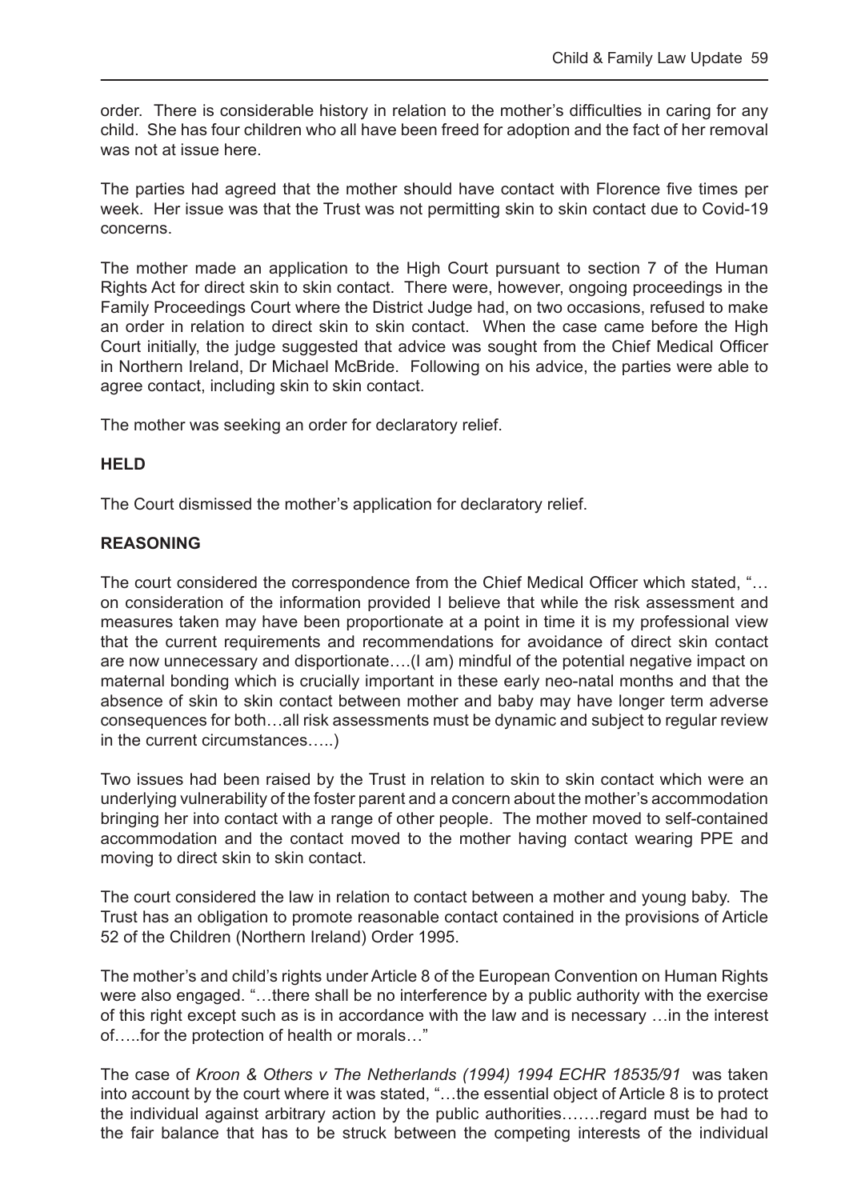order. There is considerable history in relation to the mother's difficulties in caring for any child. She has four children who all have been freed for adoption and the fact of her removal was not at issue here.

The parties had agreed that the mother should have contact with Florence five times per week. Her issue was that the Trust was not permitting skin to skin contact due to Covid-19 concerns.

The mother made an application to the High Court pursuant to section 7 of the Human Rights Act for direct skin to skin contact. There were, however, ongoing proceedings in the Family Proceedings Court where the District Judge had, on two occasions, refused to make an order in relation to direct skin to skin contact. When the case came before the High Court initially, the judge suggested that advice was sought from the Chief Medical Officer in Northern Ireland, Dr Michael McBride. Following on his advice, the parties were able to agree contact, including skin to skin contact.

The mother was seeking an order for declaratory relief.

**HELD**

The Court dismissed the mother's application for declaratory relief.

**REASONING**

The court considered the correspondence from the Chief Medical Officer which stated, "…on consideration of the information provided I believe that while the risk assessment and measures taken may have been proportionate at a point in time it is my professional view that the current requirements and recommendations for avoidance of direct skin contact are now unnecessary and disportionate….(I am) mindful of the potential negative impact on maternal bonding which is crucially important in these early neo-natal months and that the absence of skin to skin contact between mother and baby may have longer term adverse consequences for both…all risk assessments must be dynamic and subject to regular review in the current circumstances…..)

Two issues had been raised by the Trust in relation to skin to skin contact which were an underlying vulnerability of the foster parent and a concern about the mother's accommodation bringing her into contact with a range of other people. The mother moved to self-contained accommodation and the contact moved to the mother having contact wearing PPE and moving to direct skin to skin contact.

The court considered the law in relation to contact between a mother and young baby. The Trust has an obligation to promote reasonable contact contained in the provisions of Article 52 of the Children (Northern Ireland) Order 1995.

The mother's and child's rights under Article 8 of the European Convention on Human Rights were also engaged. "…there shall be no interference by a public authority with the exercise of this right except such as is in accordance with the law and is necessary …in the interest of…..for the protection of health or morals…"

The case of *Kroon & Others v The Netherlands (1994) 1994 ECHR 18535/91* was taken into account by the court where it was stated, "…the essential object of Article 8 is to protect the individual against arbitrary action by the public authorities…….regard must be had to the fair balance that has to be struck between the competing interests of the individual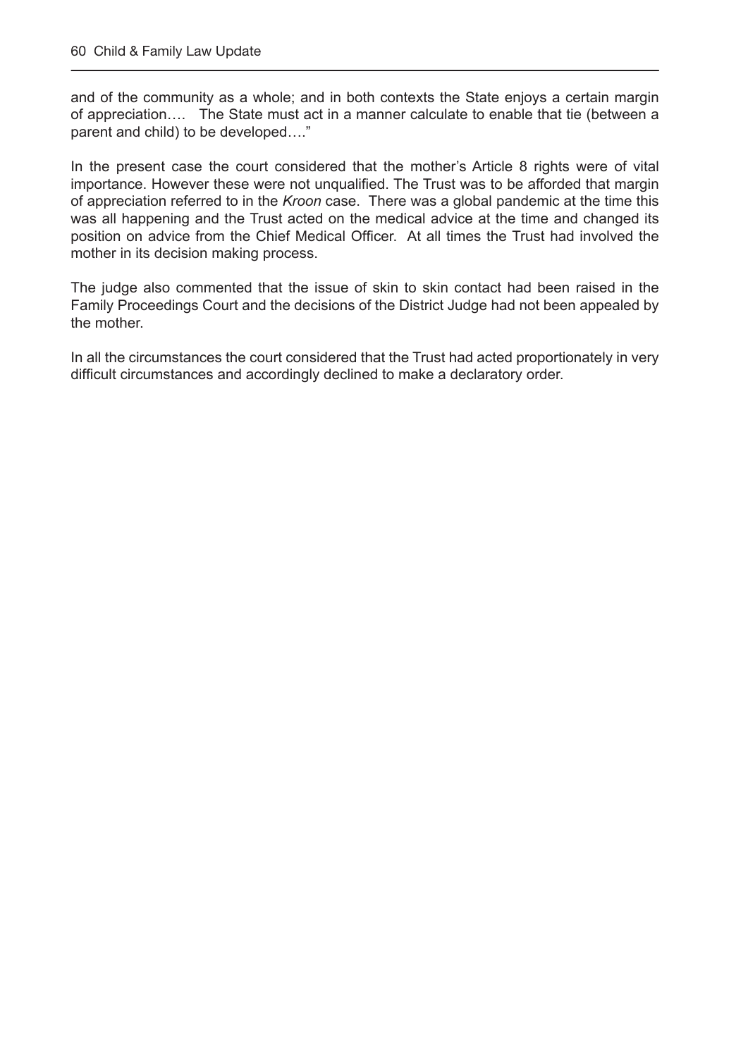and of the community as a whole; and in both contexts the State enjoys a certain margin of appreciation…. The State must act in a manner calculate to enable that tie (between a parent and child) to be developed…."

In the present case the court considered that the mother's Article 8 rights were of vital importance. However these were not unqualified. The Trust was to be afforded that margin of appreciation referred to in the *Kroon* case. There was a global pandemic at the time this was all happening and the Trust acted on the medical advice at the time and changed its position on advice from the Chief Medical Officer. At all times the Trust had involved the mother in its decision making process.

The judge also commented that the issue of skin to skin contact had been raised in the Family Proceedings Court and the decisions of the District Judge had not been appealed by the mother.

In all the circumstances the court considered that the Trust had acted proportionately in very difficult circumstances and accordingly declined to make a declaratory order.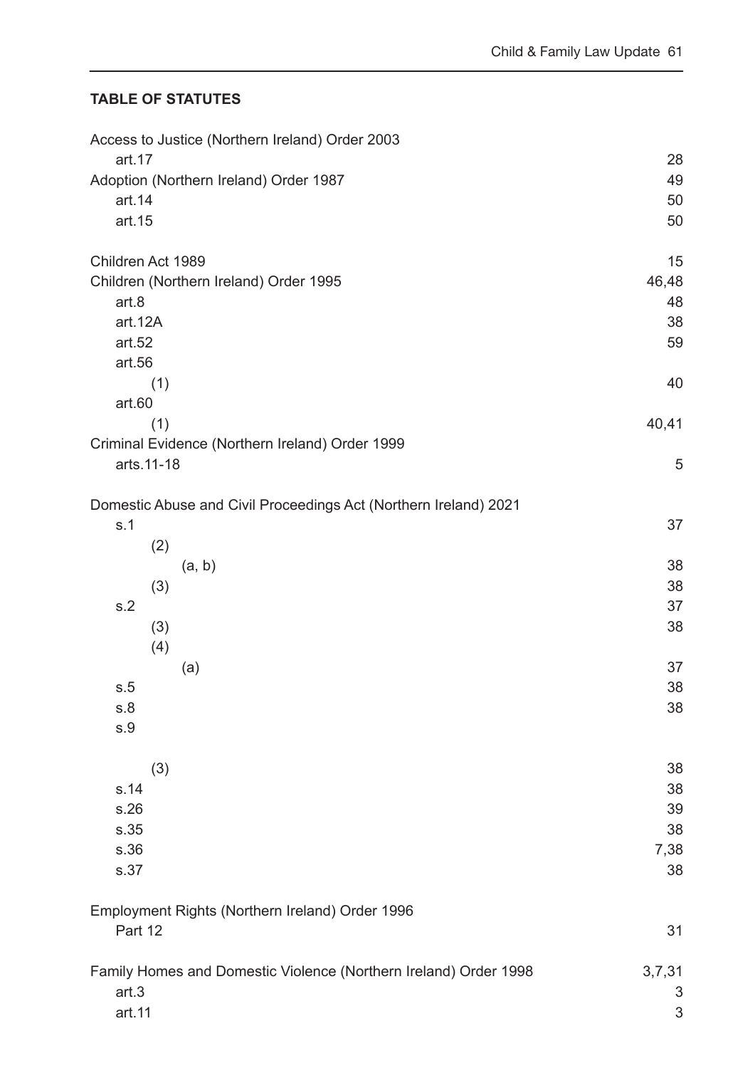**TABLE OF STATUTES**

| | |
|---|---|
| Access to Justice (Northern Ireland) Order 2003 | |
| art.17 | 28 |
| Adoption (Northern Ireland) Order 1987 | 49 |
| art.14 | 50 |
| art.15 | 50 |
| | |
| Children Act 1989 | 15 |
| Children (Northern Ireland) Order 1995 | 46,48 |
| art.8 | 48 |
| art.12A | 38 |
| art.52 | 59 |
| art.56 | |
| (1) | 40 |
| art.60 | |
| (1) | 40,41 |
| Criminal Evidence (Northern Ireland) Order 1999 | |
| arts.11-18 | 5 |
| | |
| Domestic Abuse and Civil Proceedings Act (Northern Ireland) 2021 | |
| s.1 | 37 |
| (2) | |
| (a, b) | 38 |
| (3) | 38 |
| s.2 | 37 |
| (3) | 38 |
| (4) | |
| (a) | 37 |
| s.5 | 38 |
| s.8 | 38 |
| s.9 | |
| (3) | 38 |
| s.14 | 38 |
| s.26 | 39 |
| s.35 | 38 |
| s.36 | 7,38 |
| s.37 | 38 |
| | |
| Employment Rights (Northern Ireland) Order 1996 | |
| Part 12 | 31 |
| | |
| Family Homes and Domestic Violence (Northern Ireland) Order 1998 | 3,7,31 |
| art.3 | 3 |
| art.11 | 3 |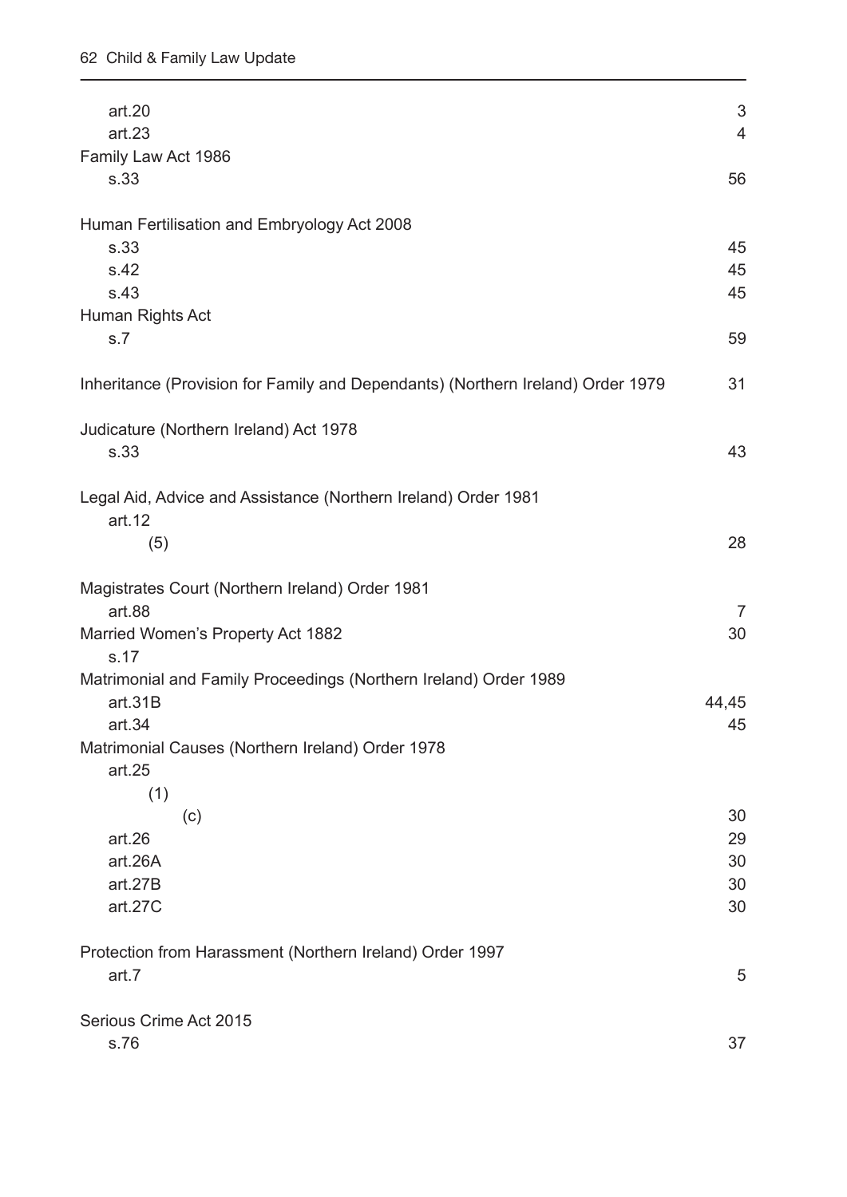| | |
|---|---|
| art.20 | 3 |
| art.23 | 4 |
| Family Law Act 1986 | |
| s.33 | 56 |
| | |
| Human Fertilisation and Embryology Act 2008 | |
| s.33 | 45 |
| s.42 | 45 |
| s.43 | 45 |
| Human Rights Act | |
| s.7 | 59 |
| | |
| Inheritance (Provision for Family and Dependants) (Northern Ireland) Order 1979 | 31 |
| | |
| Judicature (Northern Ireland) Act 1978 | |
| s.33 | 43 |
| | |
| Legal Aid, Advice and Assistance (Northern Ireland) Order 1981 | |
| art.12 | |
| (5) | 28 |
| | |
| Magistrates Court (Northern Ireland) Order 1981 | |
| art.88 | 7 |
| Married Women's Property Act 1882 | 30 |
| s.17 | |
| Matrimonial and Family Proceedings (Northern Ireland) Order 1989 | |
| art.31B | 44,45 |
| art.34 | 45 |
| Matrimonial Causes (Northern Ireland) Order 1978 | |
| art.25 | |
| (1) | |
| (c) | 30 |
| art.26 | 29 |
| art.26A | 30 |
| art.27B | 30 |
| art.27C | 30 |
| | |
| Protection from Harassment (Northern Ireland) Order 1997 | |
| art.7 | 5 |
| | |
| Serious Crime Act 2015 | |
| s.76 | 37 |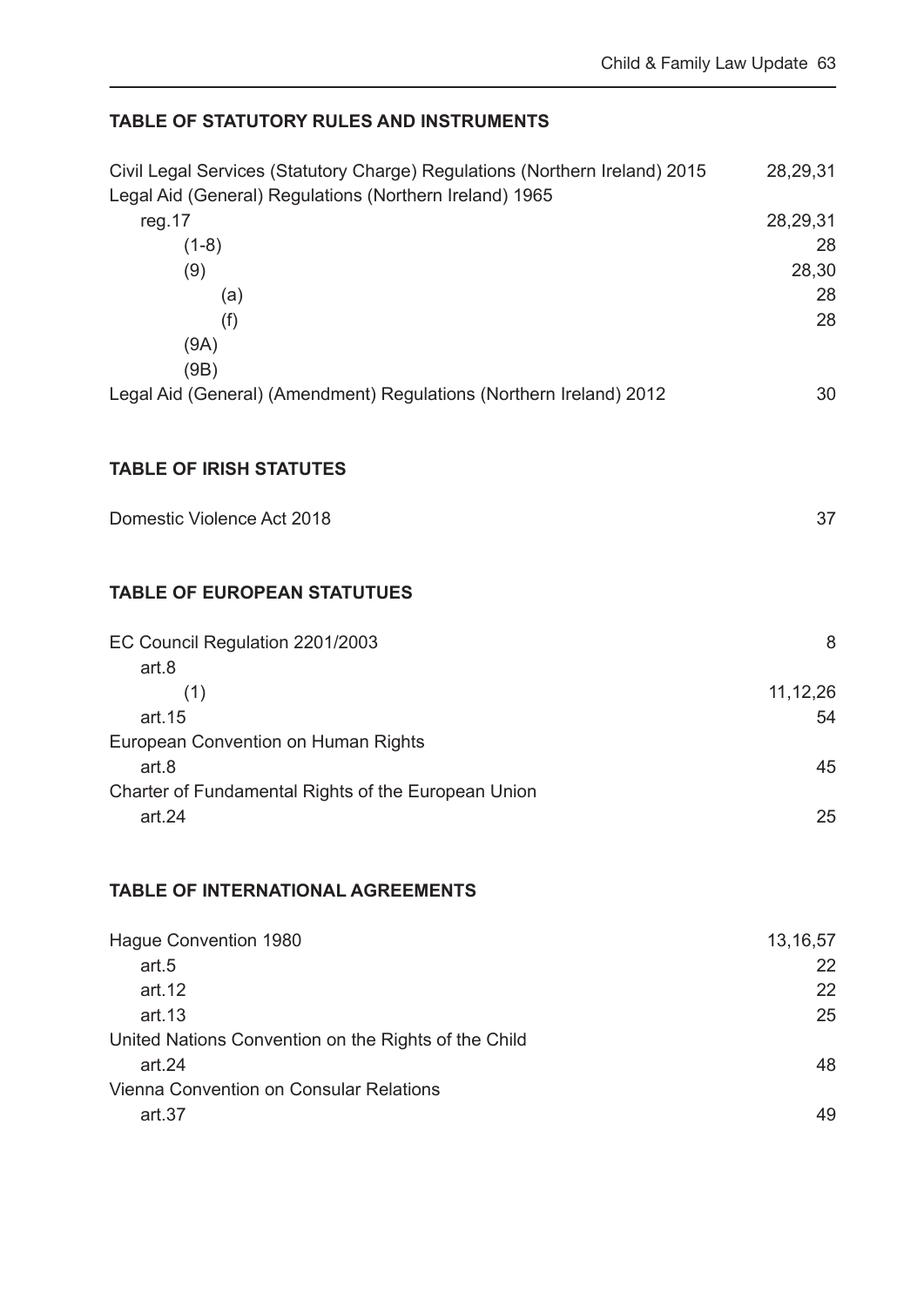## TABLE OF STATUTORY RULES AND INSTRUMENTS

| | |
|---|---|
| Civil Legal Services (Statutory Charge) Regulations (Northern Ireland) 2015 | 28,29,31 |
| Legal Aid (General) Regulations (Northern Ireland) 1965 | |
| reg.17 | 28,29,31 |
| (1-8) | 28 |
| (9) | 28,30 |
| (a) | 28 |
| (f) | 28 |
| (9A) | |
| (9B) | |
| Legal Aid (General) (Amendment) Regulations (Northern Ireland) 2012 | 30 |

## TABLE OF IRISH STATUTES

| | |
|---|---|
| Domestic Violence Act 2018 | 37 |

## TABLE OF EUROPEAN STATUTUES

| | |
|---|---|
| EC Council Regulation 2201/2003 | 8 |
| art.8 | |
| (1) | 11,12,26 |
| art.15 | 54 |
| European Convention on Human Rights | |
| art.8 | 45 |
| Charter of Fundamental Rights of the European Union | |
| art.24 | 25 |

## TABLE OF INTERNATIONAL AGREEMENTS

| | |
|---|---|
| Hague Convention 1980 | 13,16,57 |
| art.5 | 22 |
| art.12 | 22 |
| art.13 | 25 |
| United Nations Convention on the Rights of the Child | |
| art.24 | 48 |
| Vienna Convention on Consular Relations | |
| art.37 | 49 |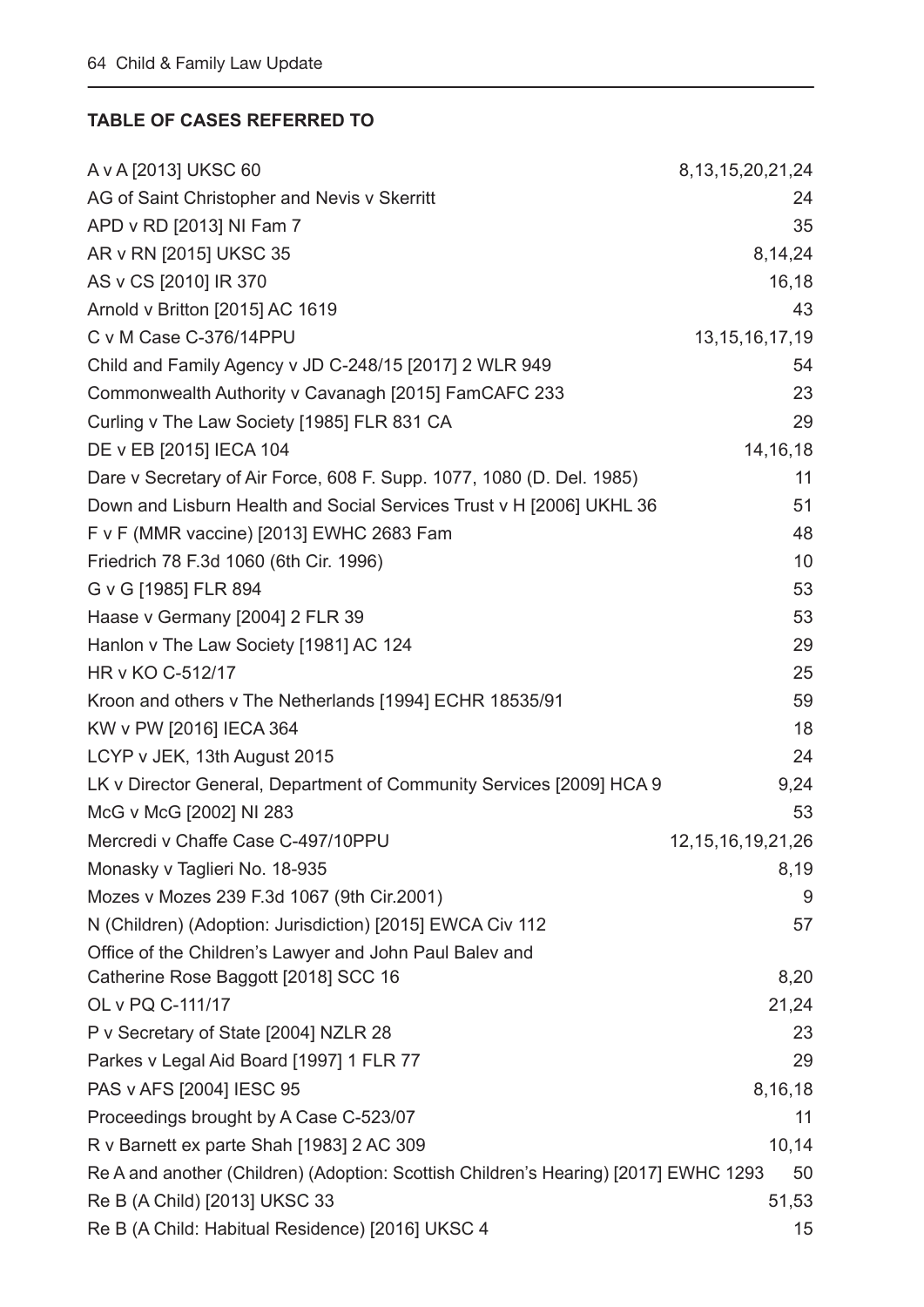## TABLE OF CASES REFERRED TO

| Case | Pages |
| --- | --- |
| A v A [2013] UKSC 60 | 8,13,15,20,21,24 |
| AG of Saint Christopher and Nevis v Skerritt | 24 |
| APD v RD [2013] NI Fam 7 | 35 |
| AR v RN [2015] UKSC 35 | 8,14,24 |
| AS v CS [2010] IR 370 | 16,18 |
| Arnold v Britton [2015] AC 1619 | 43 |
| C v M Case C-376/14PPU | 13,15,16,17,19 |
| Child and Family Agency v JD C-248/15 [2017] 2 WLR 949 | 54 |
| Commonwealth Authority v Cavanagh [2015] FamCAFC 233 | 23 |
| Curling v The Law Society [1985] FLR 831 CA | 29 |
| DE v EB [2015] IECA 104 | 14,16,18 |
| Dare v Secretary of Air Force, 608 F. Supp. 1077, 1080 (D. Del. 1985) | 11 |
| Down and Lisburn Health and Social Services Trust v H [2006] UKHL 36 | 51 |
| F v F (MMR vaccine) [2013] EWHC 2683 Fam | 48 |
| Friedrich 78 F.3d 1060 (6th Cir. 1996) | 10 |
| G v G [1985] FLR 894 | 53 |
| Haase v Germany [2004] 2 FLR 39 | 53 |
| Hanlon v The Law Society [1981] AC 124 | 29 |
| HR v KO C-512/17 | 25 |
| Kroon and others v The Netherlands [1994] ECHR 18535/91 | 59 |
| KW v PW [2016] IECA 364 | 18 |
| LCYP v JEK, 13th August 2015 | 24 |
| LK v Director General, Department of Community Services [2009] HCA 9 | 9,24 |
| McG v McG [2002] NI 283 | 53 |
| Mercredi v Chaffe Case C-497/10PPU | 12,15,16,19,21,26 |
| Monasky v Taglieri No. 18-935 | 8,19 |
| Mozes v Mozes 239 F.3d 1067 (9th Cir.2001) | 9 |
| N (Children) (Adoption: Jurisdiction) [2015] EWCA Civ 112 | 57 |
| Office of the Children's Lawyer and John Paul Balev and Catherine Rose Baggott [2018] SCC 16 | 8,20 |
| OL v PQ C-111/17 | 21,24 |
| P v Secretary of State [2004] NZLR 28 | 23 |
| Parkes v Legal Aid Board [1997] 1 FLR 77 | 29 |
| PAS v AFS [2004] IESC 95 | 8,16,18 |
| Proceedings brought by A Case C-523/07 | 11 |
| R v Barnett ex parte Shah [1983] 2 AC 309 | 10,14 |
| Re A and another (Children) (Adoption: Scottish Children's Hearing) [2017] EWHC 1293 | 50 |
| Re B (A Child) [2013] UKSC 33 | 51,53 |
| Re B (A Child: Habitual Residence) [2016] UKSC 4 | 15 |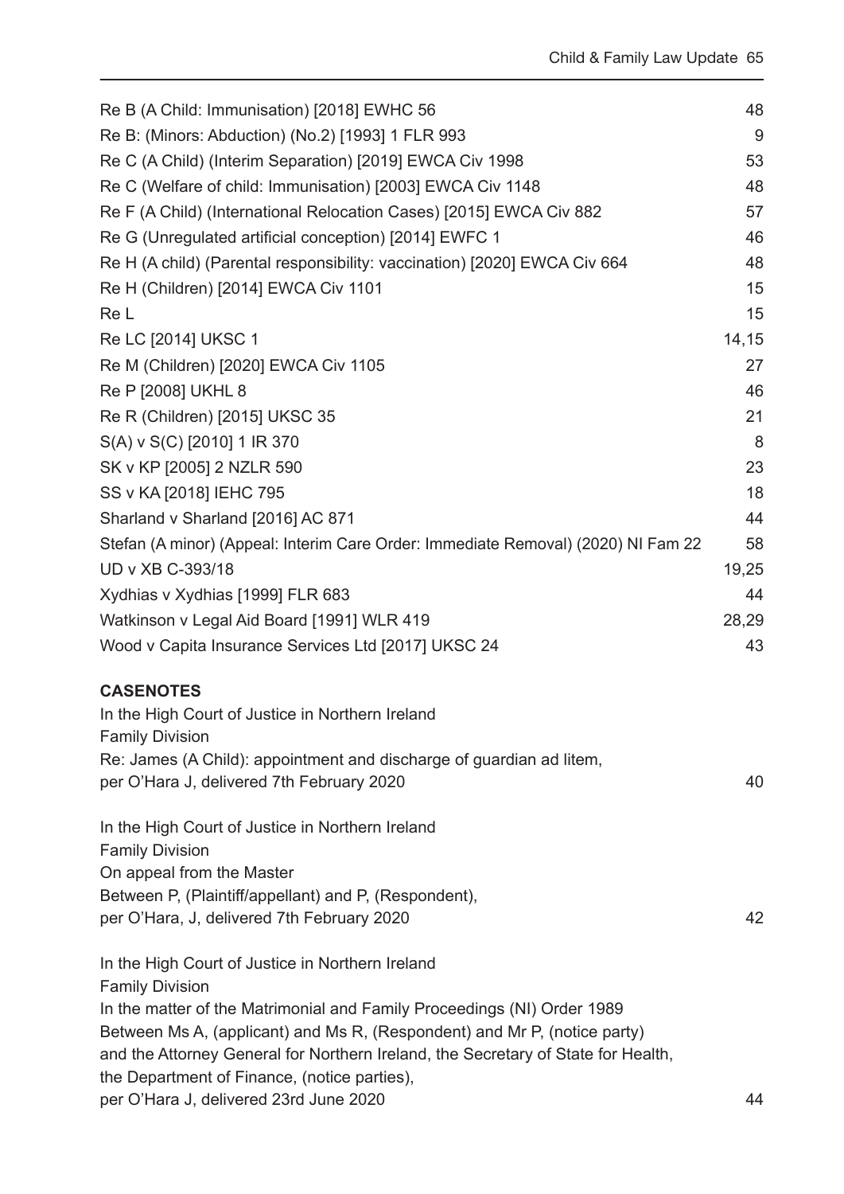| | |
|---|---|
| Re B (A Child: Immunisation) [2018] EWHC 56 | 48 |
| Re B: (Minors: Abduction) (No.2) [1993] 1 FLR 993 | 9 |
| Re C (A Child) (Interim Separation) [2019] EWCA Civ 1998 | 53 |
| Re C (Welfare of child: Immunisation) [2003] EWCA Civ 1148 | 48 |
| Re F (A Child) (International Relocation Cases) [2015] EWCA Civ 882 | 57 |
| Re G (Unregulated artificial conception) [2014] EWFC 1 | 46 |
| Re H (A child) (Parental responsibility: vaccination) [2020] EWCA Civ 664 | 48 |
| Re H (Children) [2014] EWCA Civ 1101 | 15 |
| Re L | 15 |
| Re LC [2014] UKSC 1 | 14,15 |
| Re M (Children) [2020] EWCA Civ 1105 | 27 |
| Re P [2008] UKHL 8 | 46 |
| Re R (Children) [2015] UKSC 35 | 21 |
| S(A) v S(C) [2010] 1 IR 370 | 8 |
| SK v KP [2005] 2 NZLR 590 | 23 |
| SS v KA [2018] IEHC 795 | 18 |
| Sharland v Sharland [2016] AC 871 | 44 |
| Stefan (A minor) (Appeal: Interim Care Order: Immediate Removal) (2020) NI Fam 22 | 58 |
| UD v XB C-393/18 | 19,25 |
| Xydhias v Xydhias [1999] FLR 683 | 44 |
| Watkinson v Legal Aid Board [1991] WLR 419 | 28,29 |
| Wood v Capita Insurance Services Ltd [2017] UKSC 24 | 43 |

**CASENOTES**

| | |
|---|---|
| In the High Court of Justice in Northern Ireland<br>Family Division<br>Re: James (A Child): appointment and discharge of guardian ad litem,<br>per O'Hara J, delivered 7th February 2020 | 40 |
| In the High Court of Justice in Northern Ireland<br>Family Division<br>On appeal from the Master<br>Between P, (Plaintiff/appellant) and P, (Respondent),<br>per O'Hara, J, delivered 7th February 2020 | 42 |
| In the High Court of Justice in Northern Ireland<br>Family Division<br>In the matter of the Matrimonial and Family Proceedings (NI) Order 1989<br>Between Ms A, (applicant) and Ms R, (Respondent) and Mr P, (notice party)<br>and the Attorney General for Northern Ireland, the Secretary of State for Health,<br>the Department of Finance, (notice parties),<br>per O'Hara J, delivered 23rd June 2020 | 44 |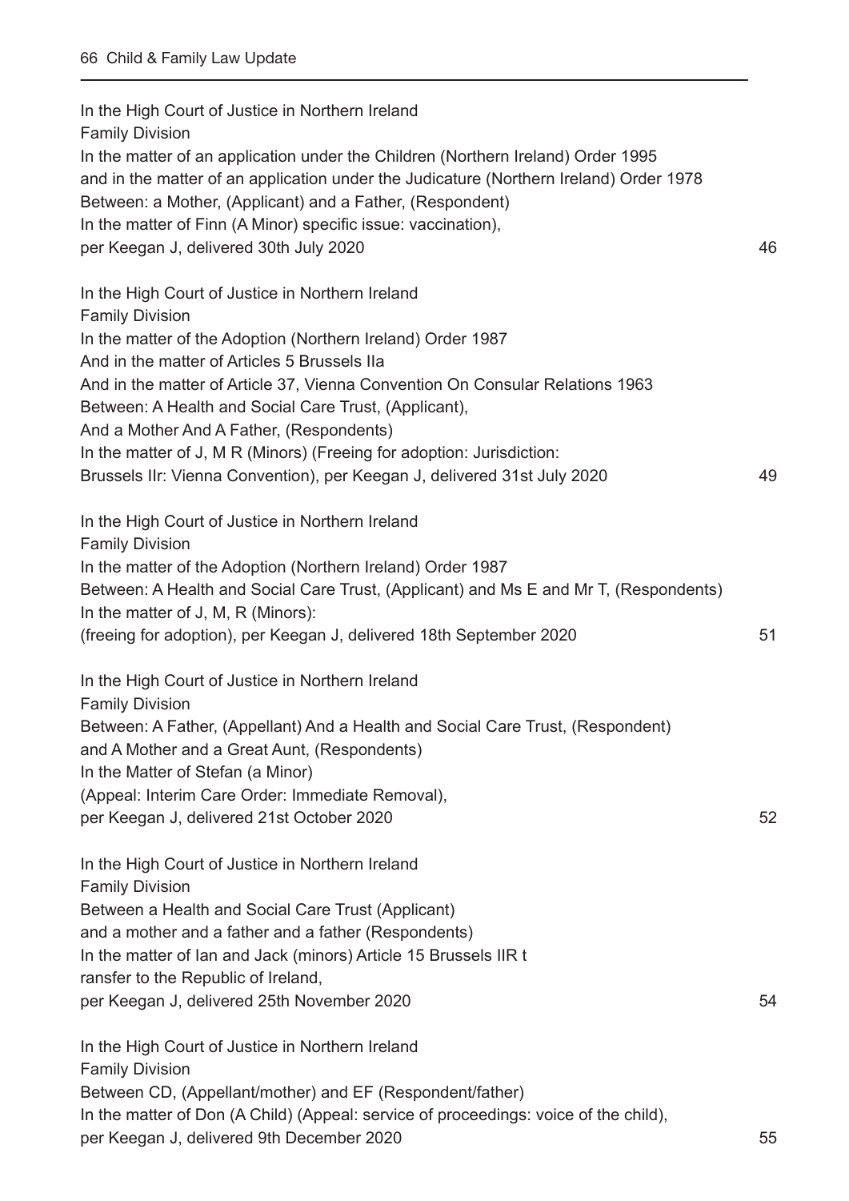In the High Court of Justice in Northern Ireland
Family Division
In the matter of an application under the Children (Northern Ireland) Order 1995
and in the matter of an application under the Judicature (Northern Ireland) Order 1978
Between: a Mother, (Applicant) and a Father, (Respondent)
In the matter of Finn (A Minor) specific issue: vaccination),
per Keegan J, delivered 30th July 2020 — 46

In the High Court of Justice in Northern Ireland
Family Division
In the matter of the Adoption (Northern Ireland) Order 1987
And in the matter of Articles 5 Brussels IIa
And in the matter of Article 37, Vienna Convention On Consular Relations 1963
Between: A Health and Social Care Trust, (Applicant),
And a Mother And A Father, (Respondents)
In the matter of J, M R (Minors) (Freeing for adoption: Jurisdiction:
Brussels IIr: Vienna Convention), per Keegan J, delivered 31st July 2020 — 49

In the High Court of Justice in Northern Ireland
Family Division
In the matter of the Adoption (Northern Ireland) Order 1987
Between: A Health and Social Care Trust, (Applicant) and Ms E and Mr T, (Respondents)
In the matter of J, M, R (Minors):
(freeing for adoption), per Keegan J, delivered 18th September 2020 — 51

In the High Court of Justice in Northern Ireland
Family Division
Between: A Father, (Appellant) And a Health and Social Care Trust, (Respondent)
and A Mother and a Great Aunt, (Respondents)
In the Matter of Stefan (a Minor)
(Appeal: Interim Care Order: Immediate Removal),
per Keegan J, delivered 21st October 2020 — 52

In the High Court of Justice in Northern Ireland
Family Division
Between a Health and Social Care Trust (Applicant)
and a mother and a father and a father (Respondents)
In the matter of Ian and Jack (minors) Article 15 Brussels IIR t
ransfer to the Republic of Ireland,
per Keegan J, delivered 25th November 2020 — 54

In the High Court of Justice in Northern Ireland
Family Division
Between CD, (Appellant/mother) and EF (Respondent/father)
In the matter of Don (A Child) (Appeal: service of proceedings: voice of the child),
per Keegan J, delivered 9th December 2020 — 55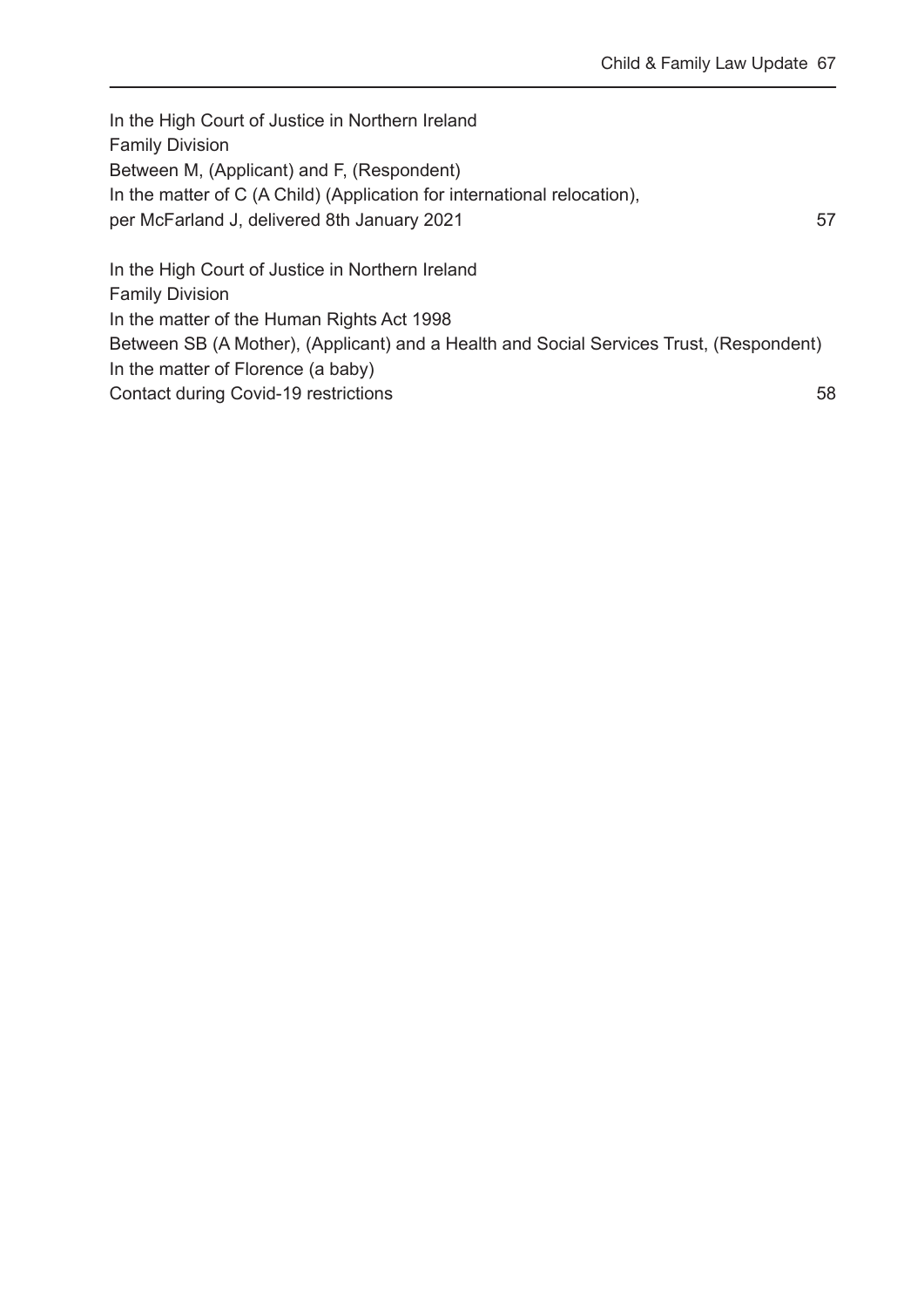In the High Court of Justice in Northern Ireland
Family Division
Between M, (Applicant) and F, (Respondent)
In the matter of C (A Child) (Application for international relocation),
per McFarland J, delivered 8th January 2021 57

In the High Court of Justice in Northern Ireland
Family Division
In the matter of the Human Rights Act 1998
Between SB (A Mother), (Applicant) and a Health and Social Services Trust, (Respondent)
In the matter of Florence (a baby)
Contact during Covid-19 restrictions 58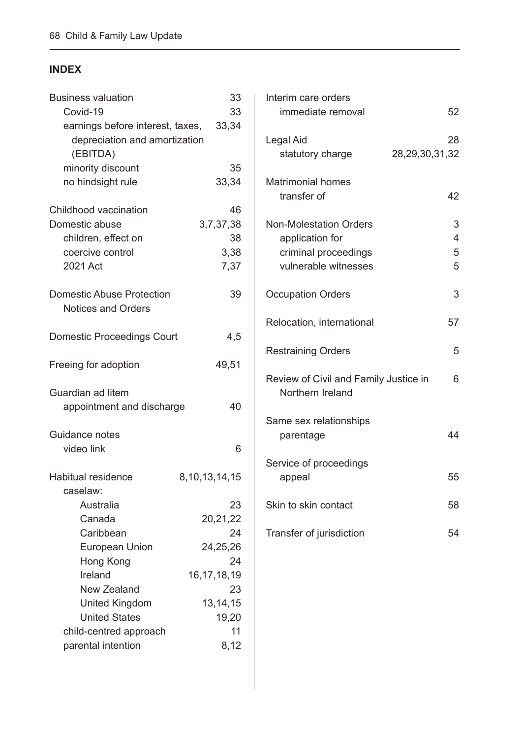## INDEX

Business valuation 33
- Covid-19 33
- earnings before interest, taxes, depreciation and amortization (EBITDA) 33,34
- minority discount 35
- no hindsight rule 33,34

Childhood vaccination 46

Domestic abuse 3,7,37,38
- children, effect on 38
- coercive control 3,38
- 2021 Act 7,37

Domestic Abuse Protection Notices and Orders 39

Domestic Proceedings Court 4,5

Freeing for adoption 49,51

Guardian ad litem
- appointment and discharge 40

Guidance notes
- video link 6

Habitual residence 8,10,13,14,15
- caselaw:
  - Australia 23
  - Canada 20,21,22
  - Caribbean 24
  - European Union 24,25,26
  - Hong Kong 24
  - Ireland 16,17,18,19
  - New Zealand 23
  - United Kingdom 13,14,15
  - United States 19,20
- child-centred approach 11
- parental intention 8,12

Interim care orders
- immediate removal 52

Legal Aid 28
- statutory charge 28,29,30,31,32

Matrimonial homes
- transfer of 42

Non-Molestation Orders 3
- application for 4
- criminal proceedings 5
- vulnerable witnesses 5

Occupation Orders 3

Relocation, international 57

Restraining Orders 5

Review of Civil and Family Justice in Northern Ireland 6

Same sex relationships
- parentage 44

Service of proceedings
- appeal 55

Skin to skin contact 58

Transfer of jurisdiction 54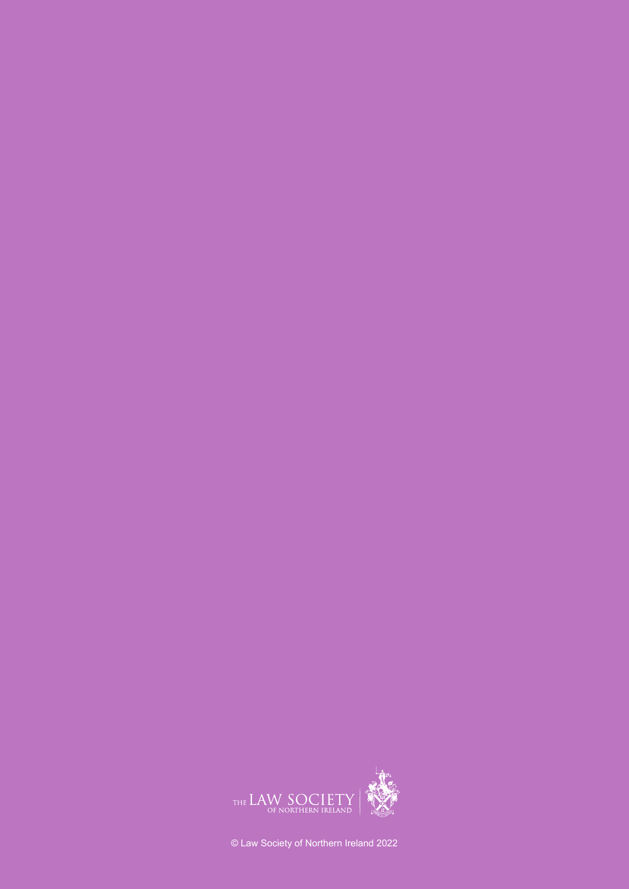THE LAW SOCIETY OF NORTHERN IRELAND

© Law Society of Northern Ireland 2022